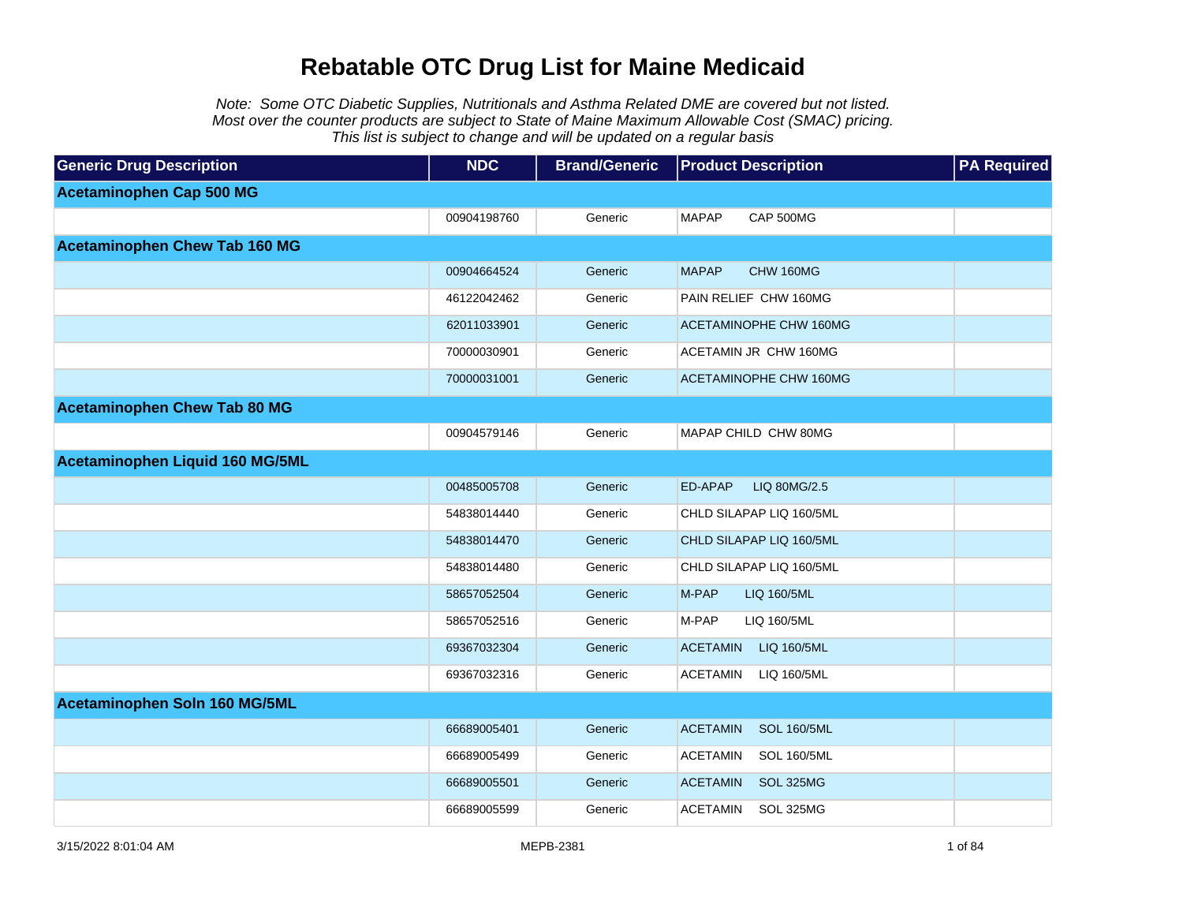# Rebatable OTC Drug List for Maine Medicaid

*Note: Some OTC Diabetic Supplies, Nutritionals and Asthma Related DME are covered but not listed.*
*Most over the counter products are subject to State of Maine Maximum Allowable Cost (SMAC) pricing.*
*This list is subject to change and will be updated on a regular basis*

| Generic Drug Description | NDC | Brand/Generic | Product Description | PA Required |
|---|---|---|---|---|
| **Acetaminophen Cap 500 MG** | | | | |
| | 00904198760 | Generic | MAPAP CAP 500MG | |
| **Acetaminophen Chew Tab 160 MG** | | | | |
| | 00904664524 | Generic | MAPAP CHW 160MG | |
| | 46122042462 | Generic | PAIN RELIEF CHW 160MG | |
| | 62011033901 | Generic | ACETAMINOPHE CHW 160MG | |
| | 70000030901 | Generic | ACETAMIN JR CHW 160MG | |
| | 70000031001 | Generic | ACETAMINOPHE CHW 160MG | |
| **Acetaminophen Chew Tab 80 MG** | | | | |
| | 00904579146 | Generic | MAPAP CHILD CHW 80MG | |
| **Acetaminophen Liquid 160 MG/5ML** | | | | |
| | 00485005708 | Generic | ED-APAP LIQ 80MG/2.5 | |
| | 54838014440 | Generic | CHLD SILAPAP LIQ 160/5ML | |
| | 54838014470 | Generic | CHLD SILAPAP LIQ 160/5ML | |
| | 54838014480 | Generic | CHLD SILAPAP LIQ 160/5ML | |
| | 58657052504 | Generic | M-PAP LIQ 160/5ML | |
| | 58657052516 | Generic | M-PAP LIQ 160/5ML | |
| | 69367032304 | Generic | ACETAMIN LIQ 160/5ML | |
| | 69367032316 | Generic | ACETAMIN LIQ 160/5ML | |
| **Acetaminophen Soln 160 MG/5ML** | | | | |
| | 66689005401 | Generic | ACETAMIN SOL 160/5ML | |
| | 66689005499 | Generic | ACETAMIN SOL 160/5ML | |
| | 66689005501 | Generic | ACETAMIN SOL 325MG | |
| | 66689005599 | Generic | ACETAMIN SOL 325MG | |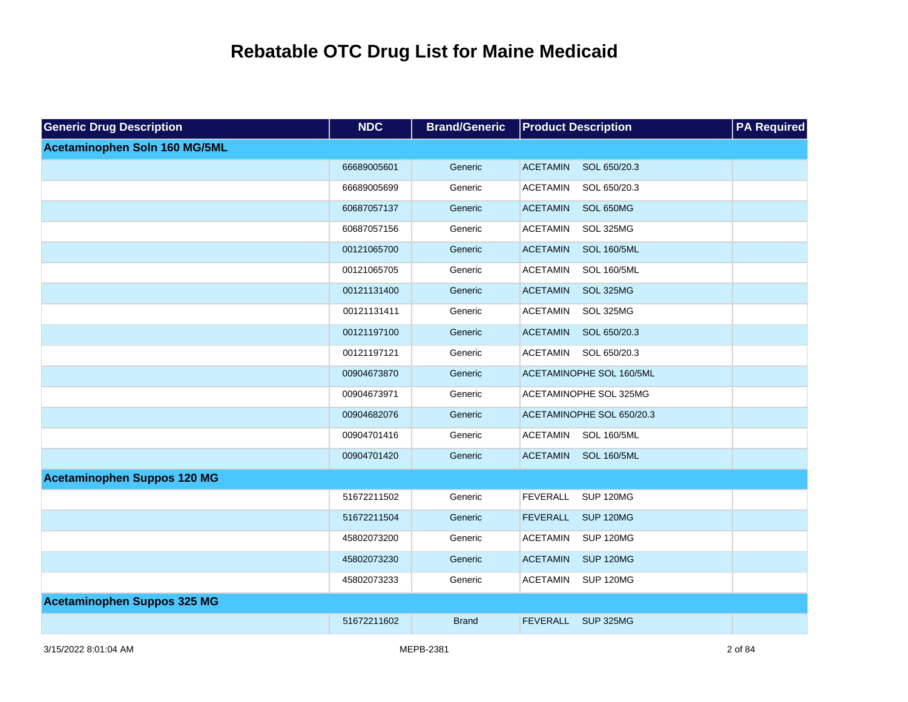# Rebatable OTC Drug List for Maine Medicaid

| Generic Drug Description | NDC | Brand/Generic | Product Description | PA Required |
| --- | --- | --- | --- | --- |
| **Acetaminophen Soln 160 MG/5ML** | | | | |
| | 66689005601 | Generic | ACETAMIN SOL 650/20.3 | |
| | 66689005699 | Generic | ACETAMIN SOL 650/20.3 | |
| | 60687057137 | Generic | ACETAMIN SOL 650MG | |
| | 60687057156 | Generic | ACETAMIN SOL 325MG | |
| | 00121065700 | Generic | ACETAMIN SOL 160/5ML | |
| | 00121065705 | Generic | ACETAMIN SOL 160/5ML | |
| | 00121131400 | Generic | ACETAMIN SOL 325MG | |
| | 00121131411 | Generic | ACETAMIN SOL 325MG | |
| | 00121197100 | Generic | ACETAMIN SOL 650/20.3 | |
| | 00121197121 | Generic | ACETAMIN SOL 650/20.3 | |
| | 00904673870 | Generic | ACETAMINOPHE SOL 160/5ML | |
| | 00904673971 | Generic | ACETAMINOPHE SOL 325MG | |
| | 00904682076 | Generic | ACETAMINOPHE SOL 650/20.3 | |
| | 00904701416 | Generic | ACETAMIN SOL 160/5ML | |
| | 00904701420 | Generic | ACETAMIN SOL 160/5ML | |
| **Acetaminophen Suppos 120 MG** | | | | |
| | 51672211502 | Generic | FEVERALL SUP 120MG | |
| | 51672211504 | Generic | FEVERALL SUP 120MG | |
| | 45802073200 | Generic | ACETAMIN SUP 120MG | |
| | 45802073230 | Generic | ACETAMIN SUP 120MG | |
| | 45802073233 | Generic | ACETAMIN SUP 120MG | |
| **Acetaminophen Suppos 325 MG** | | | | |
| | 51672211602 | Brand | FEVERALL SUP 325MG | |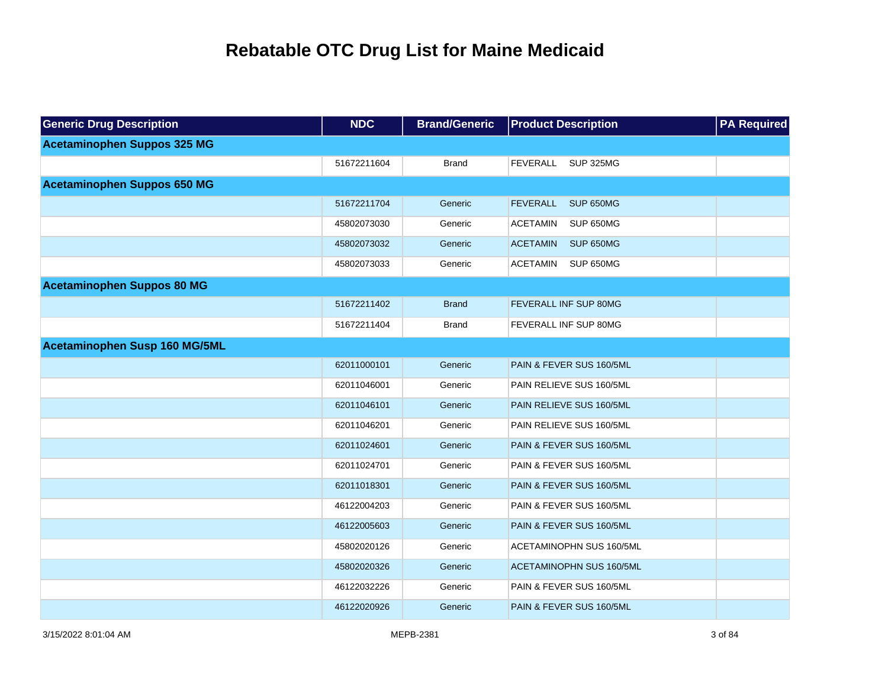# Rebatable OTC Drug List for Maine Medicaid

| Generic Drug Description | NDC | Brand/Generic | Product Description | PA Required |
|---|---|---|---|---|
| **Acetaminophen Suppos 325 MG** | | | | |
| | 51672211604 | Brand | FEVERALL SUP 325MG | |
| **Acetaminophen Suppos 650 MG** | | | | |
| | 51672211704 | Generic | FEVERALL SUP 650MG | |
| | 45802073030 | Generic | ACETAMIN SUP 650MG | |
| | 45802073032 | Generic | ACETAMIN SUP 650MG | |
| | 45802073033 | Generic | ACETAMIN SUP 650MG | |
| **Acetaminophen Suppos 80 MG** | | | | |
| | 51672211402 | Brand | FEVERALL INF SUP 80MG | |
| | 51672211404 | Brand | FEVERALL INF SUP 80MG | |
| **Acetaminophen Susp 160 MG/5ML** | | | | |
| | 62011000101 | Generic | PAIN & FEVER SUS 160/5ML | |
| | 62011046001 | Generic | PAIN RELIEVE SUS 160/5ML | |
| | 62011046101 | Generic | PAIN RELIEVE SUS 160/5ML | |
| | 62011046201 | Generic | PAIN RELIEVE SUS 160/5ML | |
| | 62011024601 | Generic | PAIN & FEVER SUS 160/5ML | |
| | 62011024701 | Generic | PAIN & FEVER SUS 160/5ML | |
| | 62011018301 | Generic | PAIN & FEVER SUS 160/5ML | |
| | 46122004203 | Generic | PAIN & FEVER SUS 160/5ML | |
| | 46122005603 | Generic | PAIN & FEVER SUS 160/5ML | |
| | 45802020126 | Generic | ACETAMINOPHN SUS 160/5ML | |
| | 45802020326 | Generic | ACETAMINOPHN SUS 160/5ML | |
| | 46122032226 | Generic | PAIN & FEVER SUS 160/5ML | |
| | 46122020926 | Generic | PAIN & FEVER SUS 160/5ML | |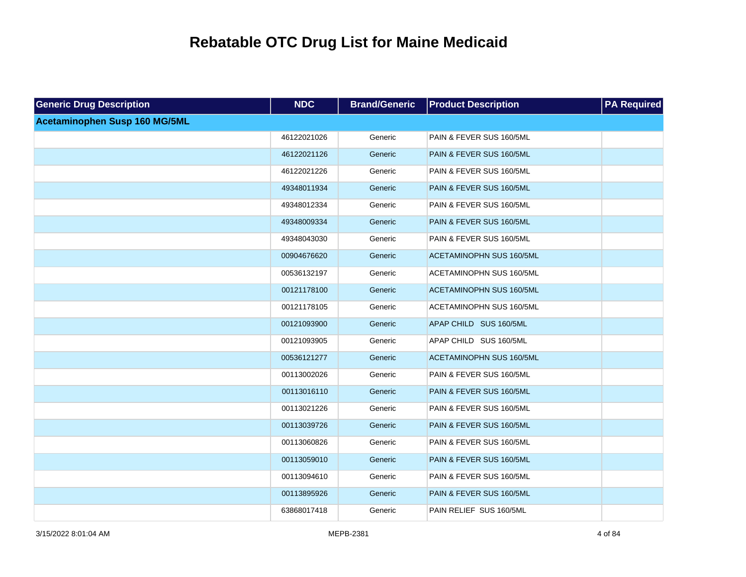# Rebatable OTC Drug List for Maine Medicaid

| Generic Drug Description | NDC | Brand/Generic | Product Description | PA Required |
|---|---|---|---|---|
| **Acetaminophen Susp 160 MG/5ML** | | | | |
| | 46122021026 | Generic | PAIN & FEVER SUS 160/5ML | |
| | 46122021126 | Generic | PAIN & FEVER SUS 160/5ML | |
| | 46122021226 | Generic | PAIN & FEVER SUS 160/5ML | |
| | 49348011934 | Generic | PAIN & FEVER SUS 160/5ML | |
| | 49348012334 | Generic | PAIN & FEVER SUS 160/5ML | |
| | 49348009334 | Generic | PAIN & FEVER SUS 160/5ML | |
| | 49348043030 | Generic | PAIN & FEVER SUS 160/5ML | |
| | 00904676620 | Generic | ACETAMINOPHN SUS 160/5ML | |
| | 00536132197 | Generic | ACETAMINOPHN SUS 160/5ML | |
| | 00121178100 | Generic | ACETAMINOPHN SUS 160/5ML | |
| | 00121178105 | Generic | ACETAMINOPHN SUS 160/5ML | |
| | 00121093900 | Generic | APAP CHILD SUS 160/5ML | |
| | 00121093905 | Generic | APAP CHILD SUS 160/5ML | |
| | 00536121277 | Generic | ACETAMINOPHN SUS 160/5ML | |
| | 00113002026 | Generic | PAIN & FEVER SUS 160/5ML | |
| | 00113016110 | Generic | PAIN & FEVER SUS 160/5ML | |
| | 00113021226 | Generic | PAIN & FEVER SUS 160/5ML | |
| | 00113039726 | Generic | PAIN & FEVER SUS 160/5ML | |
| | 00113060826 | Generic | PAIN & FEVER SUS 160/5ML | |
| | 00113059010 | Generic | PAIN & FEVER SUS 160/5ML | |
| | 00113094610 | Generic | PAIN & FEVER SUS 160/5ML | |
| | 00113895926 | Generic | PAIN & FEVER SUS 160/5ML | |
| | 63868017418 | Generic | PAIN RELIEF SUS 160/5ML | |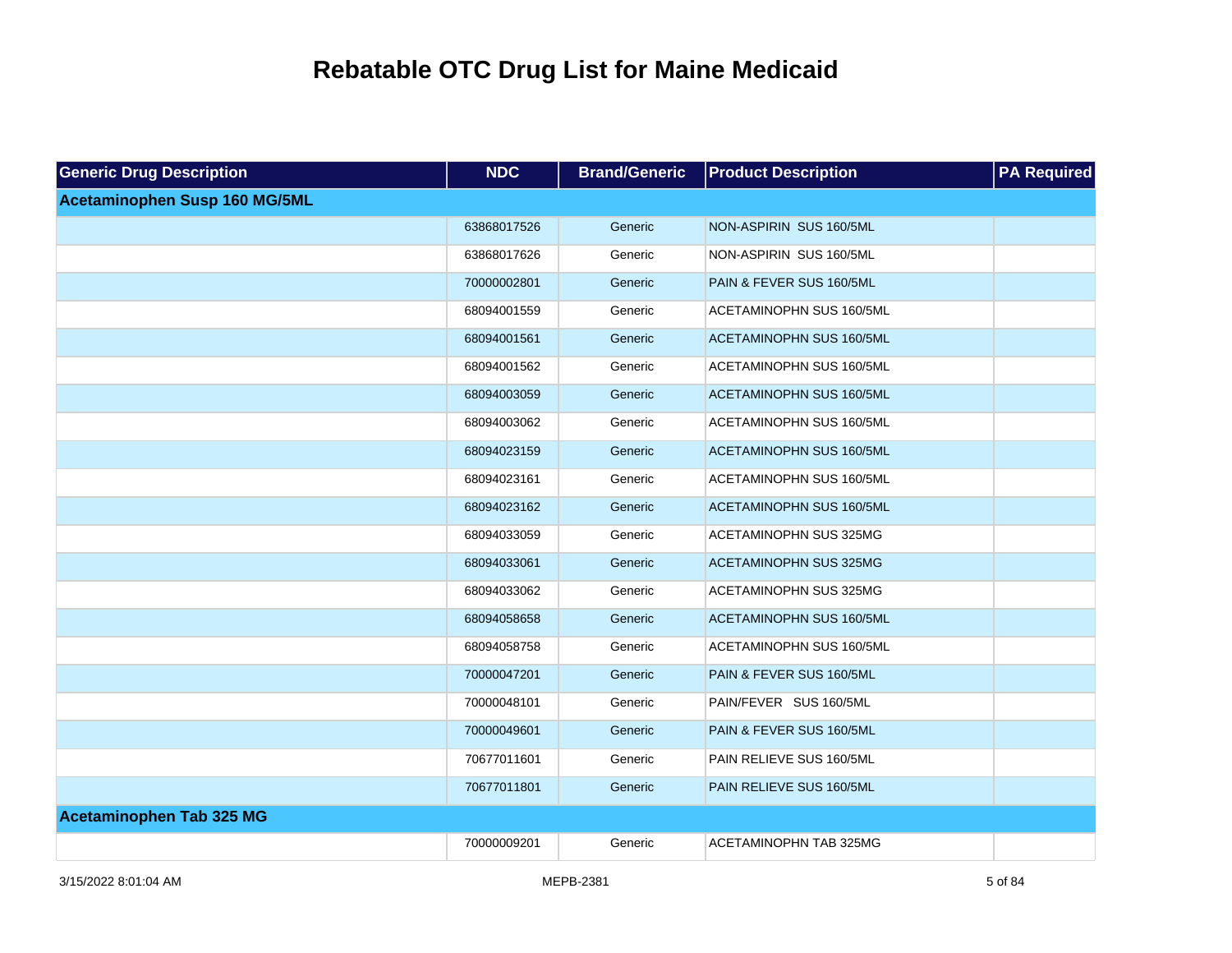# Rebatable OTC Drug List for Maine Medicaid

| Generic Drug Description | NDC | Brand/Generic | Product Description | PA Required |
|---|---|---|---|---|
| **Acetaminophen Susp 160 MG/5ML** | | | | |
| | 63868017526 | Generic | NON-ASPIRIN SUS 160/5ML | |
| | 63868017626 | Generic | NON-ASPIRIN SUS 160/5ML | |
| | 70000002801 | Generic | PAIN & FEVER SUS 160/5ML | |
| | 68094001559 | Generic | ACETAMINOPHN SUS 160/5ML | |
| | 68094001561 | Generic | ACETAMINOPHN SUS 160/5ML | |
| | 68094001562 | Generic | ACETAMINOPHN SUS 160/5ML | |
| | 68094003059 | Generic | ACETAMINOPHN SUS 160/5ML | |
| | 68094003062 | Generic | ACETAMINOPHN SUS 160/5ML | |
| | 68094023159 | Generic | ACETAMINOPHN SUS 160/5ML | |
| | 68094023161 | Generic | ACETAMINOPHN SUS 160/5ML | |
| | 68094023162 | Generic | ACETAMINOPHN SUS 160/5ML | |
| | 68094033059 | Generic | ACETAMINOPHN SUS 325MG | |
| | 68094033061 | Generic | ACETAMINOPHN SUS 325MG | |
| | 68094033062 | Generic | ACETAMINOPHN SUS 325MG | |
| | 68094058658 | Generic | ACETAMINOPHN SUS 160/5ML | |
| | 68094058758 | Generic | ACETAMINOPHN SUS 160/5ML | |
| | 70000047201 | Generic | PAIN & FEVER SUS 160/5ML | |
| | 70000048101 | Generic | PAIN/FEVER SUS 160/5ML | |
| | 70000049601 | Generic | PAIN & FEVER SUS 160/5ML | |
| | 70677011601 | Generic | PAIN RELIEVE SUS 160/5ML | |
| | 70677011801 | Generic | PAIN RELIEVE SUS 160/5ML | |
| **Acetaminophen Tab 325 MG** | | | | |
| | 70000009201 | Generic | ACETAMINOPHN TAB 325MG | |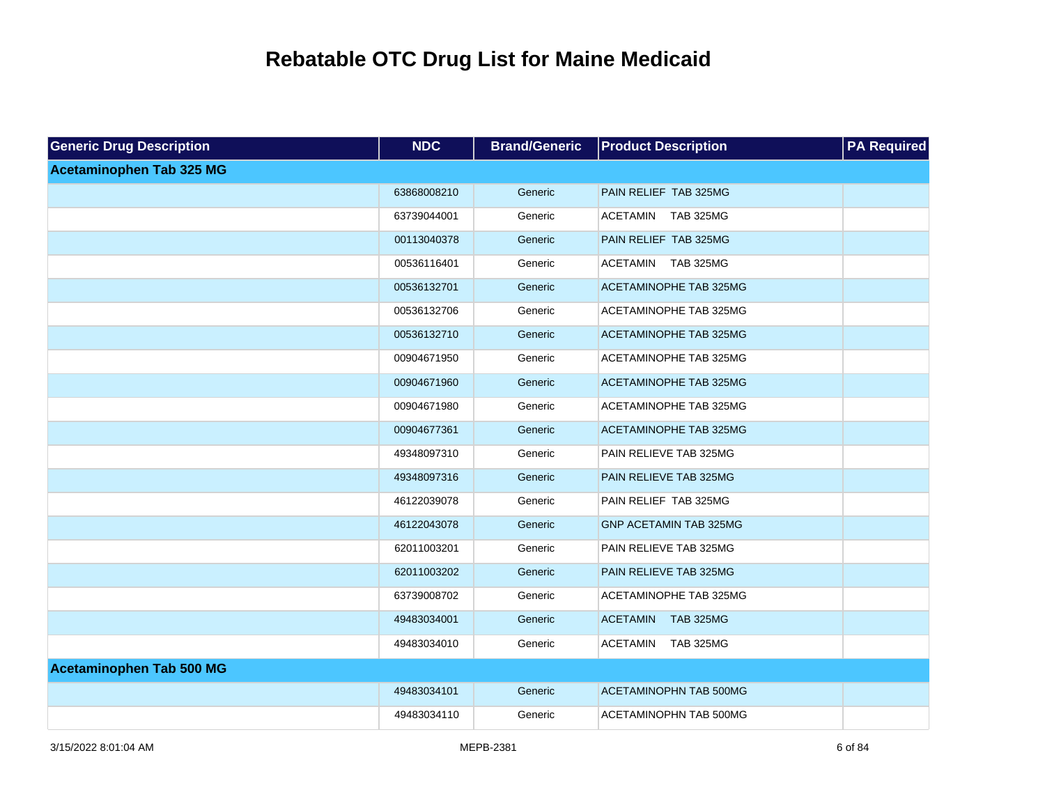# Rebatable OTC Drug List for Maine Medicaid

| Generic Drug Description | NDC | Brand/Generic | Product Description | PA Required |
|---|---|---|---|---|
| **Acetaminophen Tab 325 MG** | | | | |
| | 63868008210 | Generic | PAIN RELIEF TAB 325MG | |
| | 63739044001 | Generic | ACETAMIN TAB 325MG | |
| | 00113040378 | Generic | PAIN RELIEF TAB 325MG | |
| | 00536116401 | Generic | ACETAMIN TAB 325MG | |
| | 00536132701 | Generic | ACETAMINOPHE TAB 325MG | |
| | 00536132706 | Generic | ACETAMINOPHE TAB 325MG | |
| | 00536132710 | Generic | ACETAMINOPHE TAB 325MG | |
| | 00904671950 | Generic | ACETAMINOPHE TAB 325MG | |
| | 00904671960 | Generic | ACETAMINOPHE TAB 325MG | |
| | 00904671980 | Generic | ACETAMINOPHE TAB 325MG | |
| | 00904677361 | Generic | ACETAMINOPHE TAB 325MG | |
| | 49348097310 | Generic | PAIN RELIEVE TAB 325MG | |
| | 49348097316 | Generic | PAIN RELIEVE TAB 325MG | |
| | 46122039078 | Generic | PAIN RELIEF TAB 325MG | |
| | 46122043078 | Generic | GNP ACETAMIN TAB 325MG | |
| | 62011003201 | Generic | PAIN RELIEVE TAB 325MG | |
| | 62011003202 | Generic | PAIN RELIEVE TAB 325MG | |
| | 63739008702 | Generic | ACETAMINOPHE TAB 325MG | |
| | 49483034001 | Generic | ACETAMIN TAB 325MG | |
| | 49483034010 | Generic | ACETAMIN TAB 325MG | |
| **Acetaminophen Tab 500 MG** | | | | |
| | 49483034101 | Generic | ACETAMINOPHN TAB 500MG | |
| | 49483034110 | Generic | ACETAMINOPHN TAB 500MG | |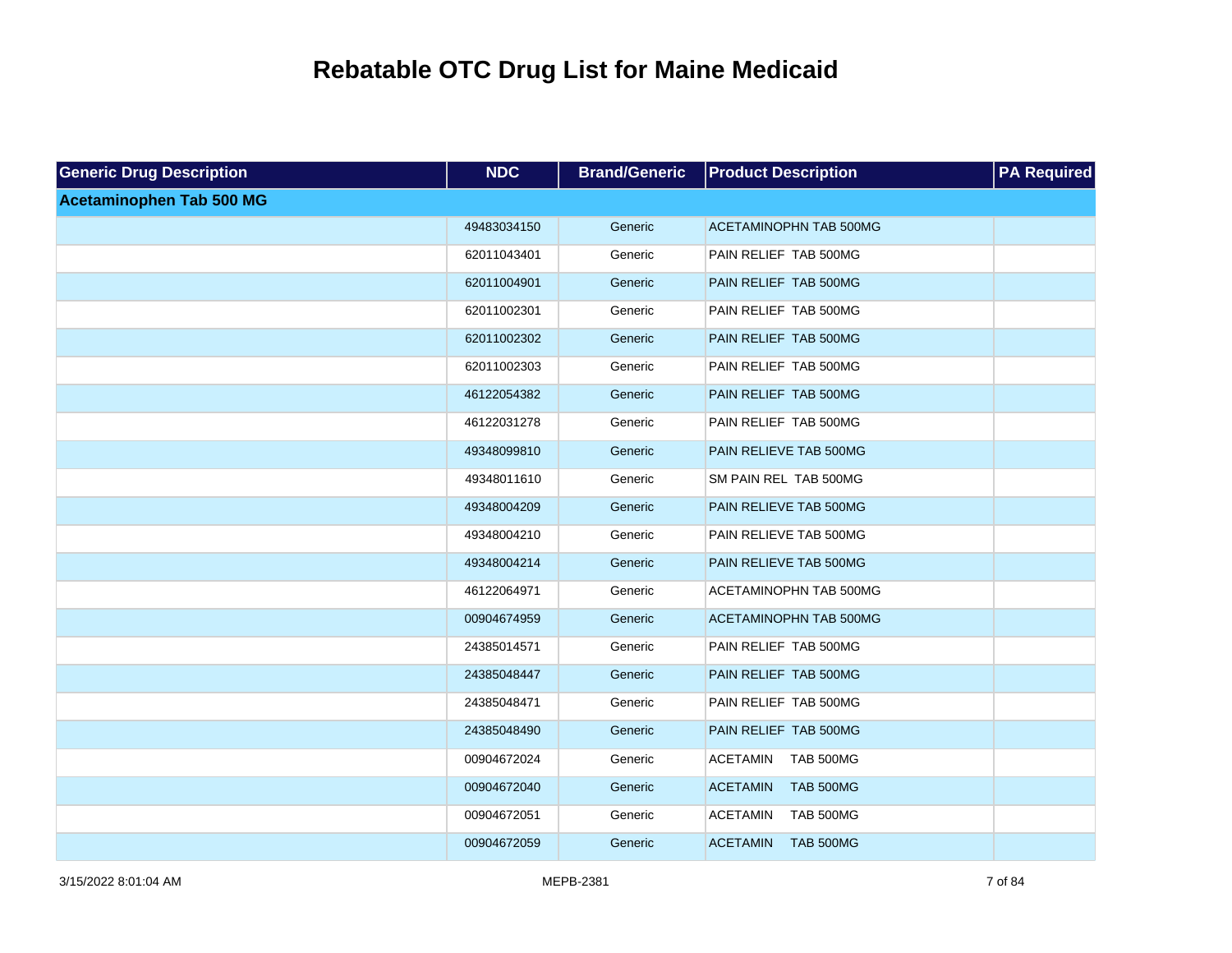# Rebatable OTC Drug List for Maine Medicaid

| Generic Drug Description | NDC | Brand/Generic | Product Description | PA Required |
|---|---|---|---|---|
| **Acetaminophen Tab 500 MG** | | | | |
| | 49483034150 | Generic | ACETAMINOPHN TAB 500MG | |
| | 62011043401 | Generic | PAIN RELIEF TAB 500MG | |
| | 62011004901 | Generic | PAIN RELIEF TAB 500MG | |
| | 62011002301 | Generic | PAIN RELIEF TAB 500MG | |
| | 62011002302 | Generic | PAIN RELIEF TAB 500MG | |
| | 62011002303 | Generic | PAIN RELIEF TAB 500MG | |
| | 46122054382 | Generic | PAIN RELIEF TAB 500MG | |
| | 46122031278 | Generic | PAIN RELIEF TAB 500MG | |
| | 49348099810 | Generic | PAIN RELIEVE TAB 500MG | |
| | 49348011610 | Generic | SM PAIN REL TAB 500MG | |
| | 49348004209 | Generic | PAIN RELIEVE TAB 500MG | |
| | 49348004210 | Generic | PAIN RELIEVE TAB 500MG | |
| | 49348004214 | Generic | PAIN RELIEVE TAB 500MG | |
| | 46122064971 | Generic | ACETAMINOPHN TAB 500MG | |
| | 00904674959 | Generic | ACETAMINOPHN TAB 500MG | |
| | 24385014571 | Generic | PAIN RELIEF TAB 500MG | |
| | 24385048447 | Generic | PAIN RELIEF TAB 500MG | |
| | 24385048471 | Generic | PAIN RELIEF TAB 500MG | |
| | 24385048490 | Generic | PAIN RELIEF TAB 500MG | |
| | 00904672024 | Generic | ACETAMIN TAB 500MG | |
| | 00904672040 | Generic | ACETAMIN TAB 500MG | |
| | 00904672051 | Generic | ACETAMIN TAB 500MG | |
| | 00904672059 | Generic | ACETAMIN TAB 500MG | |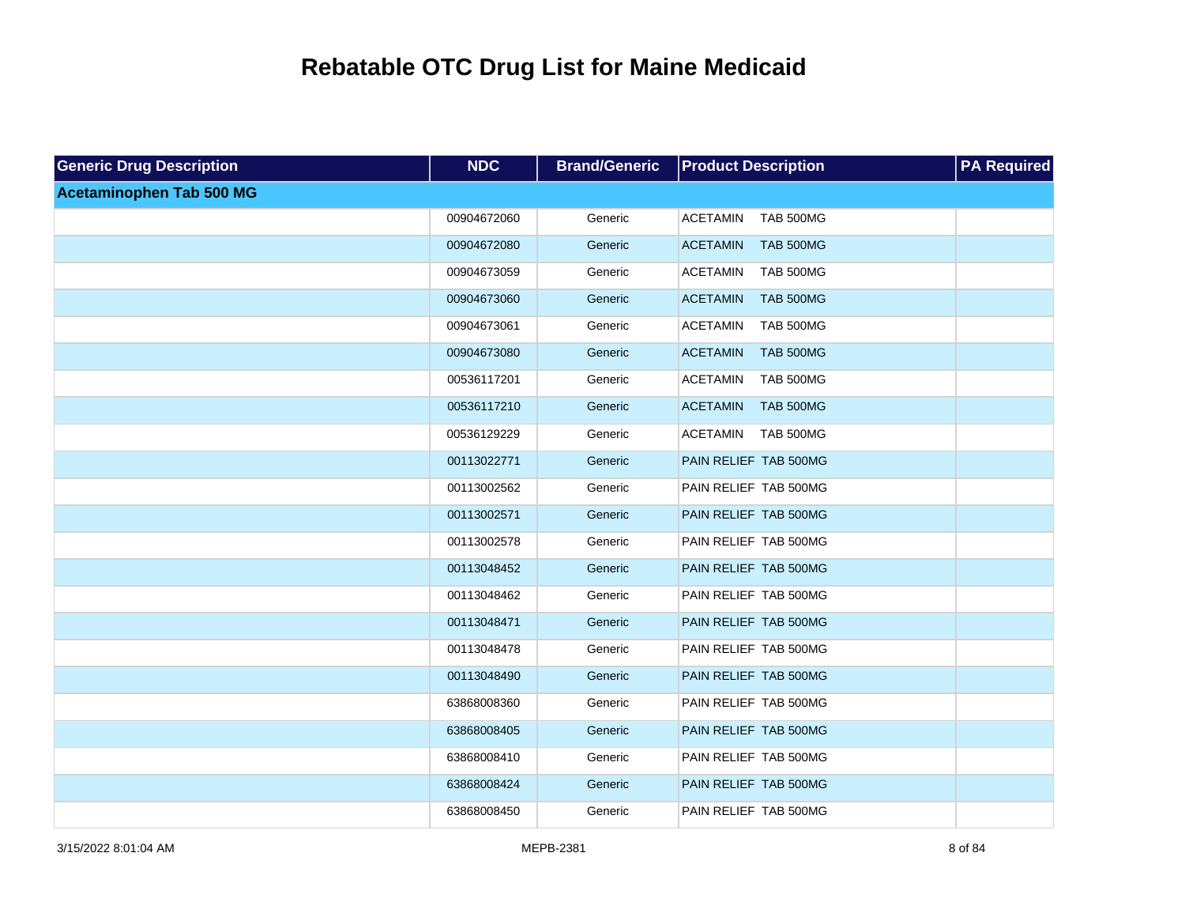# Rebatable OTC Drug List for Maine Medicaid

| Generic Drug Description | NDC | Brand/Generic | Product Description | PA Required |
|---|---|---|---|---|
| **Acetaminophen Tab 500 MG** | | | | |
| | 00904672060 | Generic | ACETAMIN TAB 500MG | |
| | 00904672080 | Generic | ACETAMIN TAB 500MG | |
| | 00904673059 | Generic | ACETAMIN TAB 500MG | |
| | 00904673060 | Generic | ACETAMIN TAB 500MG | |
| | 00904673061 | Generic | ACETAMIN TAB 500MG | |
| | 00904673080 | Generic | ACETAMIN TAB 500MG | |
| | 00536117201 | Generic | ACETAMIN TAB 500MG | |
| | 00536117210 | Generic | ACETAMIN TAB 500MG | |
| | 00536129229 | Generic | ACETAMIN TAB 500MG | |
| | 00113022771 | Generic | PAIN RELIEF TAB 500MG | |
| | 00113002562 | Generic | PAIN RELIEF TAB 500MG | |
| | 00113002571 | Generic | PAIN RELIEF TAB 500MG | |
| | 00113002578 | Generic | PAIN RELIEF TAB 500MG | |
| | 00113048452 | Generic | PAIN RELIEF TAB 500MG | |
| | 00113048462 | Generic | PAIN RELIEF TAB 500MG | |
| | 00113048471 | Generic | PAIN RELIEF TAB 500MG | |
| | 00113048478 | Generic | PAIN RELIEF TAB 500MG | |
| | 00113048490 | Generic | PAIN RELIEF TAB 500MG | |
| | 63868008360 | Generic | PAIN RELIEF TAB 500MG | |
| | 63868008405 | Generic | PAIN RELIEF TAB 500MG | |
| | 63868008410 | Generic | PAIN RELIEF TAB 500MG | |
| | 63868008424 | Generic | PAIN RELIEF TAB 500MG | |
| | 63868008450 | Generic | PAIN RELIEF TAB 500MG | |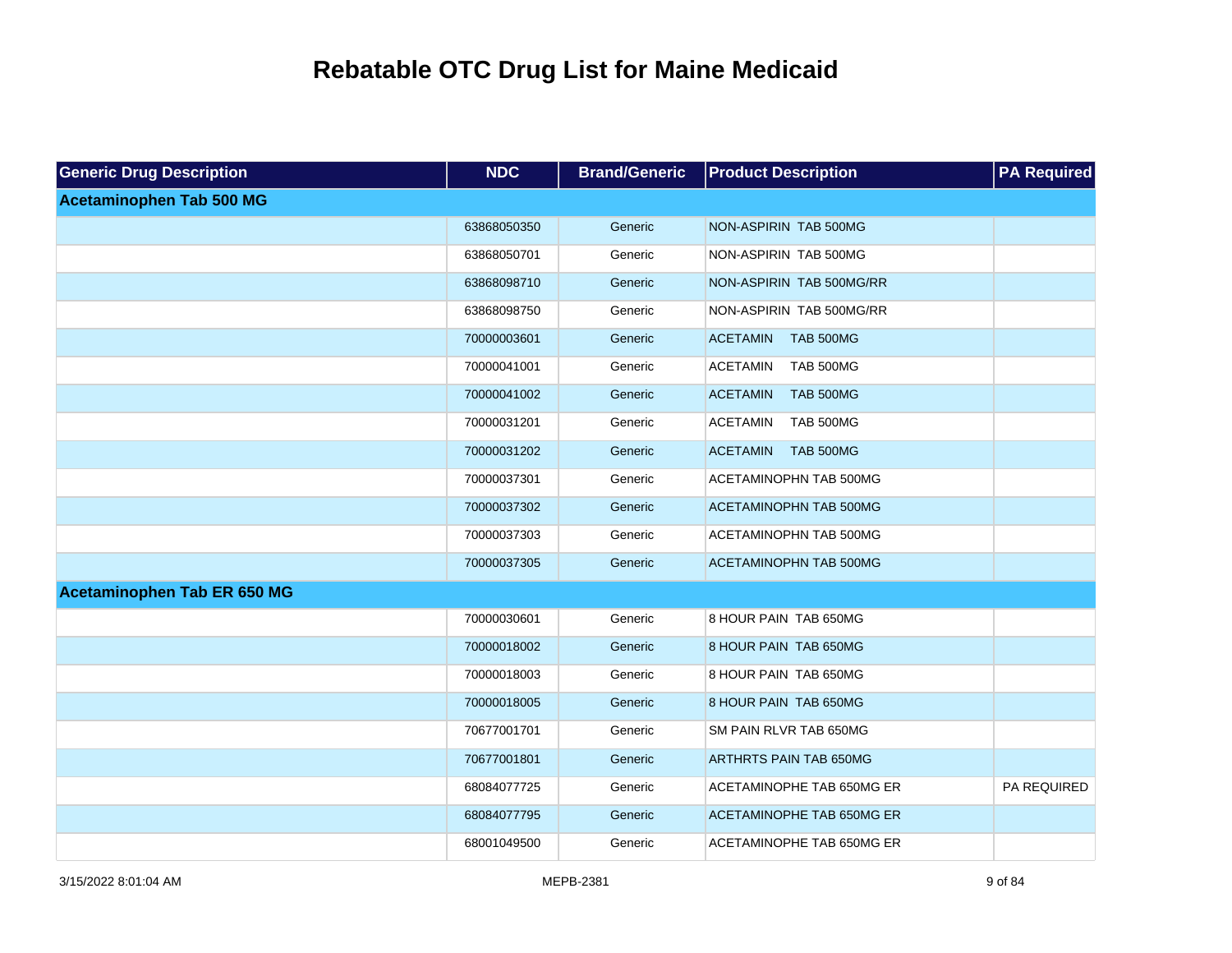# Rebatable OTC Drug List for Maine Medicaid

| Generic Drug Description | NDC | Brand/Generic | Product Description | PA Required |
|---|---|---|---|---|
| **Acetaminophen Tab 500 MG** | | | | |
| | 63868050350 | Generic | NON-ASPIRIN TAB 500MG | |
| | 63868050701 | Generic | NON-ASPIRIN TAB 500MG | |
| | 63868098710 | Generic | NON-ASPIRIN TAB 500MG/RR | |
| | 63868098750 | Generic | NON-ASPIRIN TAB 500MG/RR | |
| | 70000003601 | Generic | ACETAMIN TAB 500MG | |
| | 70000041001 | Generic | ACETAMIN TAB 500MG | |
| | 70000041002 | Generic | ACETAMIN TAB 500MG | |
| | 70000031201 | Generic | ACETAMIN TAB 500MG | |
| | 70000031202 | Generic | ACETAMIN TAB 500MG | |
| | 70000037301 | Generic | ACETAMINOPHN TAB 500MG | |
| | 70000037302 | Generic | ACETAMINOPHN TAB 500MG | |
| | 70000037303 | Generic | ACETAMINOPHN TAB 500MG | |
| | 70000037305 | Generic | ACETAMINOPHN TAB 500MG | |
| **Acetaminophen Tab ER 650 MG** | | | | |
| | 70000030601 | Generic | 8 HOUR PAIN TAB 650MG | |
| | 70000018002 | Generic | 8 HOUR PAIN TAB 650MG | |
| | 70000018003 | Generic | 8 HOUR PAIN TAB 650MG | |
| | 70000018005 | Generic | 8 HOUR PAIN TAB 650MG | |
| | 70677001701 | Generic | SM PAIN RLVR TAB 650MG | |
| | 70677001801 | Generic | ARTHRTS PAIN TAB 650MG | |
| | 68084077725 | Generic | ACETAMINOPHE TAB 650MG ER | PA REQUIRED |
| | 68084077795 | Generic | ACETAMINOPHE TAB 650MG ER | |
| | 68001049500 | Generic | ACETAMINOPHE TAB 650MG ER | |

3/15/2022 8:01:04 AM MEPB-2381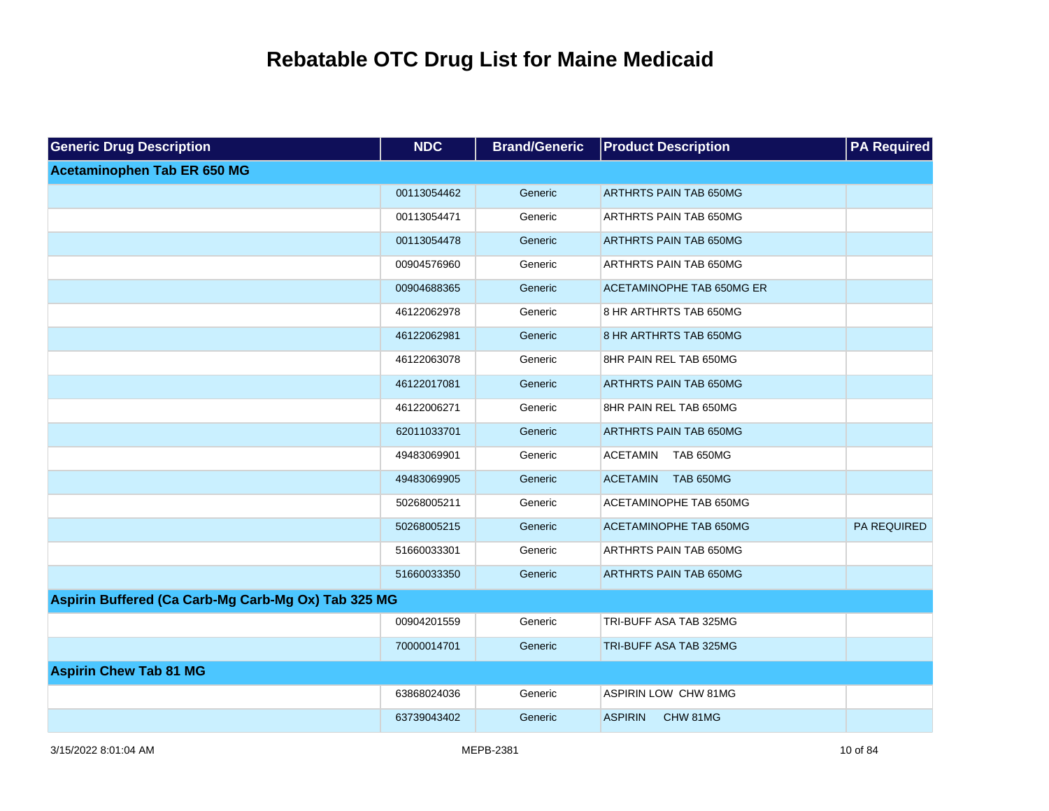# Rebatable OTC Drug List for Maine Medicaid

| Generic Drug Description | NDC | Brand/Generic | Product Description | PA Required |
|---|---|---|---|---|
| **Acetaminophen Tab ER 650 MG** | | | | |
| | 00113054462 | Generic | ARTHRTS PAIN TAB 650MG | |
| | 00113054471 | Generic | ARTHRTS PAIN TAB 650MG | |
| | 00113054478 | Generic | ARTHRTS PAIN TAB 650MG | |
| | 00904576960 | Generic | ARTHRTS PAIN TAB 650MG | |
| | 00904688365 | Generic | ACETAMINOPHE TAB 650MG ER | |
| | 46122062978 | Generic | 8 HR ARTHRTS TAB 650MG | |
| | 46122062981 | Generic | 8 HR ARTHRTS TAB 650MG | |
| | 46122063078 | Generic | 8HR PAIN REL TAB 650MG | |
| | 46122017081 | Generic | ARTHRTS PAIN TAB 650MG | |
| | 46122006271 | Generic | 8HR PAIN REL TAB 650MG | |
| | 62011033701 | Generic | ARTHRTS PAIN TAB 650MG | |
| | 49483069901 | Generic | ACETAMIN TAB 650MG | |
| | 49483069905 | Generic | ACETAMIN TAB 650MG | |
| | 50268005211 | Generic | ACETAMINOPHE TAB 650MG | |
| | 50268005215 | Generic | ACETAMINOPHE TAB 650MG | PA REQUIRED |
| | 51660033301 | Generic | ARTHRTS PAIN TAB 650MG | |
| | 51660033350 | Generic | ARTHRTS PAIN TAB 650MG | |
| **Aspirin Buffered (Ca Carb-Mg Carb-Mg Ox) Tab 325 MG** | | | | |
| | 00904201559 | Generic | TRI-BUFF ASA TAB 325MG | |
| | 70000014701 | Generic | TRI-BUFF ASA TAB 325MG | |
| **Aspirin Chew Tab 81 MG** | | | | |
| | 63868024036 | Generic | ASPIRIN LOW CHW 81MG | |
| | 63739043402 | Generic | ASPIRIN CHW 81MG | |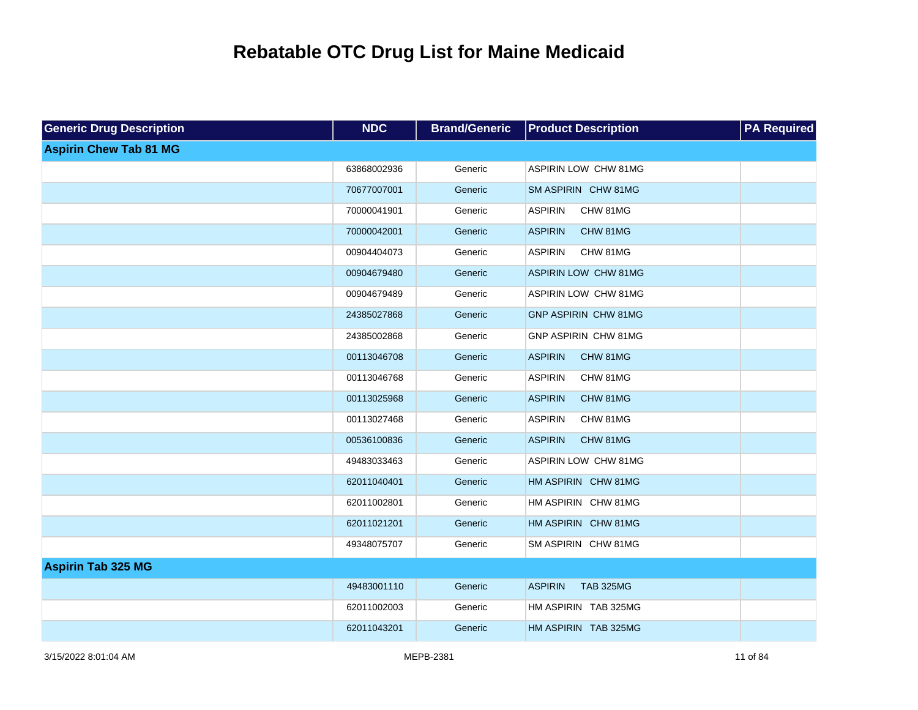# Rebatable OTC Drug List for Maine Medicaid

| Generic Drug Description | NDC | Brand/Generic | Product Description | PA Required |
|---|---|---|---|---|
| **Aspirin Chew Tab 81 MG** | | | | |
| | 63868002936 | Generic | ASPIRIN LOW CHW 81MG | |
| | 70677007001 | Generic | SM ASPIRIN CHW 81MG | |
| | 70000041901 | Generic | ASPIRIN CHW 81MG | |
| | 70000042001 | Generic | ASPIRIN CHW 81MG | |
| | 00904404073 | Generic | ASPIRIN CHW 81MG | |
| | 00904679480 | Generic | ASPIRIN LOW CHW 81MG | |
| | 00904679489 | Generic | ASPIRIN LOW CHW 81MG | |
| | 24385027868 | Generic | GNP ASPIRIN CHW 81MG | |
| | 24385002868 | Generic | GNP ASPIRIN CHW 81MG | |
| | 00113046708 | Generic | ASPIRIN CHW 81MG | |
| | 00113046768 | Generic | ASPIRIN CHW 81MG | |
| | 00113025968 | Generic | ASPIRIN CHW 81MG | |
| | 00113027468 | Generic | ASPIRIN CHW 81MG | |
| | 00536100836 | Generic | ASPIRIN CHW 81MG | |
| | 49483033463 | Generic | ASPIRIN LOW CHW 81MG | |
| | 62011040401 | Generic | HM ASPIRIN CHW 81MG | |
| | 62011002801 | Generic | HM ASPIRIN CHW 81MG | |
| | 62011021201 | Generic | HM ASPIRIN CHW 81MG | |
| | 49348075707 | Generic | SM ASPIRIN CHW 81MG | |
| **Aspirin Tab 325 MG** | | | | |
| | 49483001110 | Generic | ASPIRIN TAB 325MG | |
| | 62011002003 | Generic | HM ASPIRIN TAB 325MG | |
| | 62011043201 | Generic | HM ASPIRIN TAB 325MG | |

3/15/2022 8:01:04 AM MEPB-2381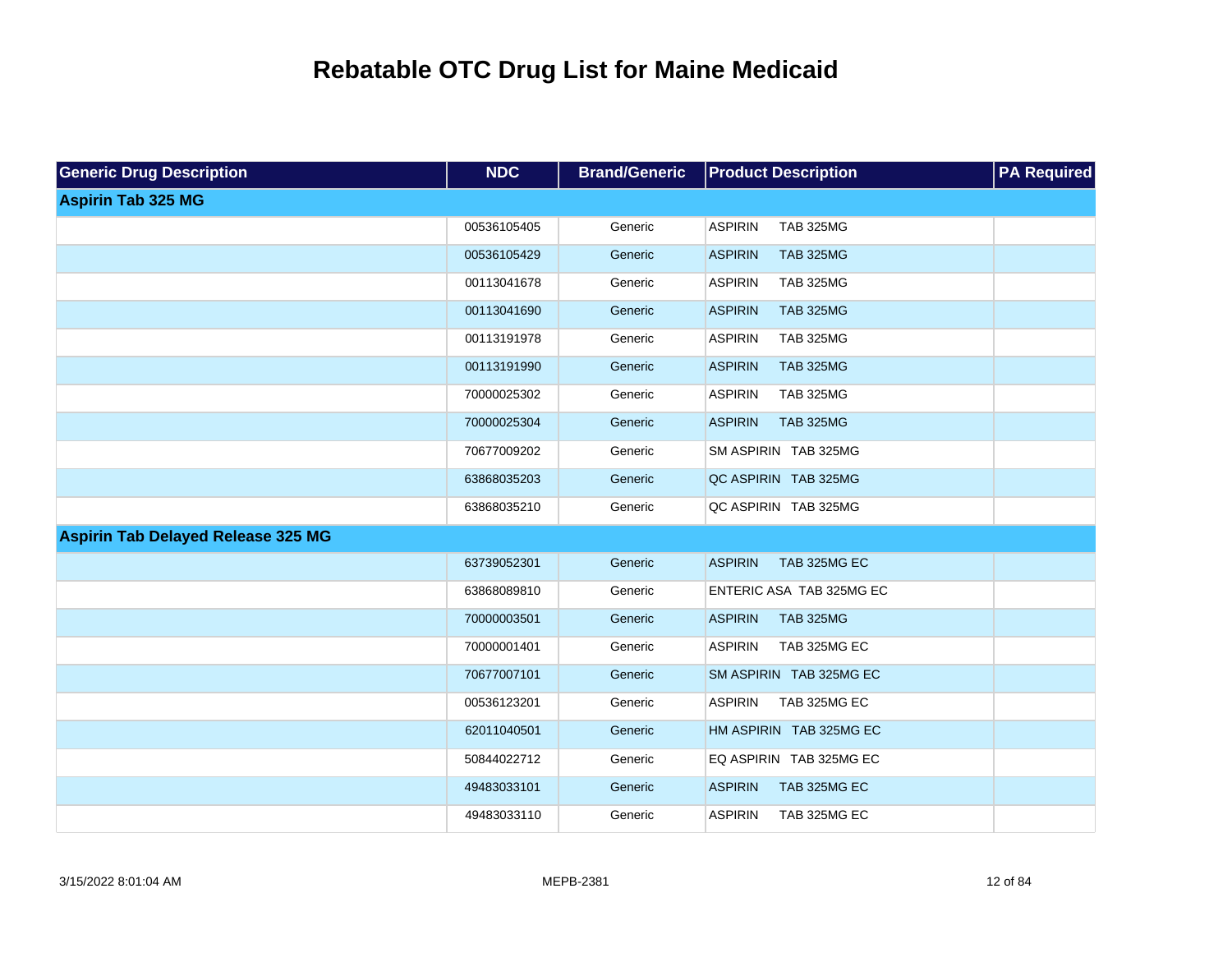# Rebatable OTC Drug List for Maine Medicaid

| Generic Drug Description | NDC | Brand/Generic | Product Description | PA Required |
|---|---|---|---|---|
| **Aspirin Tab 325 MG** | | | | |
| | 00536105405 | Generic | ASPIRIN TAB 325MG | |
| | 00536105429 | Generic | ASPIRIN TAB 325MG | |
| | 00113041678 | Generic | ASPIRIN TAB 325MG | |
| | 00113041690 | Generic | ASPIRIN TAB 325MG | |
| | 00113191978 | Generic | ASPIRIN TAB 325MG | |
| | 00113191990 | Generic | ASPIRIN TAB 325MG | |
| | 70000025302 | Generic | ASPIRIN TAB 325MG | |
| | 70000025304 | Generic | ASPIRIN TAB 325MG | |
| | 70677009202 | Generic | SM ASPIRIN TAB 325MG | |
| | 63868035203 | Generic | QC ASPIRIN TAB 325MG | |
| | 63868035210 | Generic | QC ASPIRIN TAB 325MG | |
| **Aspirin Tab Delayed Release 325 MG** | | | | |
| | 63739052301 | Generic | ASPIRIN TAB 325MG EC | |
| | 63868089810 | Generic | ENTERIC ASA TAB 325MG EC | |
| | 70000003501 | Generic | ASPIRIN TAB 325MG | |
| | 70000001401 | Generic | ASPIRIN TAB 325MG EC | |
| | 70677007101 | Generic | SM ASPIRIN TAB 325MG EC | |
| | 00536123201 | Generic | ASPIRIN TAB 325MG EC | |
| | 62011040501 | Generic | HM ASPIRIN TAB 325MG EC | |
| | 50844022712 | Generic | EQ ASPIRIN TAB 325MG EC | |
| | 49483033101 | Generic | ASPIRIN TAB 325MG EC | |
| | 49483033110 | Generic | ASPIRIN TAB 325MG EC | |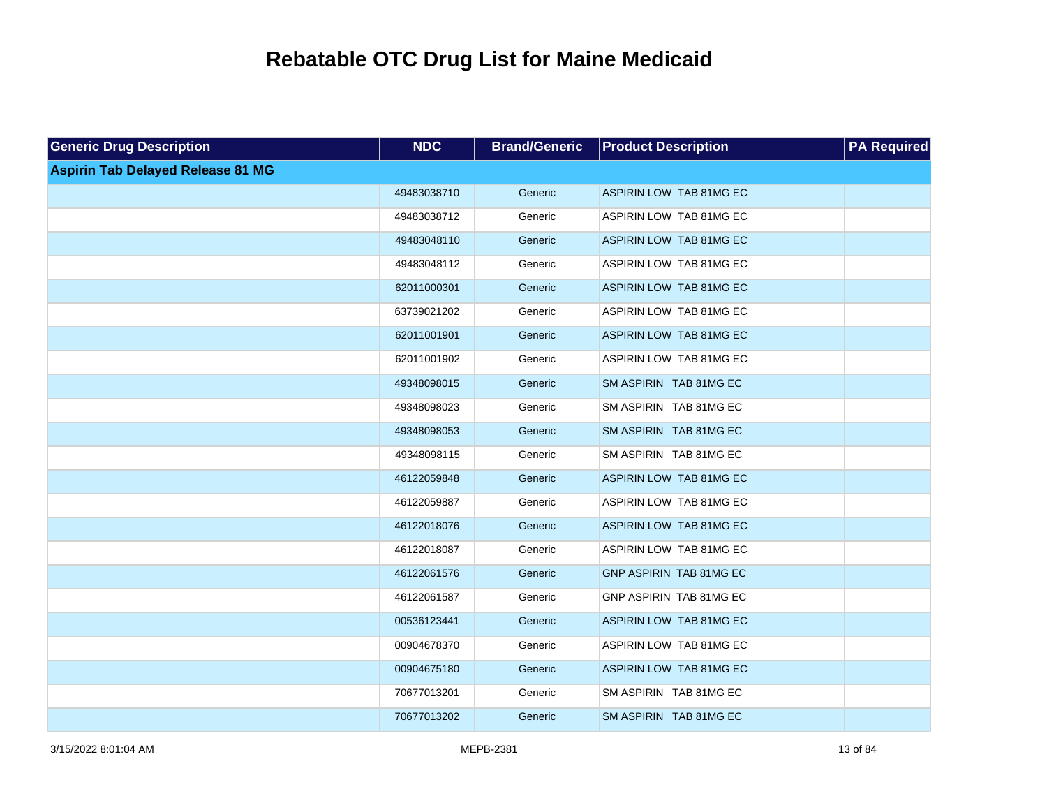# Rebatable OTC Drug List for Maine Medicaid

| Generic Drug Description | NDC | Brand/Generic | Product Description | PA Required |
|---|---|---|---|---|
| **Aspirin Tab Delayed Release 81 MG** | | | | |
| | 49483038710 | Generic | ASPIRIN LOW TAB 81MG EC | |
| | 49483038712 | Generic | ASPIRIN LOW TAB 81MG EC | |
| | 49483048110 | Generic | ASPIRIN LOW TAB 81MG EC | |
| | 49483048112 | Generic | ASPIRIN LOW TAB 81MG EC | |
| | 62011000301 | Generic | ASPIRIN LOW TAB 81MG EC | |
| | 63739021202 | Generic | ASPIRIN LOW TAB 81MG EC | |
| | 62011001901 | Generic | ASPIRIN LOW TAB 81MG EC | |
| | 62011001902 | Generic | ASPIRIN LOW TAB 81MG EC | |
| | 49348098015 | Generic | SM ASPIRIN TAB 81MG EC | |
| | 49348098023 | Generic | SM ASPIRIN TAB 81MG EC | |
| | 49348098053 | Generic | SM ASPIRIN TAB 81MG EC | |
| | 49348098115 | Generic | SM ASPIRIN TAB 81MG EC | |
| | 46122059848 | Generic | ASPIRIN LOW TAB 81MG EC | |
| | 46122059887 | Generic | ASPIRIN LOW TAB 81MG EC | |
| | 46122018076 | Generic | ASPIRIN LOW TAB 81MG EC | |
| | 46122018087 | Generic | ASPIRIN LOW TAB 81MG EC | |
| | 46122061576 | Generic | GNP ASPIRIN TAB 81MG EC | |
| | 46122061587 | Generic | GNP ASPIRIN TAB 81MG EC | |
| | 00536123441 | Generic | ASPIRIN LOW TAB 81MG EC | |
| | 00904678370 | Generic | ASPIRIN LOW TAB 81MG EC | |
| | 00904675180 | Generic | ASPIRIN LOW TAB 81MG EC | |
| | 70677013201 | Generic | SM ASPIRIN TAB 81MG EC | |
| | 70677013202 | Generic | SM ASPIRIN TAB 81MG EC | |

3/15/2022 8:01:04 AM MEPB-2381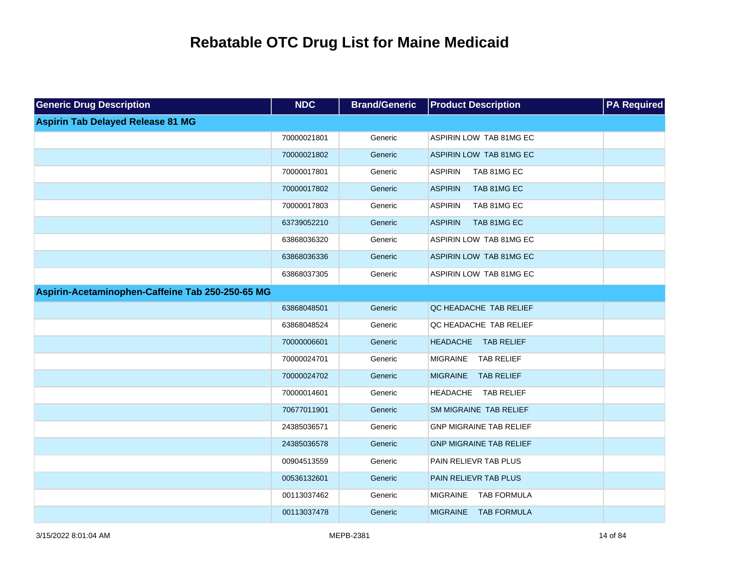# Rebatable OTC Drug List for Maine Medicaid

| Generic Drug Description | NDC | Brand/Generic | Product Description | PA Required |
|---|---|---|---|---|
| **Aspirin Tab Delayed Release 81 MG** | | | | |
| | 70000021801 | Generic | ASPIRIN LOW TAB 81MG EC | |
| | 70000021802 | Generic | ASPIRIN LOW TAB 81MG EC | |
| | 70000017801 | Generic | ASPIRIN TAB 81MG EC | |
| | 70000017802 | Generic | ASPIRIN TAB 81MG EC | |
| | 70000017803 | Generic | ASPIRIN TAB 81MG EC | |
| | 63739052210 | Generic | ASPIRIN TAB 81MG EC | |
| | 63868036320 | Generic | ASPIRIN LOW TAB 81MG EC | |
| | 63868036336 | Generic | ASPIRIN LOW TAB 81MG EC | |
| | 63868037305 | Generic | ASPIRIN LOW TAB 81MG EC | |
| **Aspirin-Acetaminophen-Caffeine Tab 250-250-65 MG** | | | | |
| | 63868048501 | Generic | QC HEADACHE TAB RELIEF | |
| | 63868048524 | Generic | QC HEADACHE TAB RELIEF | |
| | 70000006601 | Generic | HEADACHE TAB RELIEF | |
| | 70000024701 | Generic | MIGRAINE TAB RELIEF | |
| | 70000024702 | Generic | MIGRAINE TAB RELIEF | |
| | 70000014601 | Generic | HEADACHE TAB RELIEF | |
| | 70677011901 | Generic | SM MIGRAINE TAB RELIEF | |
| | 24385036571 | Generic | GNP MIGRAINE TAB RELIEF | |
| | 24385036578 | Generic | GNP MIGRAINE TAB RELIEF | |
| | 00904513559 | Generic | PAIN RELIEVR TAB PLUS | |
| | 00536132601 | Generic | PAIN RELIEVR TAB PLUS | |
| | 00113037462 | Generic | MIGRAINE TAB FORMULA | |
| | 00113037478 | Generic | MIGRAINE TAB FORMULA | |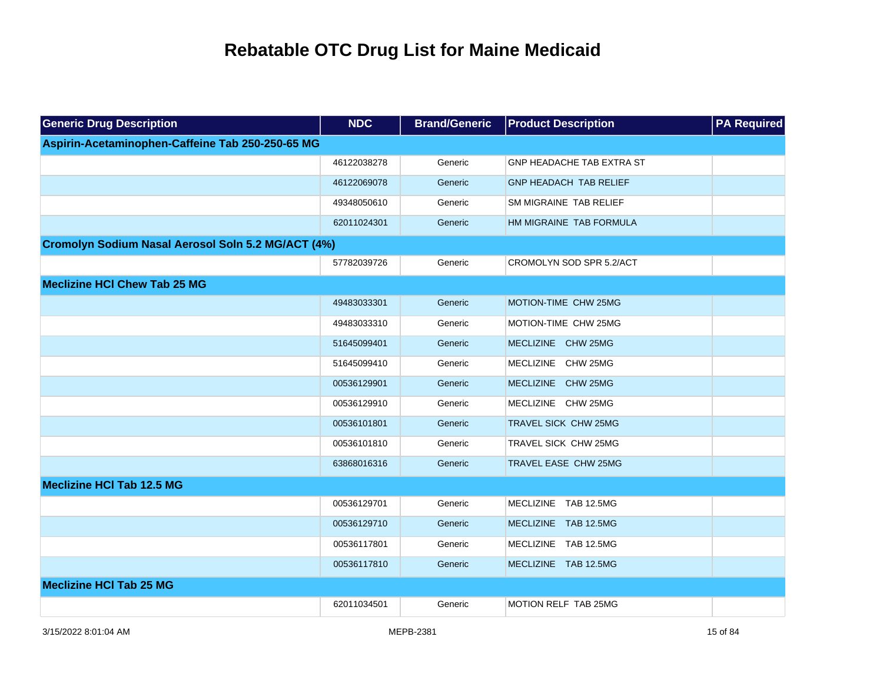# Rebatable OTC Drug List for Maine Medicaid

| Generic Drug Description | NDC | Brand/Generic | Product Description | PA Required |
|---|---|---|---|---|
| **Aspirin-Acetaminophen-Caffeine Tab 250-250-65 MG** | | | | |
| | 46122038278 | Generic | GNP HEADACHE TAB EXTRA ST | |
| | 46122069078 | Generic | GNP HEADACH TAB RELIEF | |
| | 49348050610 | Generic | SM MIGRAINE TAB RELIEF | |
| | 62011024301 | Generic | HM MIGRAINE TAB FORMULA | |
| **Cromolyn Sodium Nasal Aerosol Soln 5.2 MG/ACT (4%)** | | | | |
| | 57782039726 | Generic | CROMOLYN SOD SPR 5.2/ACT | |
| **Meclizine HCl Chew Tab 25 MG** | | | | |
| | 49483033301 | Generic | MOTION-TIME CHW 25MG | |
| | 49483033310 | Generic | MOTION-TIME CHW 25MG | |
| | 51645099401 | Generic | MECLIZINE CHW 25MG | |
| | 51645099410 | Generic | MECLIZINE CHW 25MG | |
| | 00536129901 | Generic | MECLIZINE CHW 25MG | |
| | 00536129910 | Generic | MECLIZINE CHW 25MG | |
| | 00536101801 | Generic | TRAVEL SICK CHW 25MG | |
| | 00536101810 | Generic | TRAVEL SICK CHW 25MG | |
| | 63868016316 | Generic | TRAVEL EASE CHW 25MG | |
| **Meclizine HCl Tab 12.5 MG** | | | | |
| | 00536129701 | Generic | MECLIZINE TAB 12.5MG | |
| | 00536129710 | Generic | MECLIZINE TAB 12.5MG | |
| | 00536117801 | Generic | MECLIZINE TAB 12.5MG | |
| | 00536117810 | Generic | MECLIZINE TAB 12.5MG | |
| **Meclizine HCl Tab 25 MG** | | | | |
| | 62011034501 | Generic | MOTION RELF TAB 25MG | |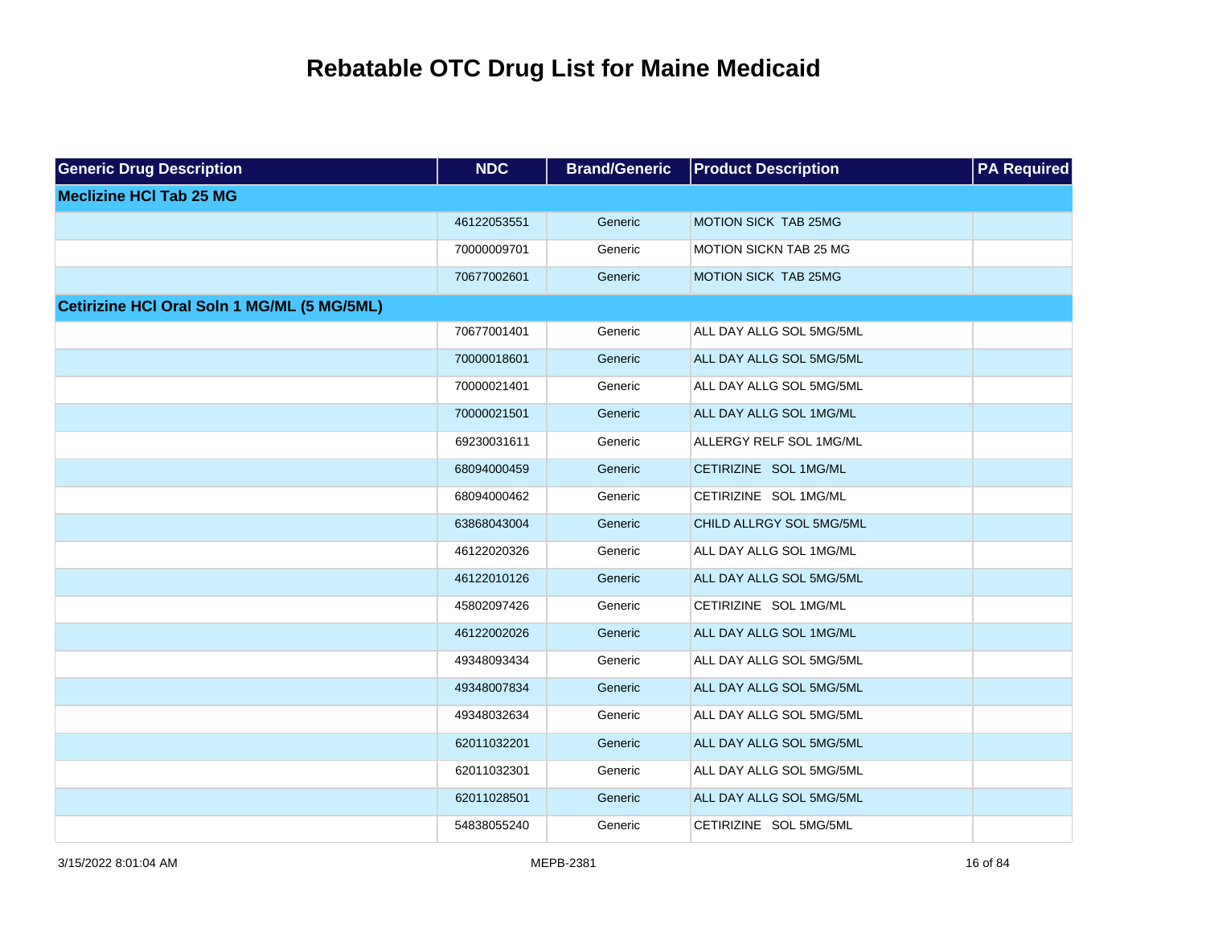# Rebatable OTC Drug List for Maine Medicaid

| Generic Drug Description | NDC | Brand/Generic | Product Description | PA Required |
|---|---|---|---|---|
| **Meclizine HCl Tab 25 MG** | | | | |
| | 46122053551 | Generic | MOTION SICK TAB 25MG | |
| | 70000009701 | Generic | MOTION SICKN TAB 25 MG | |
| | 70677002601 | Generic | MOTION SICK TAB 25MG | |
| **Cetirizine HCl Oral Soln 1 MG/ML (5 MG/5ML)** | | | | |
| | 70677001401 | Generic | ALL DAY ALLG SOL 5MG/5ML | |
| | 70000018601 | Generic | ALL DAY ALLG SOL 5MG/5ML | |
| | 70000021401 | Generic | ALL DAY ALLG SOL 5MG/5ML | |
| | 70000021501 | Generic | ALL DAY ALLG SOL 1MG/ML | |
| | 69230031611 | Generic | ALLERGY RELF SOL 1MG/ML | |
| | 68094000459 | Generic | CETIRIZINE SOL 1MG/ML | |
| | 68094000462 | Generic | CETIRIZINE SOL 1MG/ML | |
| | 63868043004 | Generic | CHILD ALLRGY SOL 5MG/5ML | |
| | 46122020326 | Generic | ALL DAY ALLG SOL 1MG/ML | |
| | 46122010126 | Generic | ALL DAY ALLG SOL 5MG/5ML | |
| | 45802097426 | Generic | CETIRIZINE SOL 1MG/ML | |
| | 46122002026 | Generic | ALL DAY ALLG SOL 1MG/ML | |
| | 49348093434 | Generic | ALL DAY ALLG SOL 5MG/5ML | |
| | 49348007834 | Generic | ALL DAY ALLG SOL 5MG/5ML | |
| | 49348032634 | Generic | ALL DAY ALLG SOL 5MG/5ML | |
| | 62011032201 | Generic | ALL DAY ALLG SOL 5MG/5ML | |
| | 62011032301 | Generic | ALL DAY ALLG SOL 5MG/5ML | |
| | 62011028501 | Generic | ALL DAY ALLG SOL 5MG/5ML | |
| | 54838055240 | Generic | CETIRIZINE SOL 5MG/5ML | |

3/15/2022 8:01:04 AM MEPB-2381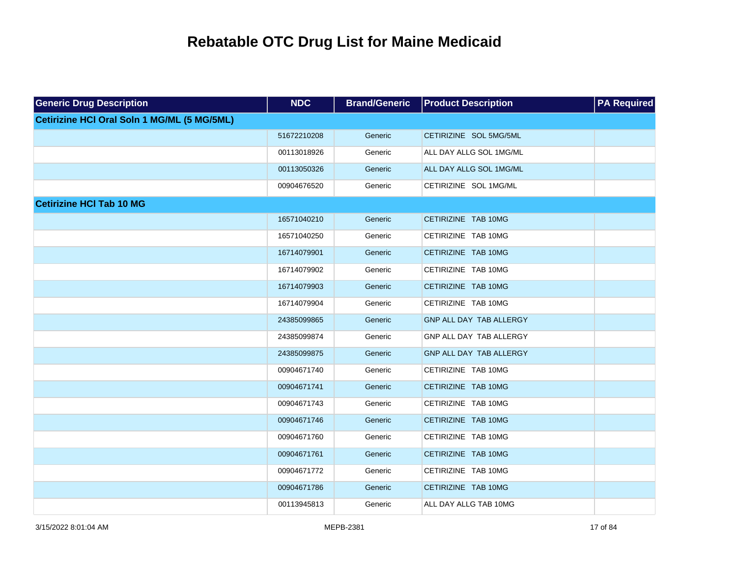# Rebatable OTC Drug List for Maine Medicaid

| Generic Drug Description | NDC | Brand/Generic | Product Description | PA Required |
|---|---|---|---|---|
| **Cetirizine HCl Oral Soln 1 MG/ML (5 MG/5ML)** | | | | |
| | 51672210208 | Generic | CETIRIZINE SOL 5MG/5ML | |
| | 00113018926 | Generic | ALL DAY ALLG SOL 1MG/ML | |
| | 00113050326 | Generic | ALL DAY ALLG SOL 1MG/ML | |
| | 00904676520 | Generic | CETIRIZINE SOL 1MG/ML | |
| **Cetirizine HCl Tab 10 MG** | | | | |
| | 16571040210 | Generic | CETIRIZINE TAB 10MG | |
| | 16571040250 | Generic | CETIRIZINE TAB 10MG | |
| | 16714079901 | Generic | CETIRIZINE TAB 10MG | |
| | 16714079902 | Generic | CETIRIZINE TAB 10MG | |
| | 16714079903 | Generic | CETIRIZINE TAB 10MG | |
| | 16714079904 | Generic | CETIRIZINE TAB 10MG | |
| | 24385099865 | Generic | GNP ALL DAY TAB ALLERGY | |
| | 24385099874 | Generic | GNP ALL DAY TAB ALLERGY | |
| | 24385099875 | Generic | GNP ALL DAY TAB ALLERGY | |
| | 00904671740 | Generic | CETIRIZINE TAB 10MG | |
| | 00904671741 | Generic | CETIRIZINE TAB 10MG | |
| | 00904671743 | Generic | CETIRIZINE TAB 10MG | |
| | 00904671746 | Generic | CETIRIZINE TAB 10MG | |
| | 00904671760 | Generic | CETIRIZINE TAB 10MG | |
| | 00904671761 | Generic | CETIRIZINE TAB 10MG | |
| | 00904671772 | Generic | CETIRIZINE TAB 10MG | |
| | 00904671786 | Generic | CETIRIZINE TAB 10MG | |
| | 00113945813 | Generic | ALL DAY ALLG TAB 10MG | |

3/15/2022 8:01:04 AM MEPB-2381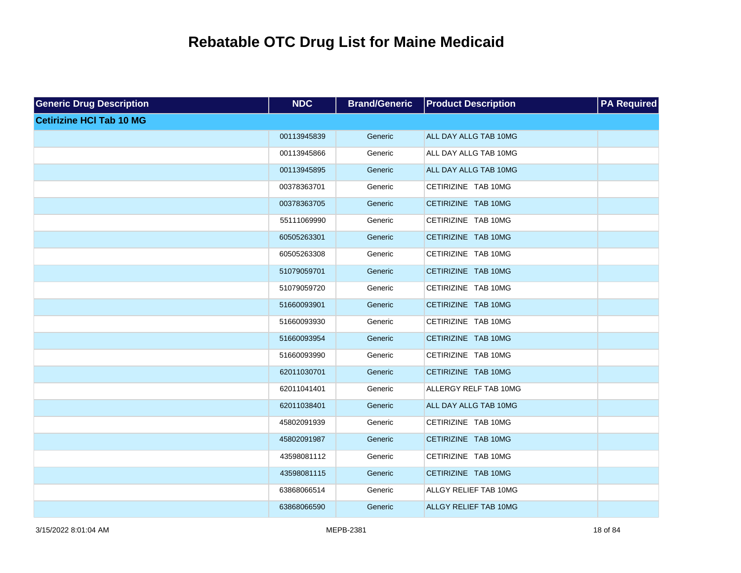# Rebatable OTC Drug List for Maine Medicaid

| Generic Drug Description | NDC | Brand/Generic | Product Description | PA Required |
|---|---|---|---|---|
| **Cetirizine HCl Tab 10 MG** | | | | |
| | 00113945839 | Generic | ALL DAY ALLG TAB 10MG | |
| | 00113945866 | Generic | ALL DAY ALLG TAB 10MG | |
| | 00113945895 | Generic | ALL DAY ALLG TAB 10MG | |
| | 00378363701 | Generic | CETIRIZINE TAB 10MG | |
| | 00378363705 | Generic | CETIRIZINE TAB 10MG | |
| | 55111069990 | Generic | CETIRIZINE TAB 10MG | |
| | 60505263301 | Generic | CETIRIZINE TAB 10MG | |
| | 60505263308 | Generic | CETIRIZINE TAB 10MG | |
| | 51079059701 | Generic | CETIRIZINE TAB 10MG | |
| | 51079059720 | Generic | CETIRIZINE TAB 10MG | |
| | 51660093901 | Generic | CETIRIZINE TAB 10MG | |
| | 51660093930 | Generic | CETIRIZINE TAB 10MG | |
| | 51660093954 | Generic | CETIRIZINE TAB 10MG | |
| | 51660093990 | Generic | CETIRIZINE TAB 10MG | |
| | 62011030701 | Generic | CETIRIZINE TAB 10MG | |
| | 62011041401 | Generic | ALLERGY RELF TAB 10MG | |
| | 62011038401 | Generic | ALL DAY ALLG TAB 10MG | |
| | 45802091939 | Generic | CETIRIZINE TAB 10MG | |
| | 45802091987 | Generic | CETIRIZINE TAB 10MG | |
| | 43598081112 | Generic | CETIRIZINE TAB 10MG | |
| | 43598081115 | Generic | CETIRIZINE TAB 10MG | |
| | 63868066514 | Generic | ALLGY RELIEF TAB 10MG | |
| | 63868066590 | Generic | ALLGY RELIEF TAB 10MG | |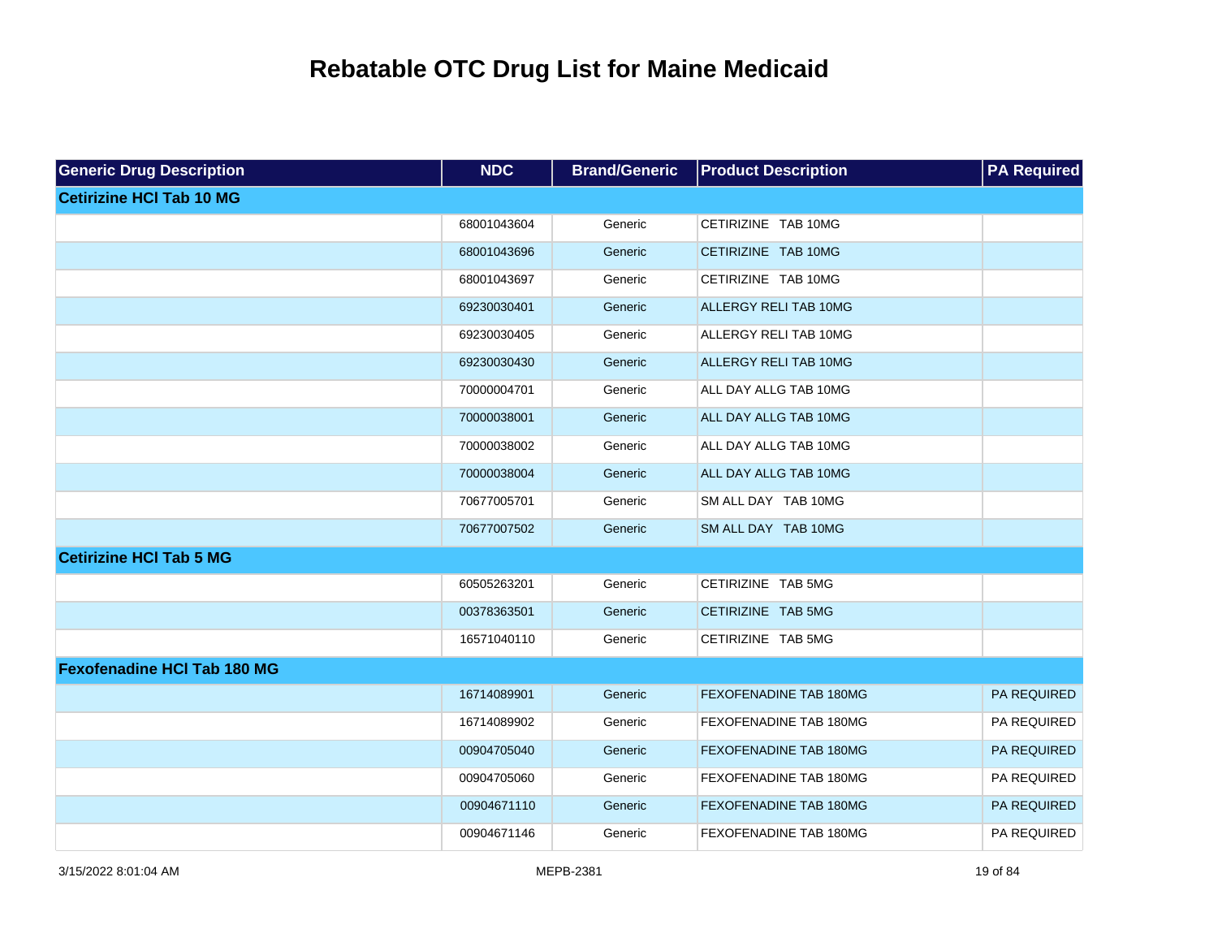# Rebatable OTC Drug List for Maine Medicaid

| Generic Drug Description | NDC | Brand/Generic | Product Description | PA Required |
|---|---|---|---|---|
| **Cetirizine HCl Tab 10 MG** | | | | |
| | 68001043604 | Generic | CETIRIZINE TAB 10MG | |
| | 68001043696 | Generic | CETIRIZINE TAB 10MG | |
| | 68001043697 | Generic | CETIRIZINE TAB 10MG | |
| | 69230030401 | Generic | ALLERGY RELI TAB 10MG | |
| | 69230030405 | Generic | ALLERGY RELI TAB 10MG | |
| | 69230030430 | Generic | ALLERGY RELI TAB 10MG | |
| | 70000004701 | Generic | ALL DAY ALLG TAB 10MG | |
| | 70000038001 | Generic | ALL DAY ALLG TAB 10MG | |
| | 70000038002 | Generic | ALL DAY ALLG TAB 10MG | |
| | 70000038004 | Generic | ALL DAY ALLG TAB 10MG | |
| | 70677005701 | Generic | SM ALL DAY TAB 10MG | |
| | 70677007502 | Generic | SM ALL DAY TAB 10MG | |
| **Cetirizine HCl Tab 5 MG** | | | | |
| | 60505263201 | Generic | CETIRIZINE TAB 5MG | |
| | 00378363501 | Generic | CETIRIZINE TAB 5MG | |
| | 16571040110 | Generic | CETIRIZINE TAB 5MG | |
| **Fexofenadine HCl Tab 180 MG** | | | | |
| | 16714089901 | Generic | FEXOFENADINE TAB 180MG | PA REQUIRED |
| | 16714089902 | Generic | FEXOFENADINE TAB 180MG | PA REQUIRED |
| | 00904705040 | Generic | FEXOFENADINE TAB 180MG | PA REQUIRED |
| | 00904705060 | Generic | FEXOFENADINE TAB 180MG | PA REQUIRED |
| | 00904671110 | Generic | FEXOFENADINE TAB 180MG | PA REQUIRED |
| | 00904671146 | Generic | FEXOFENADINE TAB 180MG | PA REQUIRED |

3/15/2022 8:01:04 AM MEPB-2381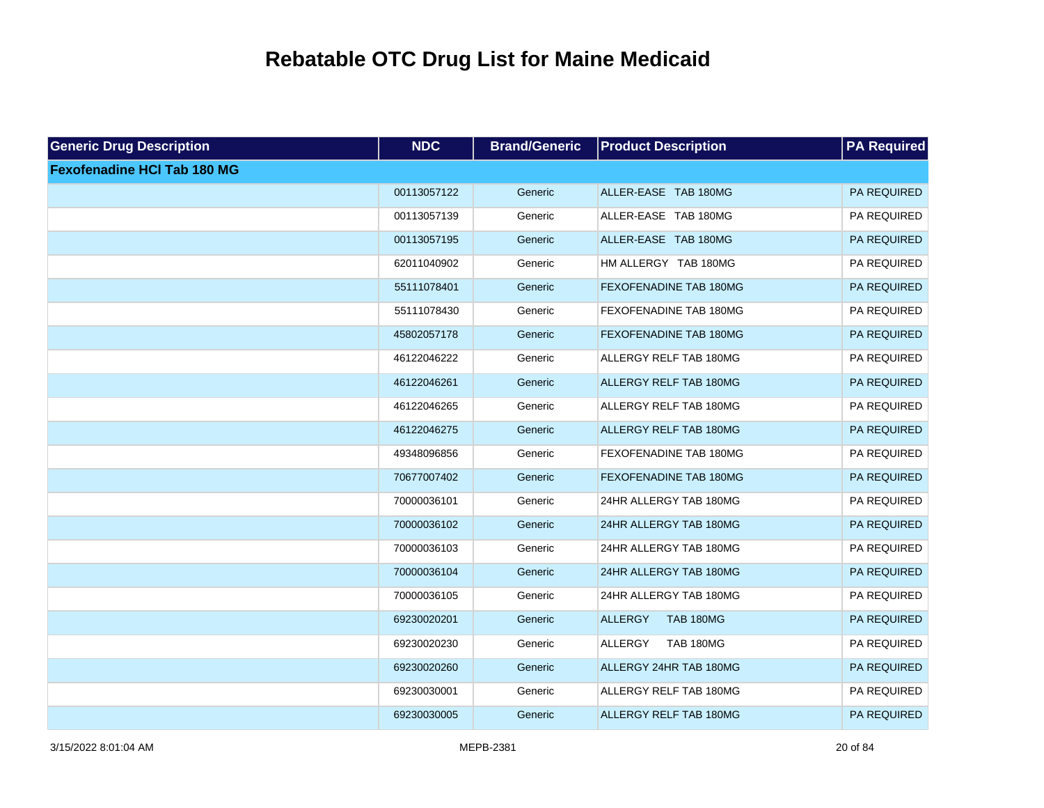# Rebatable OTC Drug List for Maine Medicaid

| Generic Drug Description | NDC | Brand/Generic | Product Description | PA Required |
| --- | --- | --- | --- | --- |
| **Fexofenadine HCl Tab 180 MG** | | | | |
| | 00113057122 | Generic | ALLER-EASE TAB 180MG | PA REQUIRED |
| | 00113057139 | Generic | ALLER-EASE TAB 180MG | PA REQUIRED |
| | 00113057195 | Generic | ALLER-EASE TAB 180MG | PA REQUIRED |
| | 62011040902 | Generic | HM ALLERGY TAB 180MG | PA REQUIRED |
| | 55111078401 | Generic | FEXOFENADINE TAB 180MG | PA REQUIRED |
| | 55111078430 | Generic | FEXOFENADINE TAB 180MG | PA REQUIRED |
| | 45802057178 | Generic | FEXOFENADINE TAB 180MG | PA REQUIRED |
| | 46122046222 | Generic | ALLERGY RELF TAB 180MG | PA REQUIRED |
| | 46122046261 | Generic | ALLERGY RELF TAB 180MG | PA REQUIRED |
| | 46122046265 | Generic | ALLERGY RELF TAB 180MG | PA REQUIRED |
| | 46122046275 | Generic | ALLERGY RELF TAB 180MG | PA REQUIRED |
| | 49348096856 | Generic | FEXOFENADINE TAB 180MG | PA REQUIRED |
| | 70677007402 | Generic | FEXOFENADINE TAB 180MG | PA REQUIRED |
| | 70000036101 | Generic | 24HR ALLERGY TAB 180MG | PA REQUIRED |
| | 70000036102 | Generic | 24HR ALLERGY TAB 180MG | PA REQUIRED |
| | 70000036103 | Generic | 24HR ALLERGY TAB 180MG | PA REQUIRED |
| | 70000036104 | Generic | 24HR ALLERGY TAB 180MG | PA REQUIRED |
| | 70000036105 | Generic | 24HR ALLERGY TAB 180MG | PA REQUIRED |
| | 69230020201 | Generic | ALLERGY TAB 180MG | PA REQUIRED |
| | 69230020230 | Generic | ALLERGY TAB 180MG | PA REQUIRED |
| | 69230020260 | Generic | ALLERGY 24HR TAB 180MG | PA REQUIRED |
| | 69230030001 | Generic | ALLERGY RELF TAB 180MG | PA REQUIRED |
| | 69230030005 | Generic | ALLERGY RELF TAB 180MG | PA REQUIRED |

3/15/2022 8:01:04 AM MEPB-2381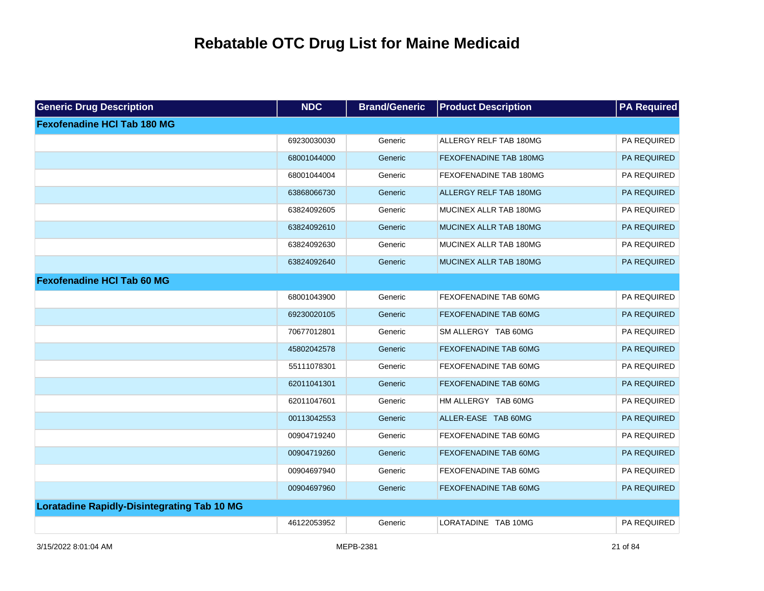# Rebatable OTC Drug List for Maine Medicaid

| Generic Drug Description | NDC | Brand/Generic | Product Description | PA Required |
|---|---|---|---|---|
| **Fexofenadine HCl Tab 180 MG** | | | | |
| | 69230030030 | Generic | ALLERGY RELF TAB 180MG | PA REQUIRED |
| | 68001044000 | Generic | FEXOFENADINE TAB 180MG | PA REQUIRED |
| | 68001044004 | Generic | FEXOFENADINE TAB 180MG | PA REQUIRED |
| | 63868066730 | Generic | ALLERGY RELF TAB 180MG | PA REQUIRED |
| | 63824092605 | Generic | MUCINEX ALLR TAB 180MG | PA REQUIRED |
| | 63824092610 | Generic | MUCINEX ALLR TAB 180MG | PA REQUIRED |
| | 63824092630 | Generic | MUCINEX ALLR TAB 180MG | PA REQUIRED |
| | 63824092640 | Generic | MUCINEX ALLR TAB 180MG | PA REQUIRED |
| **Fexofenadine HCl Tab 60 MG** | | | | |
| | 68001043900 | Generic | FEXOFENADINE TAB 60MG | PA REQUIRED |
| | 69230020105 | Generic | FEXOFENADINE TAB 60MG | PA REQUIRED |
| | 70677012801 | Generic | SM ALLERGY TAB 60MG | PA REQUIRED |
| | 45802042578 | Generic | FEXOFENADINE TAB 60MG | PA REQUIRED |
| | 55111078301 | Generic | FEXOFENADINE TAB 60MG | PA REQUIRED |
| | 62011041301 | Generic | FEXOFENADINE TAB 60MG | PA REQUIRED |
| | 62011047601 | Generic | HM ALLERGY TAB 60MG | PA REQUIRED |
| | 00113042553 | Generic | ALLER-EASE TAB 60MG | PA REQUIRED |
| | 00904719240 | Generic | FEXOFENADINE TAB 60MG | PA REQUIRED |
| | 00904719260 | Generic | FEXOFENADINE TAB 60MG | PA REQUIRED |
| | 00904697940 | Generic | FEXOFENADINE TAB 60MG | PA REQUIRED |
| | 00904697960 | Generic | FEXOFENADINE TAB 60MG | PA REQUIRED |
| **Loratadine Rapidly-Disintegrating Tab 10 MG** | | | | |
| | 46122053952 | Generic | LORATADINE TAB 10MG | PA REQUIRED |

3/15/2022 8:01:04 AM MEPB-2381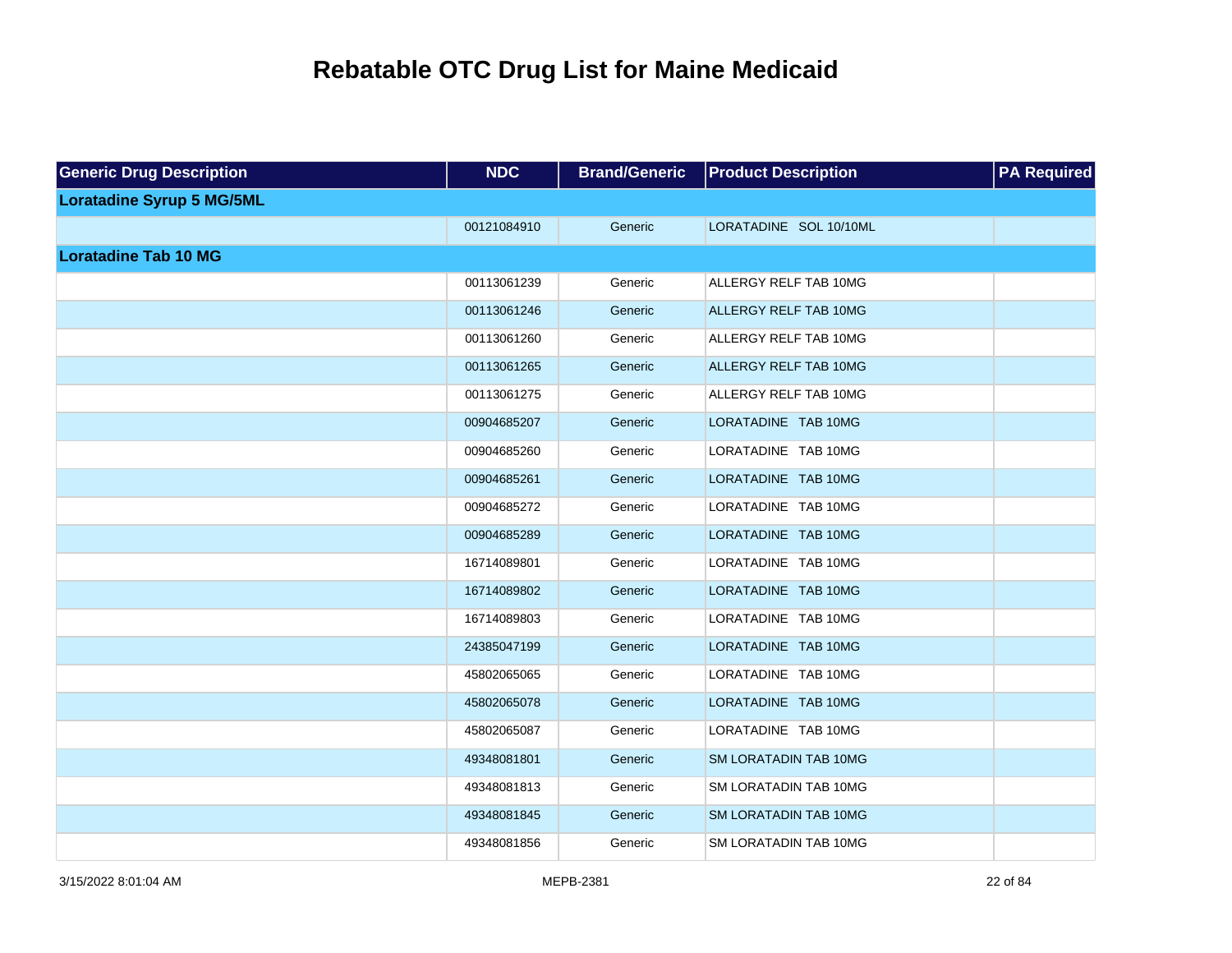# Rebatable OTC Drug List for Maine Medicaid

| Generic Drug Description | NDC | Brand/Generic | Product Description | PA Required |
|---|---|---|---|---|
| **Loratadine Syrup 5 MG/5ML** | | | | |
| | 00121084910 | Generic | LORATADINE SOL 10/10ML | |
| **Loratadine Tab 10 MG** | | | | |
| | 00113061239 | Generic | ALLERGY RELF TAB 10MG | |
| | 00113061246 | Generic | ALLERGY RELF TAB 10MG | |
| | 00113061260 | Generic | ALLERGY RELF TAB 10MG | |
| | 00113061265 | Generic | ALLERGY RELF TAB 10MG | |
| | 00113061275 | Generic | ALLERGY RELF TAB 10MG | |
| | 00904685207 | Generic | LORATADINE TAB 10MG | |
| | 00904685260 | Generic | LORATADINE TAB 10MG | |
| | 00904685261 | Generic | LORATADINE TAB 10MG | |
| | 00904685272 | Generic | LORATADINE TAB 10MG | |
| | 00904685289 | Generic | LORATADINE TAB 10MG | |
| | 16714089801 | Generic | LORATADINE TAB 10MG | |
| | 16714089802 | Generic | LORATADINE TAB 10MG | |
| | 16714089803 | Generic | LORATADINE TAB 10MG | |
| | 24385047199 | Generic | LORATADINE TAB 10MG | |
| | 45802065065 | Generic | LORATADINE TAB 10MG | |
| | 45802065078 | Generic | LORATADINE TAB 10MG | |
| | 45802065087 | Generic | LORATADINE TAB 10MG | |
| | 49348081801 | Generic | SM LORATADIN TAB 10MG | |
| | 49348081813 | Generic | SM LORATADIN TAB 10MG | |
| | 49348081845 | Generic | SM LORATADIN TAB 10MG | |
| | 49348081856 | Generic | SM LORATADIN TAB 10MG | |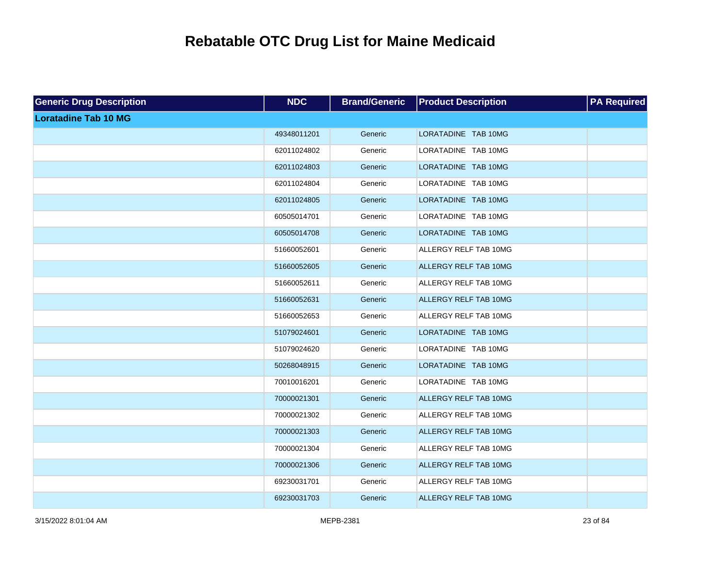# Rebatable OTC Drug List for Maine Medicaid

| Generic Drug Description | NDC | Brand/Generic | Product Description | PA Required |
|---|---|---|---|---|
| **Loratadine Tab 10 MG** | | | | |
| | 49348011201 | Generic | LORATADINE TAB 10MG | |
| | 62011024802 | Generic | LORATADINE TAB 10MG | |
| | 62011024803 | Generic | LORATADINE TAB 10MG | |
| | 62011024804 | Generic | LORATADINE TAB 10MG | |
| | 62011024805 | Generic | LORATADINE TAB 10MG | |
| | 60505014701 | Generic | LORATADINE TAB 10MG | |
| | 60505014708 | Generic | LORATADINE TAB 10MG | |
| | 51660052601 | Generic | ALLERGY RELF TAB 10MG | |
| | 51660052605 | Generic | ALLERGY RELF TAB 10MG | |
| | 51660052611 | Generic | ALLERGY RELF TAB 10MG | |
| | 51660052631 | Generic | ALLERGY RELF TAB 10MG | |
| | 51660052653 | Generic | ALLERGY RELF TAB 10MG | |
| | 51079024601 | Generic | LORATADINE TAB 10MG | |
| | 51079024620 | Generic | LORATADINE TAB 10MG | |
| | 50268048915 | Generic | LORATADINE TAB 10MG | |
| | 70010016201 | Generic | LORATADINE TAB 10MG | |
| | 70000021301 | Generic | ALLERGY RELF TAB 10MG | |
| | 70000021302 | Generic | ALLERGY RELF TAB 10MG | |
| | 70000021303 | Generic | ALLERGY RELF TAB 10MG | |
| | 70000021304 | Generic | ALLERGY RELF TAB 10MG | |
| | 70000021306 | Generic | ALLERGY RELF TAB 10MG | |
| | 69230031701 | Generic | ALLERGY RELF TAB 10MG | |
| | 69230031703 | Generic | ALLERGY RELF TAB 10MG | |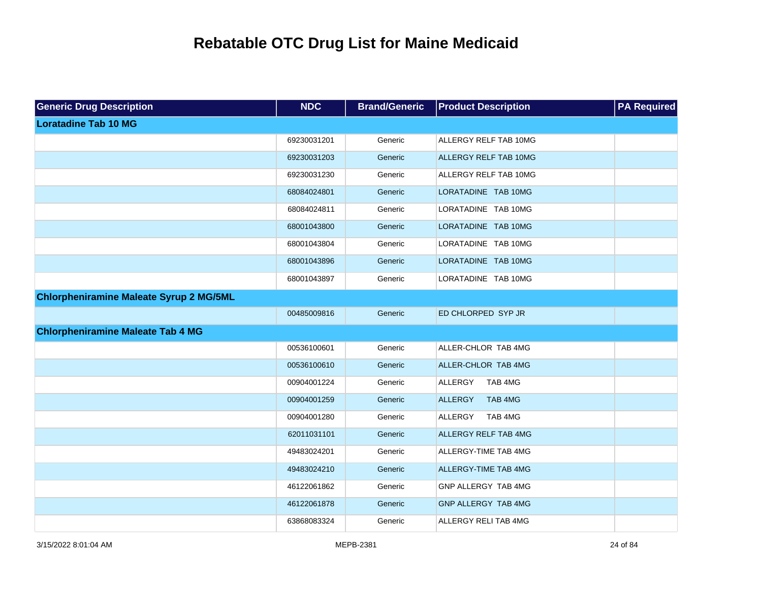# Rebatable OTC Drug List for Maine Medicaid

| Generic Drug Description | NDC | Brand/Generic | Product Description | PA Required |
|---|---|---|---|---|
| **Loratadine Tab 10 MG** | | | | |
| | 69230031201 | Generic | ALLERGY RELF TAB 10MG | |
| | 69230031203 | Generic | ALLERGY RELF TAB 10MG | |
| | 69230031230 | Generic | ALLERGY RELF TAB 10MG | |
| | 68084024801 | Generic | LORATADINE TAB 10MG | |
| | 68084024811 | Generic | LORATADINE TAB 10MG | |
| | 68001043800 | Generic | LORATADINE TAB 10MG | |
| | 68001043804 | Generic | LORATADINE TAB 10MG | |
| | 68001043896 | Generic | LORATADINE TAB 10MG | |
| | 68001043897 | Generic | LORATADINE TAB 10MG | |
| **Chlorpheniramine Maleate Syrup 2 MG/5ML** | | | | |
| | 00485009816 | Generic | ED CHLORPED SYP JR | |
| **Chlorpheniramine Maleate Tab 4 MG** | | | | |
| | 00536100601 | Generic | ALLER-CHLOR TAB 4MG | |
| | 00536100610 | Generic | ALLER-CHLOR TAB 4MG | |
| | 00904001224 | Generic | ALLERGY TAB 4MG | |
| | 00904001259 | Generic | ALLERGY TAB 4MG | |
| | 00904001280 | Generic | ALLERGY TAB 4MG | |
| | 62011031101 | Generic | ALLERGY RELF TAB 4MG | |
| | 49483024201 | Generic | ALLERGY-TIME TAB 4MG | |
| | 49483024210 | Generic | ALLERGY-TIME TAB 4MG | |
| | 46122061862 | Generic | GNP ALLERGY TAB 4MG | |
| | 46122061878 | Generic | GNP ALLERGY TAB 4MG | |
| | 63868083324 | Generic | ALLERGY RELI TAB 4MG | |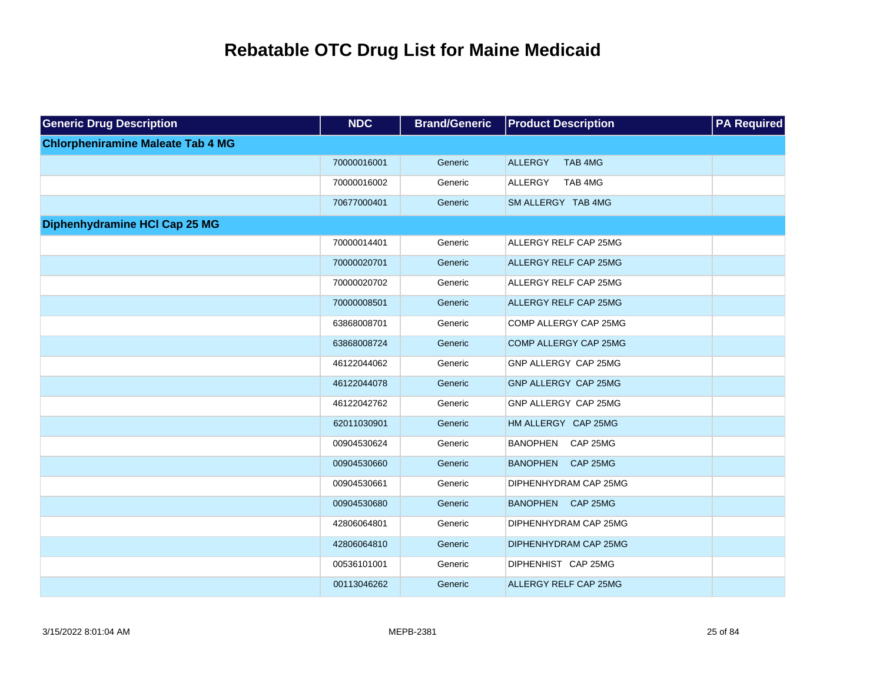# Rebatable OTC Drug List for Maine Medicaid

| Generic Drug Description | NDC | Brand/Generic | Product Description | PA Required |
|---|---|---|---|---|
| **Chlorpheniramine Maleate Tab 4 MG** | | | | |
| | 70000016001 | Generic | ALLERGY TAB 4MG | |
| | 70000016002 | Generic | ALLERGY TAB 4MG | |
| | 70677000401 | Generic | SM ALLERGY TAB 4MG | |
| **Diphenhydramine HCl Cap 25 MG** | | | | |
| | 70000014401 | Generic | ALLERGY RELF CAP 25MG | |
| | 70000020701 | Generic | ALLERGY RELF CAP 25MG | |
| | 70000020702 | Generic | ALLERGY RELF CAP 25MG | |
| | 70000008501 | Generic | ALLERGY RELF CAP 25MG | |
| | 63868008701 | Generic | COMP ALLERGY CAP 25MG | |
| | 63868008724 | Generic | COMP ALLERGY CAP 25MG | |
| | 46122044062 | Generic | GNP ALLERGY CAP 25MG | |
| | 46122044078 | Generic | GNP ALLERGY CAP 25MG | |
| | 46122042762 | Generic | GNP ALLERGY CAP 25MG | |
| | 62011030901 | Generic | HM ALLERGY CAP 25MG | |
| | 00904530624 | Generic | BANOPHEN CAP 25MG | |
| | 00904530660 | Generic | BANOPHEN CAP 25MG | |
| | 00904530661 | Generic | DIPHENHYDRAM CAP 25MG | |
| | 00904530680 | Generic | BANOPHEN CAP 25MG | |
| | 42806064801 | Generic | DIPHENHYDRAM CAP 25MG | |
| | 42806064810 | Generic | DIPHENHYDRAM CAP 25MG | |
| | 00536101001 | Generic | DIPHENHIST CAP 25MG | |
| | 00113046262 | Generic | ALLERGY RELF CAP 25MG | |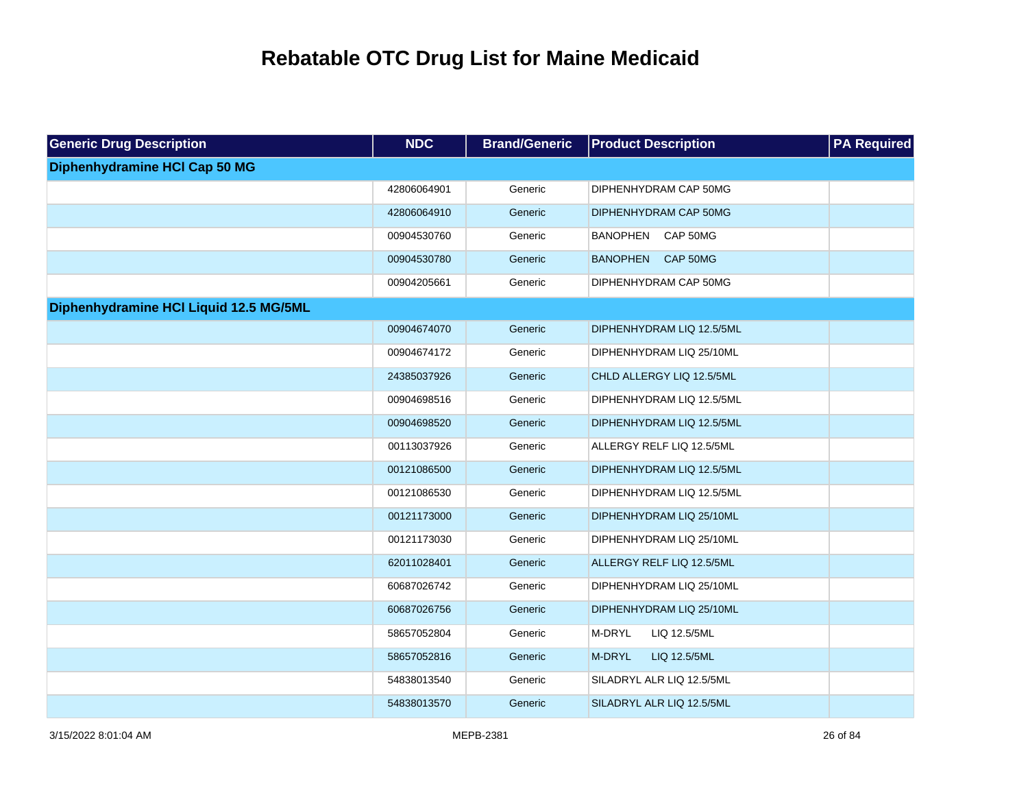# Rebatable OTC Drug List for Maine Medicaid

| Generic Drug Description | NDC | Brand/Generic | Product Description | PA Required |
|---|---|---|---|---|
| **Diphenhydramine HCl Cap 50 MG** | | | | |
| | 42806064901 | Generic | DIPHENHYDRAM CAP 50MG | |
| | 42806064910 | Generic | DIPHENHYDRAM CAP 50MG | |
| | 00904530760 | Generic | BANOPHEN CAP 50MG | |
| | 00904530780 | Generic | BANOPHEN CAP 50MG | |
| | 00904205661 | Generic | DIPHENHYDRAM CAP 50MG | |
| **Diphenhydramine HCl Liquid 12.5 MG/5ML** | | | | |
| | 00904674070 | Generic | DIPHENHYDRAM LIQ 12.5/5ML | |
| | 00904674172 | Generic | DIPHENHYDRAM LIQ 25/10ML | |
| | 24385037926 | Generic | CHLD ALLERGY LIQ 12.5/5ML | |
| | 00904698516 | Generic | DIPHENHYDRAM LIQ 12.5/5ML | |
| | 00904698520 | Generic | DIPHENHYDRAM LIQ 12.5/5ML | |
| | 00113037926 | Generic | ALLERGY RELF LIQ 12.5/5ML | |
| | 00121086500 | Generic | DIPHENHYDRAM LIQ 12.5/5ML | |
| | 00121086530 | Generic | DIPHENHYDRAM LIQ 12.5/5ML | |
| | 00121173000 | Generic | DIPHENHYDRAM LIQ 25/10ML | |
| | 00121173030 | Generic | DIPHENHYDRAM LIQ 25/10ML | |
| | 62011028401 | Generic | ALLERGY RELF LIQ 12.5/5ML | |
| | 60687026742 | Generic | DIPHENHYDRAM LIQ 25/10ML | |
| | 60687026756 | Generic | DIPHENHYDRAM LIQ 25/10ML | |
| | 58657052804 | Generic | M-DRYL LIQ 12.5/5ML | |
| | 58657052816 | Generic | M-DRYL LIQ 12.5/5ML | |
| | 54838013540 | Generic | SILADRYL ALR LIQ 12.5/5ML | |
| | 54838013570 | Generic | SILADRYL ALR LIQ 12.5/5ML | |

3/15/2022 8:01:04 AM MEPB-2381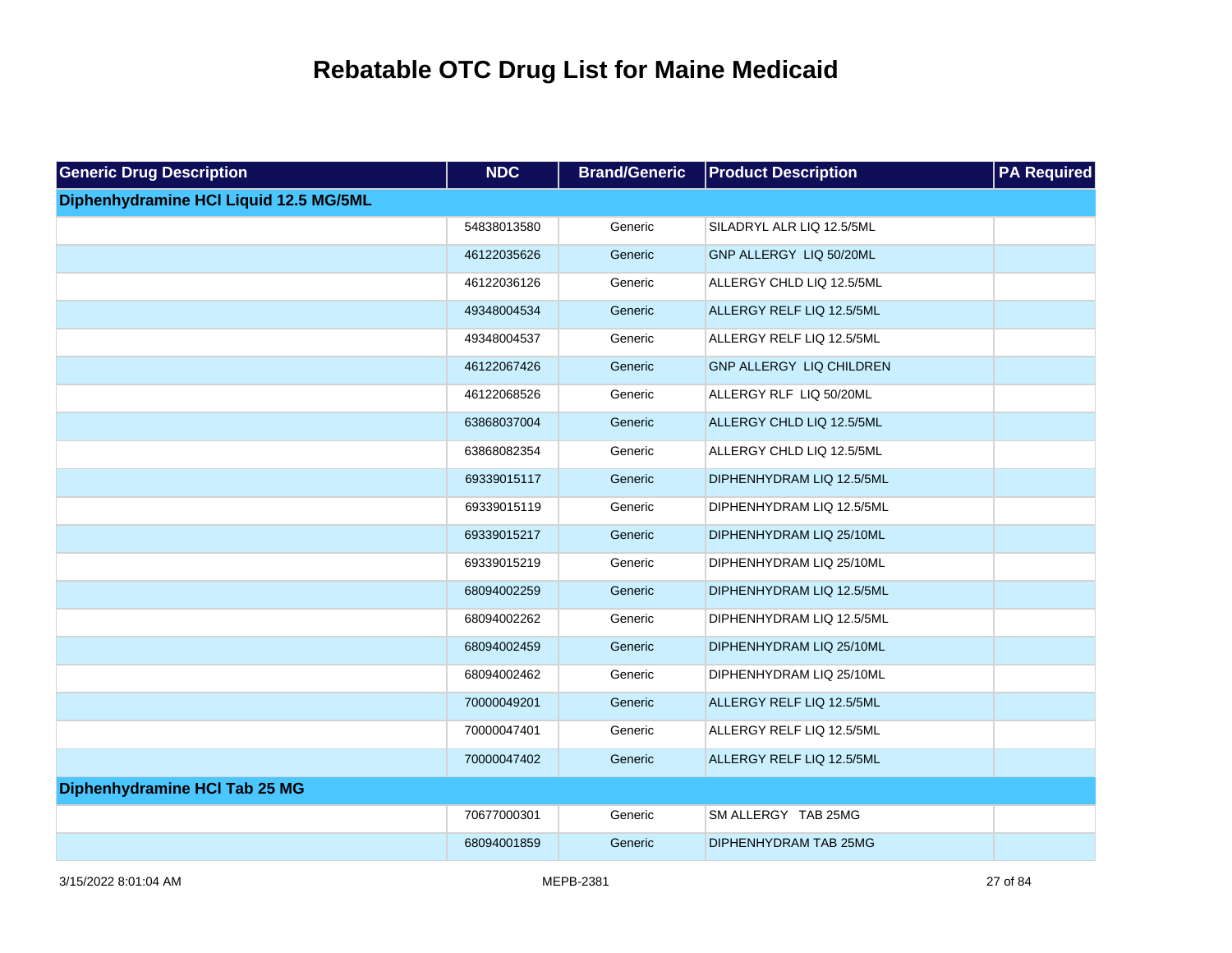# Rebatable OTC Drug List for Maine Medicaid

| Generic Drug Description | NDC | Brand/Generic | Product Description | PA Required |
|---|---|---|---|---|
| **Diphenhydramine HCl Liquid 12.5 MG/5ML** | | | | |
| | 54838013580 | Generic | SILADRYL ALR LIQ 12.5/5ML | |
| | 46122035626 | Generic | GNP ALLERGY LIQ 50/20ML | |
| | 46122036126 | Generic | ALLERGY CHLD LIQ 12.5/5ML | |
| | 49348004534 | Generic | ALLERGY RELF LIQ 12.5/5ML | |
| | 49348004537 | Generic | ALLERGY RELF LIQ 12.5/5ML | |
| | 46122067426 | Generic | GNP ALLERGY LIQ CHILDREN | |
| | 46122068526 | Generic | ALLERGY RLF LIQ 50/20ML | |
| | 63868037004 | Generic | ALLERGY CHLD LIQ 12.5/5ML | |
| | 63868082354 | Generic | ALLERGY CHLD LIQ 12.5/5ML | |
| | 69339015117 | Generic | DIPHENHYDRAM LIQ 12.5/5ML | |
| | 69339015119 | Generic | DIPHENHYDRAM LIQ 12.5/5ML | |
| | 69339015217 | Generic | DIPHENHYDRAM LIQ 25/10ML | |
| | 69339015219 | Generic | DIPHENHYDRAM LIQ 25/10ML | |
| | 68094002259 | Generic | DIPHENHYDRAM LIQ 12.5/5ML | |
| | 68094002262 | Generic | DIPHENHYDRAM LIQ 12.5/5ML | |
| | 68094002459 | Generic | DIPHENHYDRAM LIQ 25/10ML | |
| | 68094002462 | Generic | DIPHENHYDRAM LIQ 25/10ML | |
| | 70000049201 | Generic | ALLERGY RELF LIQ 12.5/5ML | |
| | 70000047401 | Generic | ALLERGY RELF LIQ 12.5/5ML | |
| | 70000047402 | Generic | ALLERGY RELF LIQ 12.5/5ML | |
| **Diphenhydramine HCl Tab 25 MG** | | | | |
| | 70677000301 | Generic | SM ALLERGY TAB 25MG | |
| | 68094001859 | Generic | DIPHENHYDRAM TAB 25MG | |

3/15/2022 8:01:04 AM MEPB-2381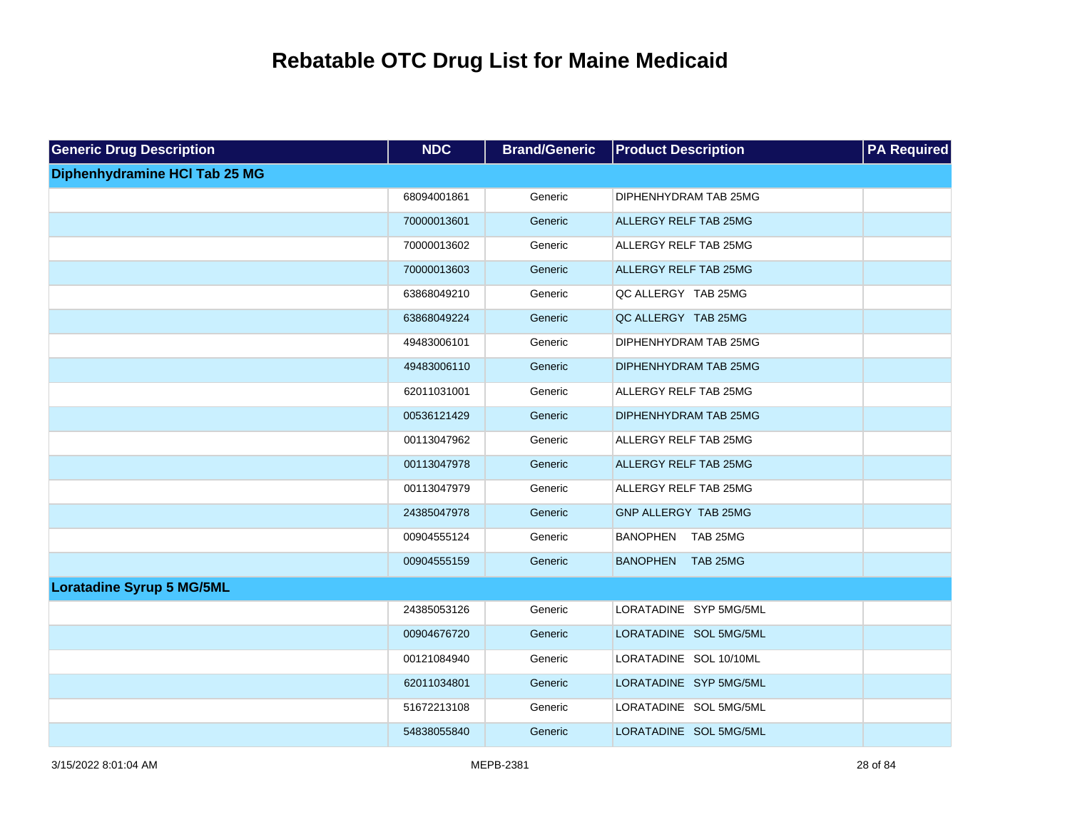# Rebatable OTC Drug List for Maine Medicaid

| Generic Drug Description | NDC | Brand/Generic | Product Description | PA Required |
|---|---|---|---|---|
| **Diphenhydramine HCl Tab 25 MG** | | | | |
| | 68094001861 | Generic | DIPHENHYDRAM TAB 25MG | |
| | 70000013601 | Generic | ALLERGY RELF TAB 25MG | |
| | 70000013602 | Generic | ALLERGY RELF TAB 25MG | |
| | 70000013603 | Generic | ALLERGY RELF TAB 25MG | |
| | 63868049210 | Generic | QC ALLERGY TAB 25MG | |
| | 63868049224 | Generic | QC ALLERGY TAB 25MG | |
| | 49483006101 | Generic | DIPHENHYDRAM TAB 25MG | |
| | 49483006110 | Generic | DIPHENHYDRAM TAB 25MG | |
| | 62011031001 | Generic | ALLERGY RELF TAB 25MG | |
| | 00536121429 | Generic | DIPHENHYDRAM TAB 25MG | |
| | 00113047962 | Generic | ALLERGY RELF TAB 25MG | |
| | 00113047978 | Generic | ALLERGY RELF TAB 25MG | |
| | 00113047979 | Generic | ALLERGY RELF TAB 25MG | |
| | 24385047978 | Generic | GNP ALLERGY TAB 25MG | |
| | 00904555124 | Generic | BANOPHEN TAB 25MG | |
| | 00904555159 | Generic | BANOPHEN TAB 25MG | |
| **Loratadine Syrup 5 MG/5ML** | | | | |
| | 24385053126 | Generic | LORATADINE SYP 5MG/5ML | |
| | 00904676720 | Generic | LORATADINE SOL 5MG/5ML | |
| | 00121084940 | Generic | LORATADINE SOL 10/10ML | |
| | 62011034801 | Generic | LORATADINE SYP 5MG/5ML | |
| | 51672213108 | Generic | LORATADINE SOL 5MG/5ML | |
| | 54838055840 | Generic | LORATADINE SOL 5MG/5ML | |

3/15/2022 8:01:04 AM MEPB-2381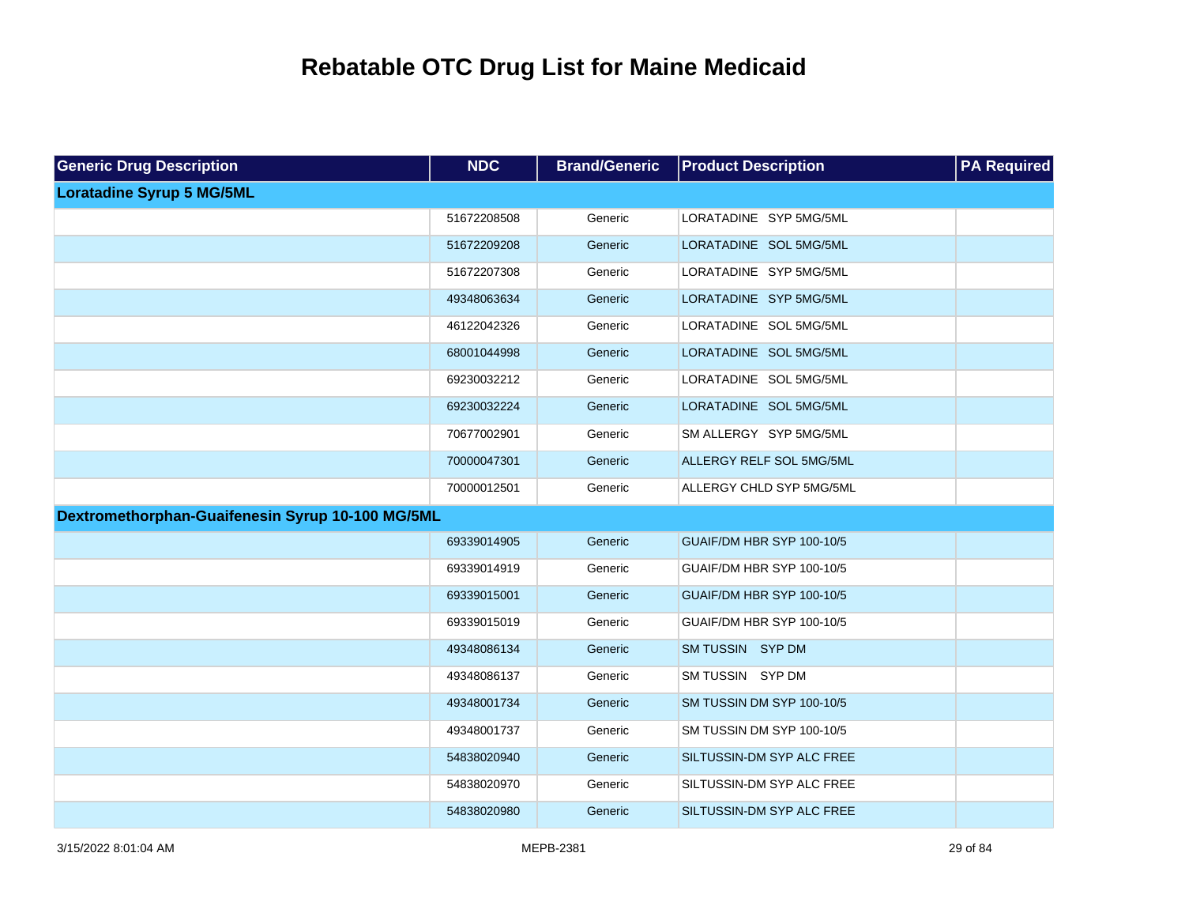# Rebatable OTC Drug List for Maine Medicaid

| Generic Drug Description | NDC | Brand/Generic | Product Description | PA Required |
|---|---|---|---|---|
| **Loratadine Syrup 5 MG/5ML** | | | | |
| | 51672208508 | Generic | LORATADINE SYP 5MG/5ML | |
| | 51672209208 | Generic | LORATADINE SOL 5MG/5ML | |
| | 51672207308 | Generic | LORATADINE SYP 5MG/5ML | |
| | 49348063634 | Generic | LORATADINE SYP 5MG/5ML | |
| | 46122042326 | Generic | LORATADINE SOL 5MG/5ML | |
| | 68001044998 | Generic | LORATADINE SOL 5MG/5ML | |
| | 69230032212 | Generic | LORATADINE SOL 5MG/5ML | |
| | 69230032224 | Generic | LORATADINE SOL 5MG/5ML | |
| | 70677002901 | Generic | SM ALLERGY SYP 5MG/5ML | |
| | 70000047301 | Generic | ALLERGY RELF SOL 5MG/5ML | |
| | 70000012501 | Generic | ALLERGY CHLD SYP 5MG/5ML | |
| **Dextromethorphan-Guaifenesin Syrup 10-100 MG/5ML** | | | | |
| | 69339014905 | Generic | GUAIF/DM HBR SYP 100-10/5 | |
| | 69339014919 | Generic | GUAIF/DM HBR SYP 100-10/5 | |
| | 69339015001 | Generic | GUAIF/DM HBR SYP 100-10/5 | |
| | 69339015019 | Generic | GUAIF/DM HBR SYP 100-10/5 | |
| | 49348086134 | Generic | SM TUSSIN SYP DM | |
| | 49348086137 | Generic | SM TUSSIN SYP DM | |
| | 49348001734 | Generic | SM TUSSIN DM SYP 100-10/5 | |
| | 49348001737 | Generic | SM TUSSIN DM SYP 100-10/5 | |
| | 54838020940 | Generic | SILTUSSIN-DM SYP ALC FREE | |
| | 54838020970 | Generic | SILTUSSIN-DM SYP ALC FREE | |
| | 54838020980 | Generic | SILTUSSIN-DM SYP ALC FREE | |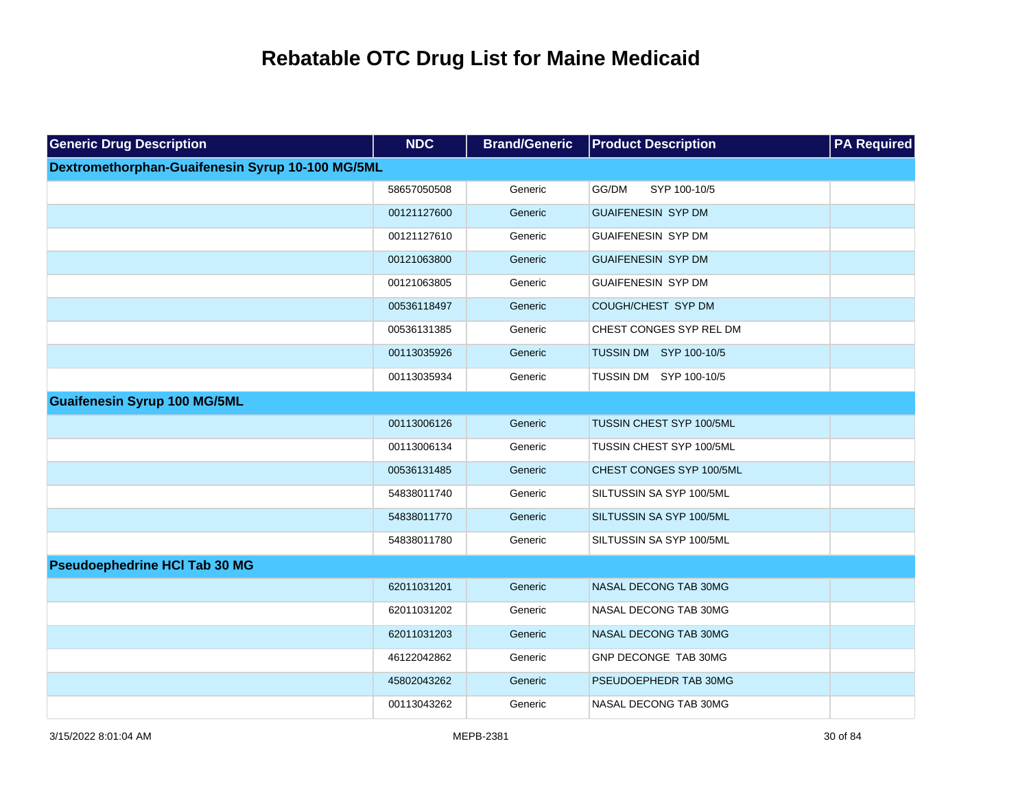# Rebatable OTC Drug List for Maine Medicaid

| Generic Drug Description | NDC | Brand/Generic | Product Description | PA Required |
| --- | --- | --- | --- | --- |
| **Dextromethorphan-Guaifenesin Syrup 10-100 MG/5ML** | | | | |
| | 58657050508 | Generic | GG/DM SYP 100-10/5 | |
| | 00121127600 | Generic | GUAIFENESIN SYP DM | |
| | 00121127610 | Generic | GUAIFENESIN SYP DM | |
| | 00121063800 | Generic | GUAIFENESIN SYP DM | |
| | 00121063805 | Generic | GUAIFENESIN SYP DM | |
| | 00536118497 | Generic | COUGH/CHEST SYP DM | |
| | 00536131385 | Generic | CHEST CONGES SYP REL DM | |
| | 00113035926 | Generic | TUSSIN DM SYP 100-10/5 | |
| | 00113035934 | Generic | TUSSIN DM SYP 100-10/5 | |
| **Guaifenesin Syrup 100 MG/5ML** | | | | |
| | 00113006126 | Generic | TUSSIN CHEST SYP 100/5ML | |
| | 00113006134 | Generic | TUSSIN CHEST SYP 100/5ML | |
| | 00536131485 | Generic | CHEST CONGES SYP 100/5ML | |
| | 54838011740 | Generic | SILTUSSIN SA SYP 100/5ML | |
| | 54838011770 | Generic | SILTUSSIN SA SYP 100/5ML | |
| | 54838011780 | Generic | SILTUSSIN SA SYP 100/5ML | |
| **Pseudoephedrine HCl Tab 30 MG** | | | | |
| | 62011031201 | Generic | NASAL DECONG TAB 30MG | |
| | 62011031202 | Generic | NASAL DECONG TAB 30MG | |
| | 62011031203 | Generic | NASAL DECONG TAB 30MG | |
| | 46122042862 | Generic | GNP DECONGE TAB 30MG | |
| | 45802043262 | Generic | PSEUDOEPHEDR TAB 30MG | |
| | 00113043262 | Generic | NASAL DECONG TAB 30MG | |

3/15/2022 8:01:04 AM MEPB-2381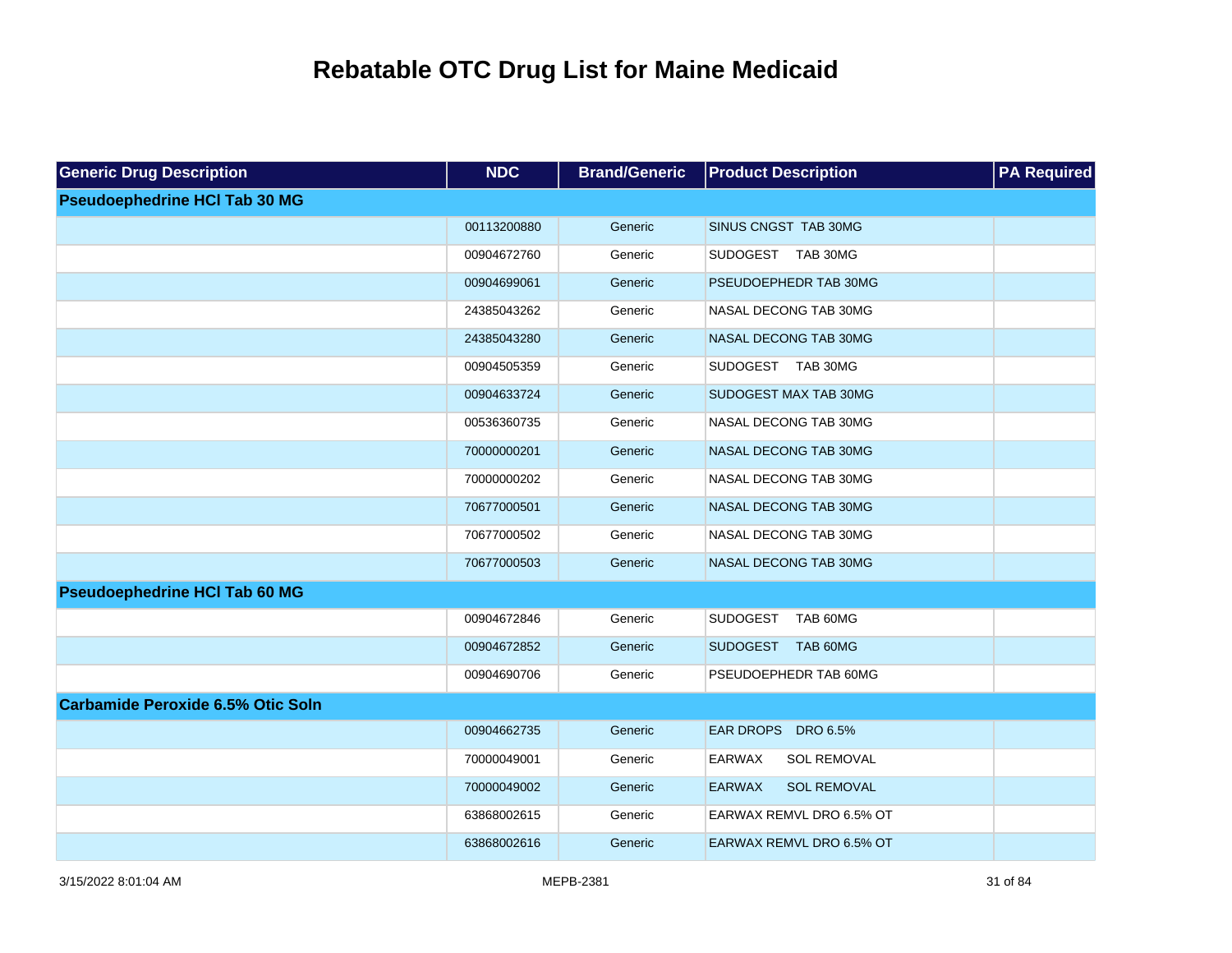# Rebatable OTC Drug List for Maine Medicaid

| Generic Drug Description | NDC | Brand/Generic | Product Description | PA Required |
|---|---|---|---|---|
| **Pseudoephedrine HCl Tab 30 MG** | | | | |
| | 00113200880 | Generic | SINUS CNGST TAB 30MG | |
| | 00904672760 | Generic | SUDOGEST TAB 30MG | |
| | 00904699061 | Generic | PSEUDOEPHEDR TAB 30MG | |
| | 24385043262 | Generic | NASAL DECONG TAB 30MG | |
| | 24385043280 | Generic | NASAL DECONG TAB 30MG | |
| | 00904505359 | Generic | SUDOGEST TAB 30MG | |
| | 00904633724 | Generic | SUDOGEST MAX TAB 30MG | |
| | 00536360735 | Generic | NASAL DECONG TAB 30MG | |
| | 70000000201 | Generic | NASAL DECONG TAB 30MG | |
| | 70000000202 | Generic | NASAL DECONG TAB 30MG | |
| | 70677000501 | Generic | NASAL DECONG TAB 30MG | |
| | 70677000502 | Generic | NASAL DECONG TAB 30MG | |
| | 70677000503 | Generic | NASAL DECONG TAB 30MG | |
| **Pseudoephedrine HCl Tab 60 MG** | | | | |
| | 00904672846 | Generic | SUDOGEST TAB 60MG | |
| | 00904672852 | Generic | SUDOGEST TAB 60MG | |
| | 00904690706 | Generic | PSEUDOEPHEDR TAB 60MG | |
| **Carbamide Peroxide 6.5% Otic Soln** | | | | |
| | 00904662735 | Generic | EAR DROPS DRO 6.5% | |
| | 70000049001 | Generic | EARWAX SOL REMOVAL | |
| | 70000049002 | Generic | EARWAX SOL REMOVAL | |
| | 63868002615 | Generic | EARWAX REMVL DRO 6.5% OT | |
| | 63868002616 | Generic | EARWAX REMVL DRO 6.5% OT | |

3/15/2022 8:01:04 AM MEPB-2381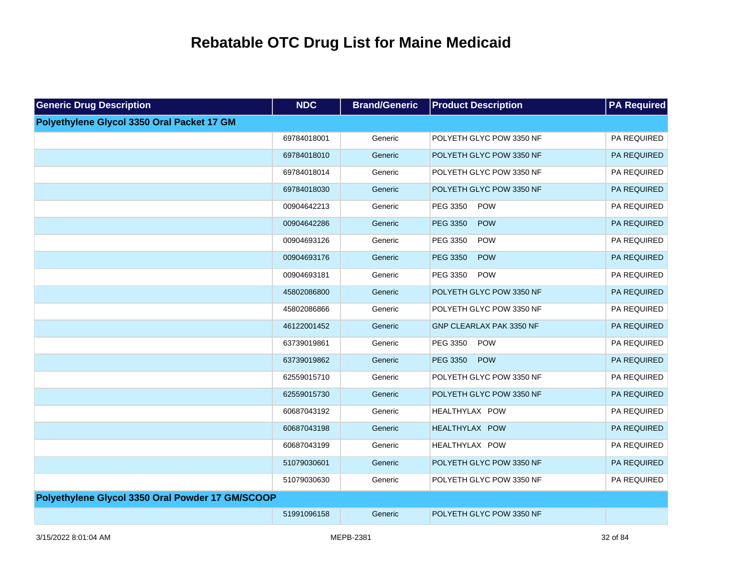# Rebatable OTC Drug List for Maine Medicaid

| Generic Drug Description | NDC | Brand/Generic | Product Description | PA Required |
| --- | --- | --- | --- | --- |
| **Polyethylene Glycol 3350 Oral Packet 17 GM** | | | | |
| | 69784018001 | Generic | POLYETH GLYC POW 3350 NF | PA REQUIRED |
| | 69784018010 | Generic | POLYETH GLYC POW 3350 NF | PA REQUIRED |
| | 69784018014 | Generic | POLYETH GLYC POW 3350 NF | PA REQUIRED |
| | 69784018030 | Generic | POLYETH GLYC POW 3350 NF | PA REQUIRED |
| | 00904642213 | Generic | PEG 3350 POW | PA REQUIRED |
| | 00904642286 | Generic | PEG 3350 POW | PA REQUIRED |
| | 00904693126 | Generic | PEG 3350 POW | PA REQUIRED |
| | 00904693176 | Generic | PEG 3350 POW | PA REQUIRED |
| | 00904693181 | Generic | PEG 3350 POW | PA REQUIRED |
| | 45802086800 | Generic | POLYETH GLYC POW 3350 NF | PA REQUIRED |
| | 45802086866 | Generic | POLYETH GLYC POW 3350 NF | PA REQUIRED |
| | 46122001452 | Generic | GNP CLEARLAX PAK 3350 NF | PA REQUIRED |
| | 63739019861 | Generic | PEG 3350 POW | PA REQUIRED |
| | 63739019862 | Generic | PEG 3350 POW | PA REQUIRED |
| | 62559015710 | Generic | POLYETH GLYC POW 3350 NF | PA REQUIRED |
| | 62559015730 | Generic | POLYETH GLYC POW 3350 NF | PA REQUIRED |
| | 60687043192 | Generic | HEALTHYLAX POW | PA REQUIRED |
| | 60687043198 | Generic | HEALTHYLAX POW | PA REQUIRED |
| | 60687043199 | Generic | HEALTHYLAX POW | PA REQUIRED |
| | 51079030601 | Generic | POLYETH GLYC POW 3350 NF | PA REQUIRED |
| | 51079030630 | Generic | POLYETH GLYC POW 3350 NF | PA REQUIRED |
| **Polyethylene Glycol 3350 Oral Powder 17 GM/SCOOP** | | | | |
| | 51991096158 | Generic | POLYETH GLYC POW 3350 NF | |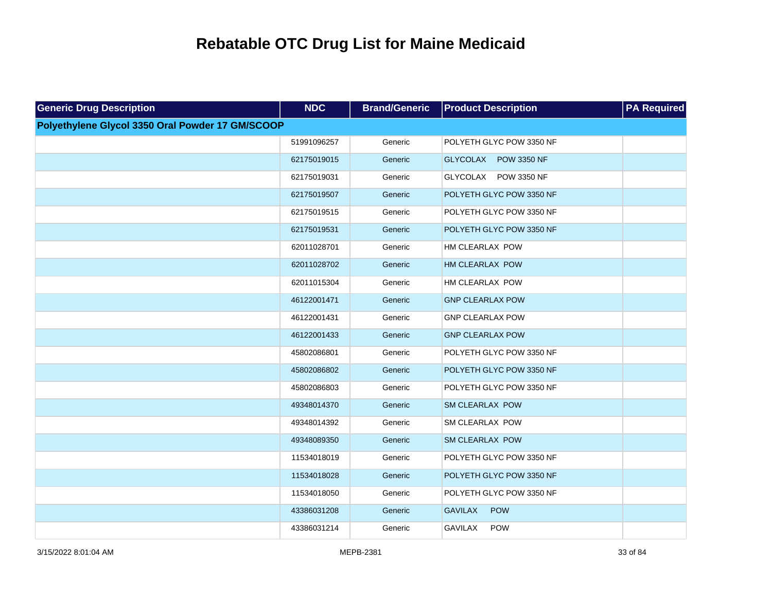# Rebatable OTC Drug List for Maine Medicaid

| Generic Drug Description | NDC | Brand/Generic | Product Description | PA Required |
|---|---|---|---|---|
| **Polyethylene Glycol 3350 Oral Powder 17 GM/SCOOP** | | | | |
| | 51991096257 | Generic | POLYETH GLYC POW 3350 NF | |
| | 62175019015 | Generic | GLYCOLAX POW 3350 NF | |
| | 62175019031 | Generic | GLYCOLAX POW 3350 NF | |
| | 62175019507 | Generic | POLYETH GLYC POW 3350 NF | |
| | 62175019515 | Generic | POLYETH GLYC POW 3350 NF | |
| | 62175019531 | Generic | POLYETH GLYC POW 3350 NF | |
| | 62011028701 | Generic | HM CLEARLAX POW | |
| | 62011028702 | Generic | HM CLEARLAX POW | |
| | 62011015304 | Generic | HM CLEARLAX POW | |
| | 46122001471 | Generic | GNP CLEARLAX POW | |
| | 46122001431 | Generic | GNP CLEARLAX POW | |
| | 46122001433 | Generic | GNP CLEARLAX POW | |
| | 45802086801 | Generic | POLYETH GLYC POW 3350 NF | |
| | 45802086802 | Generic | POLYETH GLYC POW 3350 NF | |
| | 45802086803 | Generic | POLYETH GLYC POW 3350 NF | |
| | 49348014370 | Generic | SM CLEARLAX POW | |
| | 49348014392 | Generic | SM CLEARLAX POW | |
| | 49348089350 | Generic | SM CLEARLAX POW | |
| | 11534018019 | Generic | POLYETH GLYC POW 3350 NF | |
| | 11534018028 | Generic | POLYETH GLYC POW 3350 NF | |
| | 11534018050 | Generic | POLYETH GLYC POW 3350 NF | |
| | 43386031208 | Generic | GAVILAX POW | |
| | 43386031214 | Generic | GAVILAX POW | |

3/15/2022 8:01:04 AM MEPB-2381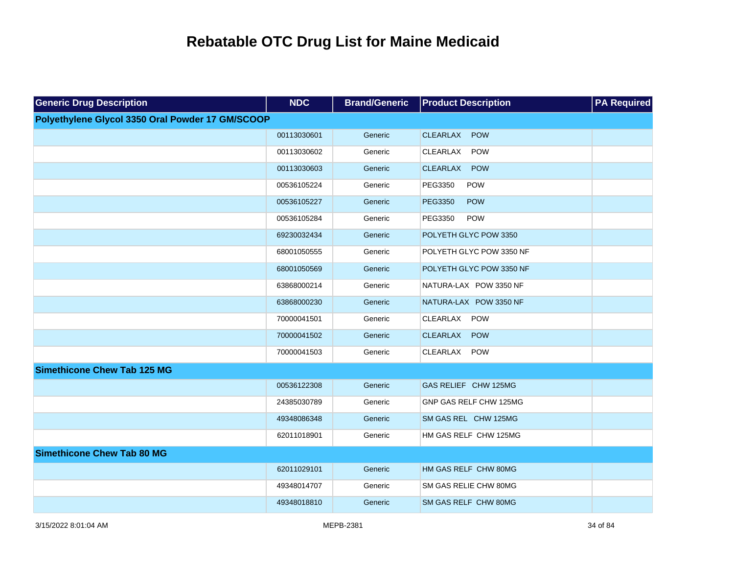# Rebatable OTC Drug List for Maine Medicaid

| Generic Drug Description | NDC | Brand/Generic | Product Description | PA Required |
| --- | --- | --- | --- | --- |
| **Polyethylene Glycol 3350 Oral Powder 17 GM/SCOOP** | | | | |
| | 00113030601 | Generic | CLEARLAX POW | |
| | 00113030602 | Generic | CLEARLAX POW | |
| | 00113030603 | Generic | CLEARLAX POW | |
| | 00536105224 | Generic | PEG3350 POW | |
| | 00536105227 | Generic | PEG3350 POW | |
| | 00536105284 | Generic | PEG3350 POW | |
| | 69230032434 | Generic | POLYETH GLYC POW 3350 | |
| | 68001050555 | Generic | POLYETH GLYC POW 3350 NF | |
| | 68001050569 | Generic | POLYETH GLYC POW 3350 NF | |
| | 63868000214 | Generic | NATURA-LAX POW 3350 NF | |
| | 63868000230 | Generic | NATURA-LAX POW 3350 NF | |
| | 70000041501 | Generic | CLEARLAX POW | |
| | 70000041502 | Generic | CLEARLAX POW | |
| | 70000041503 | Generic | CLEARLAX POW | |
| **Simethicone Chew Tab 125 MG** | | | | |
| | 00536122308 | Generic | GAS RELIEF CHW 125MG | |
| | 24385030789 | Generic | GNP GAS RELF CHW 125MG | |
| | 49348086348 | Generic | SM GAS REL CHW 125MG | |
| | 62011018901 | Generic | HM GAS RELF CHW 125MG | |
| **Simethicone Chew Tab 80 MG** | | | | |
| | 62011029101 | Generic | HM GAS RELF CHW 80MG | |
| | 49348014707 | Generic | SM GAS RELIE CHW 80MG | |
| | 49348018810 | Generic | SM GAS RELF CHW 80MG | |

3/15/2022 8:01:04 AM MEPB-2381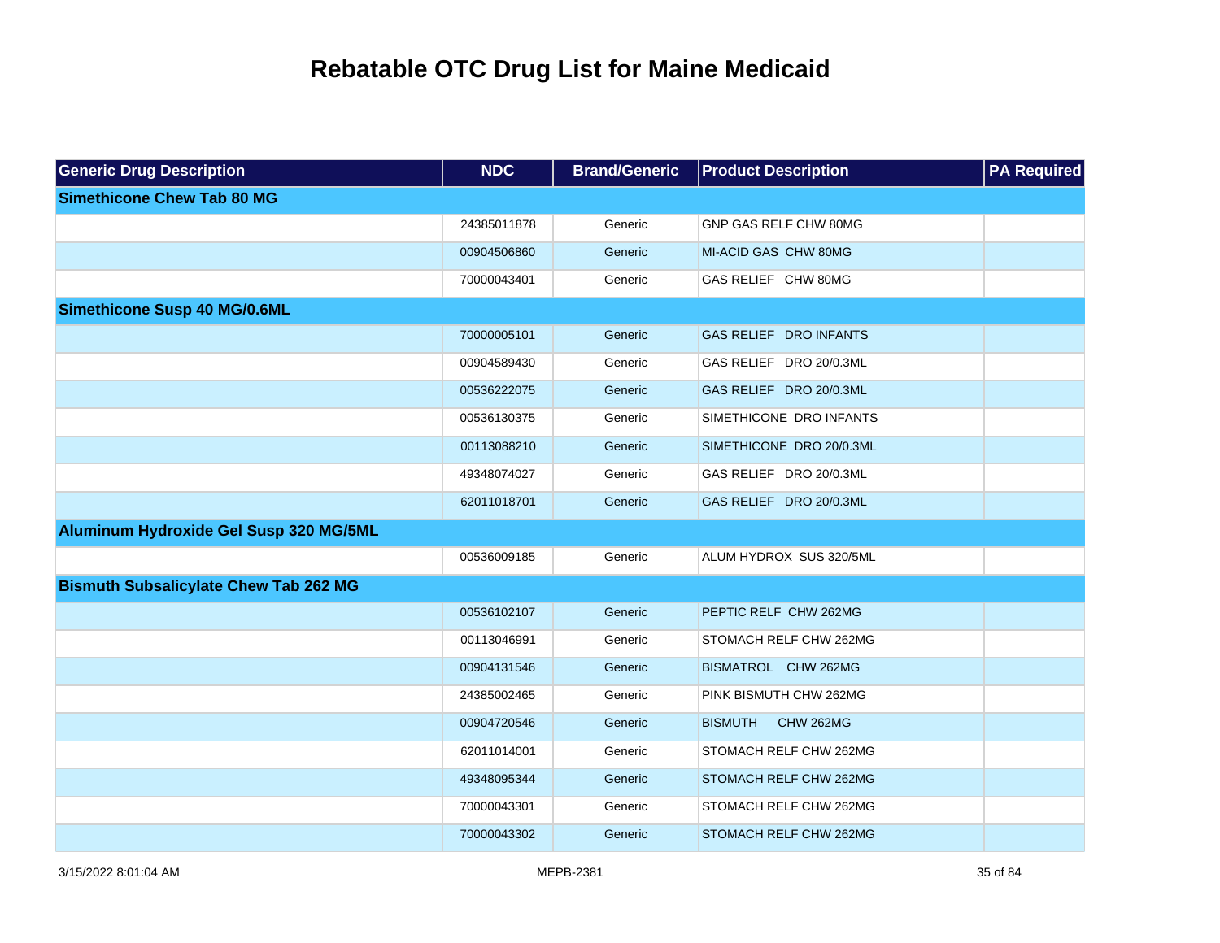# Rebatable OTC Drug List for Maine Medicaid

| Generic Drug Description | NDC | Brand/Generic | Product Description | PA Required |
|---|---|---|---|---|
| **Simethicone Chew Tab 80 MG** | | | | |
| | 24385011878 | Generic | GNP GAS RELF CHW 80MG | |
| | 00904506860 | Generic | MI-ACID GAS CHW 80MG | |
| | 70000043401 | Generic | GAS RELIEF CHW 80MG | |
| **Simethicone Susp 40 MG/0.6ML** | | | | |
| | 70000005101 | Generic | GAS RELIEF DRO INFANTS | |
| | 00904589430 | Generic | GAS RELIEF DRO 20/0.3ML | |
| | 00536222075 | Generic | GAS RELIEF DRO 20/0.3ML | |
| | 00536130375 | Generic | SIMETHICONE DRO INFANTS | |
| | 00113088210 | Generic | SIMETHICONE DRO 20/0.3ML | |
| | 49348074027 | Generic | GAS RELIEF DRO 20/0.3ML | |
| | 62011018701 | Generic | GAS RELIEF DRO 20/0.3ML | |
| **Aluminum Hydroxide Gel Susp 320 MG/5ML** | | | | |
| | 00536009185 | Generic | ALUM HYDROX SUS 320/5ML | |
| **Bismuth Subsalicylate Chew Tab 262 MG** | | | | |
| | 00536102107 | Generic | PEPTIC RELF CHW 262MG | |
| | 00113046991 | Generic | STOMACH RELF CHW 262MG | |
| | 00904131546 | Generic | BISMATROL CHW 262MG | |
| | 24385002465 | Generic | PINK BISMUTH CHW 262MG | |
| | 00904720546 | Generic | BISMUTH CHW 262MG | |
| | 62011014001 | Generic | STOMACH RELF CHW 262MG | |
| | 49348095344 | Generic | STOMACH RELF CHW 262MG | |
| | 70000043301 | Generic | STOMACH RELF CHW 262MG | |
| | 70000043302 | Generic | STOMACH RELF CHW 262MG | |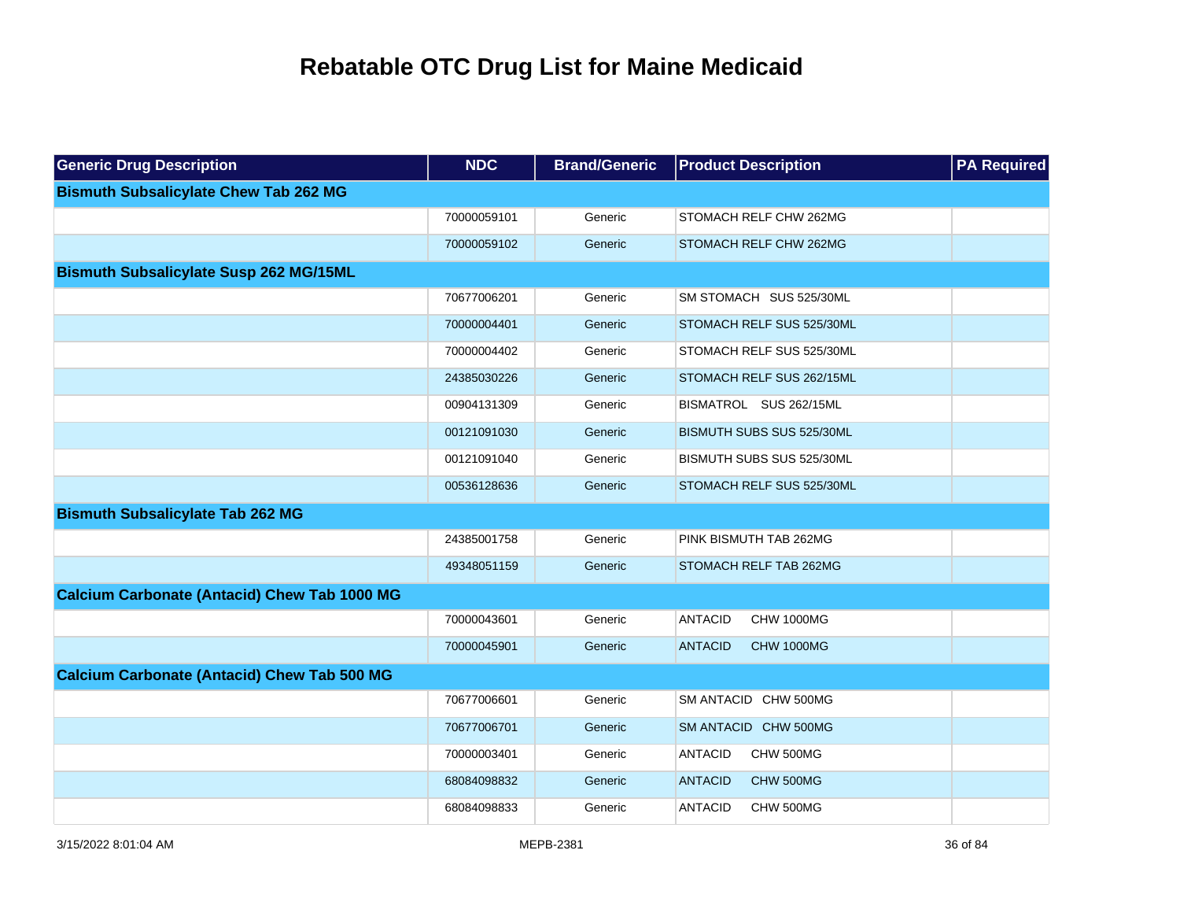# Rebatable OTC Drug List for Maine Medicaid

| Generic Drug Description | NDC | Brand/Generic | Product Description | PA Required |
|---|---|---|---|---|
| **Bismuth Subsalicylate Chew Tab 262 MG** | | | | |
| | 70000059101 | Generic | STOMACH RELF CHW 262MG | |
| | 70000059102 | Generic | STOMACH RELF CHW 262MG | |
| **Bismuth Subsalicylate Susp 262 MG/15ML** | | | | |
| | 70677006201 | Generic | SM STOMACH SUS 525/30ML | |
| | 70000004401 | Generic | STOMACH RELF SUS 525/30ML | |
| | 70000004402 | Generic | STOMACH RELF SUS 525/30ML | |
| | 24385030226 | Generic | STOMACH RELF SUS 262/15ML | |
| | 00904131309 | Generic | BISMATROL SUS 262/15ML | |
| | 00121091030 | Generic | BISMUTH SUBS SUS 525/30ML | |
| | 00121091040 | Generic | BISMUTH SUBS SUS 525/30ML | |
| | 00536128636 | Generic | STOMACH RELF SUS 525/30ML | |
| **Bismuth Subsalicylate Tab 262 MG** | | | | |
| | 24385001758 | Generic | PINK BISMUTH TAB 262MG | |
| | 49348051159 | Generic | STOMACH RELF TAB 262MG | |
| **Calcium Carbonate (Antacid) Chew Tab 1000 MG** | | | | |
| | 70000043601 | Generic | ANTACID CHW 1000MG | |
| | 70000045901 | Generic | ANTACID CHW 1000MG | |
| **Calcium Carbonate (Antacid) Chew Tab 500 MG** | | | | |
| | 70677006601 | Generic | SM ANTACID CHW 500MG | |
| | 70677006701 | Generic | SM ANTACID CHW 500MG | |
| | 70000003401 | Generic | ANTACID CHW 500MG | |
| | 68084098832 | Generic | ANTACID CHW 500MG | |
| | 68084098833 | Generic | ANTACID CHW 500MG | |

3/15/2022 8:01:04 AM MEPB-2381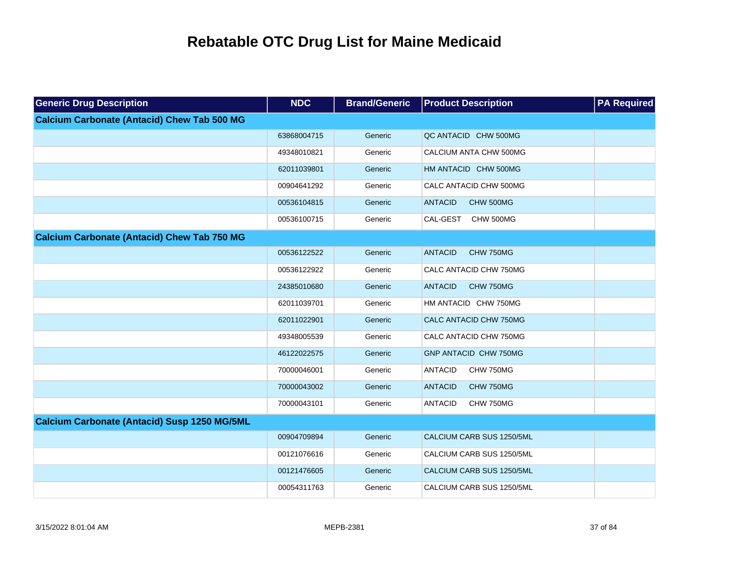# Rebatable OTC Drug List for Maine Medicaid

| Generic Drug Description | NDC | Brand/Generic | Product Description | PA Required |
|---|---|---|---|---|
| **Calcium Carbonate (Antacid) Chew Tab 500 MG** | | | | |
| | 63868004715 | Generic | QC ANTACID CHW 500MG | |
| | 49348010821 | Generic | CALCIUM ANTA CHW 500MG | |
| | 62011039801 | Generic | HM ANTACID CHW 500MG | |
| | 00904641292 | Generic | CALC ANTACID CHW 500MG | |
| | 00536104815 | Generic | ANTACID CHW 500MG | |
| | 00536100715 | Generic | CAL-GEST CHW 500MG | |
| **Calcium Carbonate (Antacid) Chew Tab 750 MG** | | | | |
| | 00536122522 | Generic | ANTACID CHW 750MG | |
| | 00536122922 | Generic | CALC ANTACID CHW 750MG | |
| | 24385010680 | Generic | ANTACID CHW 750MG | |
| | 62011039701 | Generic | HM ANTACID CHW 750MG | |
| | 62011022901 | Generic | CALC ANTACID CHW 750MG | |
| | 49348005539 | Generic | CALC ANTACID CHW 750MG | |
| | 46122022575 | Generic | GNP ANTACID CHW 750MG | |
| | 70000046001 | Generic | ANTACID CHW 750MG | |
| | 70000043002 | Generic | ANTACID CHW 750MG | |
| | 70000043101 | Generic | ANTACID CHW 750MG | |
| **Calcium Carbonate (Antacid) Susp 1250 MG/5ML** | | | | |
| | 00904709894 | Generic | CALCIUM CARB SUS 1250/5ML | |
| | 00121076616 | Generic | CALCIUM CARB SUS 1250/5ML | |
| | 00121476605 | Generic | CALCIUM CARB SUS 1250/5ML | |
| | 00054311763 | Generic | CALCIUM CARB SUS 1250/5ML | |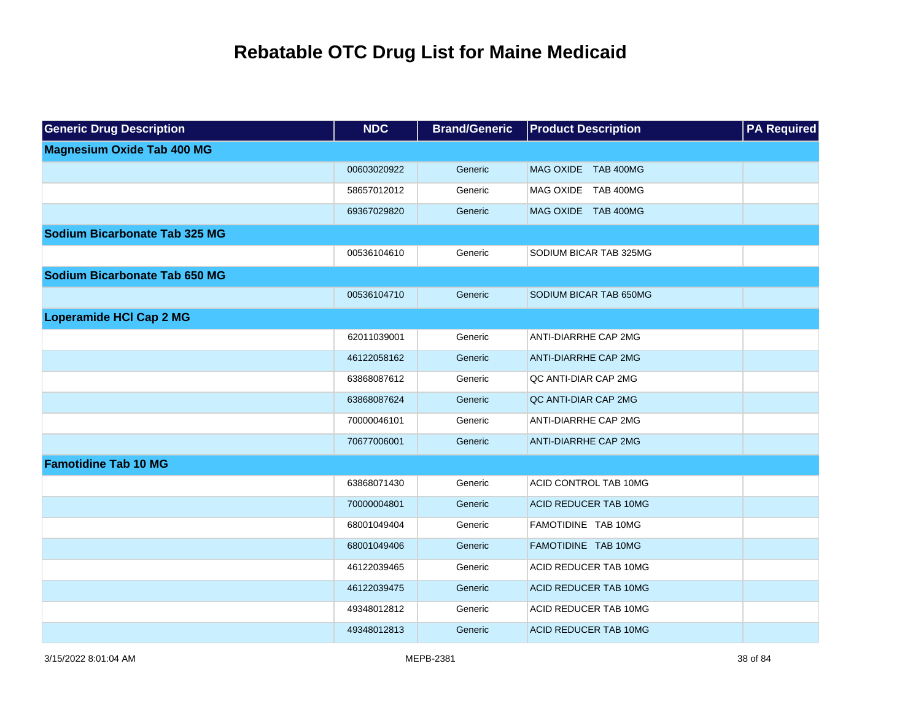# Rebatable OTC Drug List for Maine Medicaid

| Generic Drug Description | NDC | Brand/Generic | Product Description | PA Required |
|---|---|---|---|---|
| **Magnesium Oxide Tab 400 MG** | | | | |
| | 00603020922 | Generic | MAG OXIDE TAB 400MG | |
| | 58657012012 | Generic | MAG OXIDE TAB 400MG | |
| | 69367029820 | Generic | MAG OXIDE TAB 400MG | |
| **Sodium Bicarbonate Tab 325 MG** | | | | |
| | 00536104610 | Generic | SODIUM BICAR TAB 325MG | |
| **Sodium Bicarbonate Tab 650 MG** | | | | |
| | 00536104710 | Generic | SODIUM BICAR TAB 650MG | |
| **Loperamide HCl Cap 2 MG** | | | | |
| | 62011039001 | Generic | ANTI-DIARRHE CAP 2MG | |
| | 46122058162 | Generic | ANTI-DIARRHE CAP 2MG | |
| | 63868087612 | Generic | QC ANTI-DIAR CAP 2MG | |
| | 63868087624 | Generic | QC ANTI-DIAR CAP 2MG | |
| | 70000046101 | Generic | ANTI-DIARRHE CAP 2MG | |
| | 70677006001 | Generic | ANTI-DIARRHE CAP 2MG | |
| **Famotidine Tab 10 MG** | | | | |
| | 63868071430 | Generic | ACID CONTROL TAB 10MG | |
| | 70000004801 | Generic | ACID REDUCER TAB 10MG | |
| | 68001049404 | Generic | FAMOTIDINE TAB 10MG | |
| | 68001049406 | Generic | FAMOTIDINE TAB 10MG | |
| | 46122039465 | Generic | ACID REDUCER TAB 10MG | |
| | 46122039475 | Generic | ACID REDUCER TAB 10MG | |
| | 49348012812 | Generic | ACID REDUCER TAB 10MG | |
| | 49348012813 | Generic | ACID REDUCER TAB 10MG | |

3/15/2022 8:01:04 AM MEPB-2381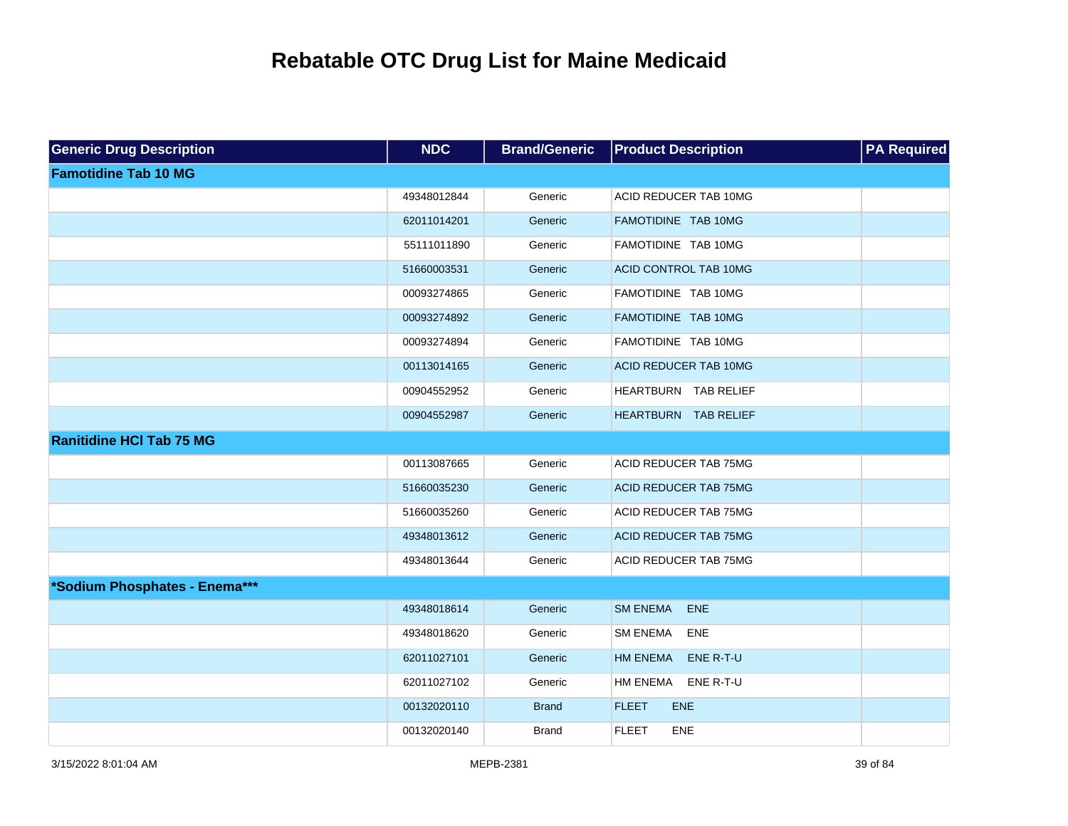# Rebatable OTC Drug List for Maine Medicaid

| Generic Drug Description | NDC | Brand/Generic | Product Description | PA Required |
|---|---|---|---|---|
| **Famotidine Tab 10 MG** | | | | |
| | 49348012844 | Generic | ACID REDUCER TAB 10MG | |
| | 62011014201 | Generic | FAMOTIDINE TAB 10MG | |
| | 55111011890 | Generic | FAMOTIDINE TAB 10MG | |
| | 51660003531 | Generic | ACID CONTROL TAB 10MG | |
| | 00093274865 | Generic | FAMOTIDINE TAB 10MG | |
| | 00093274892 | Generic | FAMOTIDINE TAB 10MG | |
| | 00093274894 | Generic | FAMOTIDINE TAB 10MG | |
| | 00113014165 | Generic | ACID REDUCER TAB 10MG | |
| | 00904552952 | Generic | HEARTBURN TAB RELIEF | |
| | 00904552987 | Generic | HEARTBURN TAB RELIEF | |
| **Ranitidine HCl Tab 75 MG** | | | | |
| | 00113087665 | Generic | ACID REDUCER TAB 75MG | |
| | 51660035230 | Generic | ACID REDUCER TAB 75MG | |
| | 51660035260 | Generic | ACID REDUCER TAB 75MG | |
| | 49348013612 | Generic | ACID REDUCER TAB 75MG | |
| | 49348013644 | Generic | ACID REDUCER TAB 75MG | |
| **\*Sodium Phosphates - Enema\*\*\*** | | | | |
| | 49348018614 | Generic | SM ENEMA ENE | |
| | 49348018620 | Generic | SM ENEMA ENE | |
| | 62011027101 | Generic | HM ENEMA ENE R-T-U | |
| | 62011027102 | Generic | HM ENEMA ENE R-T-U | |
| | 00132020110 | Brand | FLEET ENE | |
| | 00132020140 | Brand | FLEET ENE | |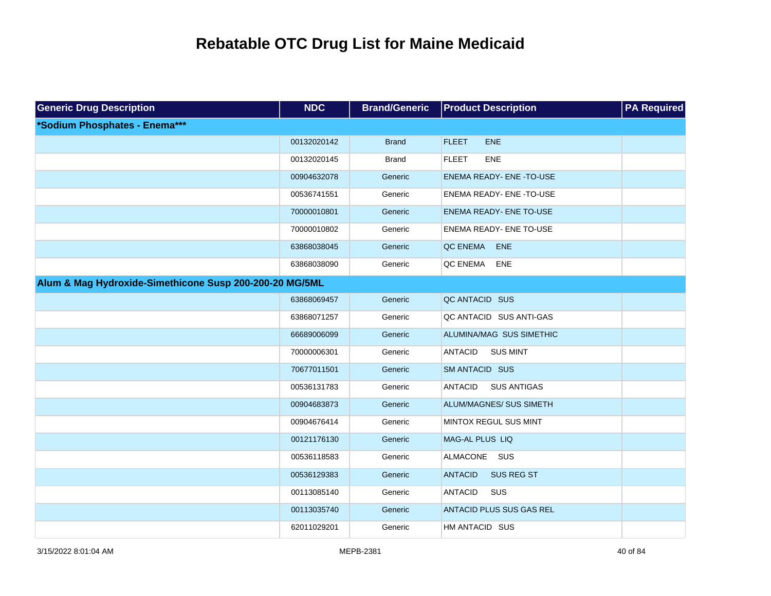# Rebatable OTC Drug List for Maine Medicaid

| Generic Drug Description | NDC | Brand/Generic | Product Description | PA Required |
|---|---|---|---|---|
| ***Sodium Phosphates - Enema***** | | | | |
| | 00132020142 | Brand | FLEET ENE | |
| | 00132020145 | Brand | FLEET ENE | |
| | 00904632078 | Generic | ENEMA READY- ENE -TO-USE | |
| | 00536741551 | Generic | ENEMA READY- ENE -TO-USE | |
| | 70000010801 | Generic | ENEMA READY- ENE TO-USE | |
| | 70000010802 | Generic | ENEMA READY- ENE TO-USE | |
| | 63868038045 | Generic | QC ENEMA ENE | |
| | 63868038090 | Generic | QC ENEMA ENE | |
| **Alum & Mag Hydroxide-Simethicone Susp 200-200-20 MG/5ML** | | | | |
| | 63868069457 | Generic | QC ANTACID SUS | |
| | 63868071257 | Generic | QC ANTACID SUS ANTI-GAS | |
| | 66689006099 | Generic | ALUMINA/MAG SUS SIMETHIC | |
| | 70000006301 | Generic | ANTACID SUS MINT | |
| | 70677011501 | Generic | SM ANTACID SUS | |
| | 00536131783 | Generic | ANTACID SUS ANTIGAS | |
| | 00904683873 | Generic | ALUM/MAGNES/ SUS SIMETH | |
| | 00904676414 | Generic | MINTOX REGUL SUS MINT | |
| | 00121176130 | Generic | MAG-AL PLUS LIQ | |
| | 00536118583 | Generic | ALMACONE SUS | |
| | 00536129383 | Generic | ANTACID SUS REG ST | |
| | 00113085140 | Generic | ANTACID SUS | |
| | 00113035740 | Generic | ANTACID PLUS SUS GAS REL | |
| | 62011029201 | Generic | HM ANTACID SUS | |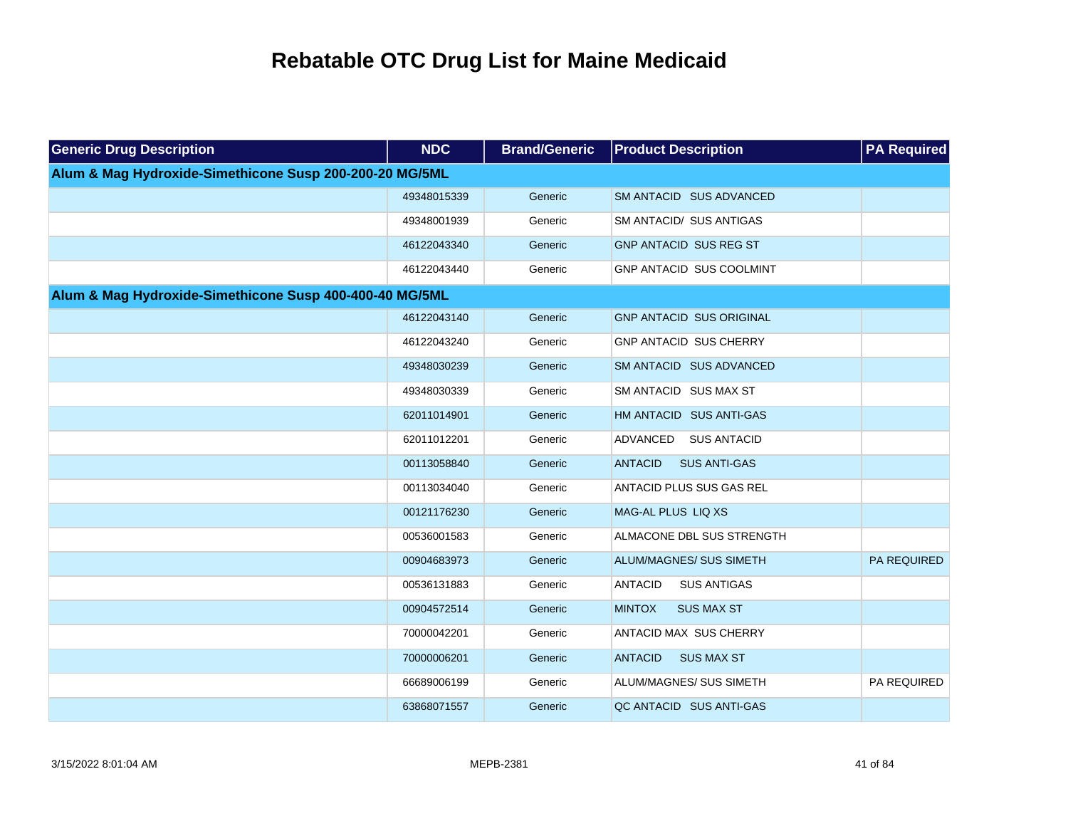# Rebatable OTC Drug List for Maine Medicaid

| Generic Drug Description | NDC | Brand/Generic | Product Description | PA Required |
|---|---|---|---|---|
| **Alum & Mag Hydroxide-Simethicone Susp 200-200-20 MG/5ML** | | | | |
| | 49348015339 | Generic | SM ANTACID SUS ADVANCED | |
| | 49348001939 | Generic | SM ANTACID/ SUS ANTIGAS | |
| | 46122043340 | Generic | GNP ANTACID SUS REG ST | |
| | 46122043440 | Generic | GNP ANTACID SUS COOLMINT | |
| **Alum & Mag Hydroxide-Simethicone Susp 400-400-40 MG/5ML** | | | | |
| | 46122043140 | Generic | GNP ANTACID SUS ORIGINAL | |
| | 46122043240 | Generic | GNP ANTACID SUS CHERRY | |
| | 49348030239 | Generic | SM ANTACID SUS ADVANCED | |
| | 49348030339 | Generic | SM ANTACID SUS MAX ST | |
| | 62011014901 | Generic | HM ANTACID SUS ANTI-GAS | |
| | 62011012201 | Generic | ADVANCED SUS ANTACID | |
| | 00113058840 | Generic | ANTACID SUS ANTI-GAS | |
| | 00113034040 | Generic | ANTACID PLUS SUS GAS REL | |
| | 00121176230 | Generic | MAG-AL PLUS LIQ XS | |
| | 00536001583 | Generic | ALMACONE DBL SUS STRENGTH | |
| | 00904683973 | Generic | ALUM/MAGNES/ SUS SIMETH | PA REQUIRED |
| | 00536131883 | Generic | ANTACID SUS ANTIGAS | |
| | 00904572514 | Generic | MINTOX SUS MAX ST | |
| | 70000042201 | Generic | ANTACID MAX SUS CHERRY | |
| | 70000006201 | Generic | ANTACID SUS MAX ST | |
| | 66689006199 | Generic | ALUM/MAGNES/ SUS SIMETH | PA REQUIRED |
| | 63868071557 | Generic | QC ANTACID SUS ANTI-GAS | |

3/15/2022 8:01:04 AM MEPB-2381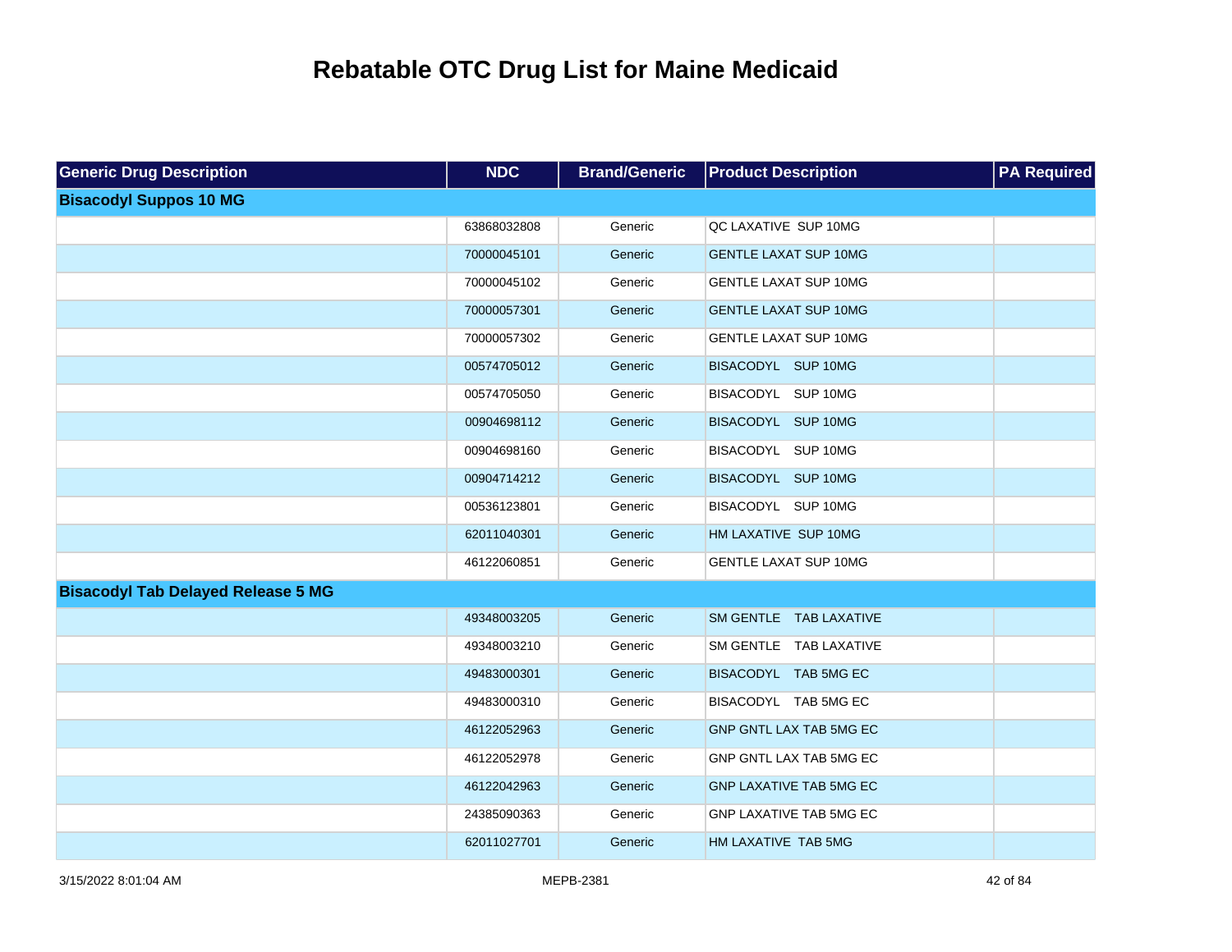# Rebatable OTC Drug List for Maine Medicaid

| Generic Drug Description | NDC | Brand/Generic | Product Description | PA Required |
|---|---|---|---|---|
| **Bisacodyl Suppos 10 MG** | | | | |
| | 63868032808 | Generic | QC LAXATIVE SUP 10MG | |
| | 70000045101 | Generic | GENTLE LAXAT SUP 10MG | |
| | 70000045102 | Generic | GENTLE LAXAT SUP 10MG | |
| | 70000057301 | Generic | GENTLE LAXAT SUP 10MG | |
| | 70000057302 | Generic | GENTLE LAXAT SUP 10MG | |
| | 00574705012 | Generic | BISACODYL SUP 10MG | |
| | 00574705050 | Generic | BISACODYL SUP 10MG | |
| | 00904698112 | Generic | BISACODYL SUP 10MG | |
| | 00904698160 | Generic | BISACODYL SUP 10MG | |
| | 00904714212 | Generic | BISACODYL SUP 10MG | |
| | 00536123801 | Generic | BISACODYL SUP 10MG | |
| | 62011040301 | Generic | HM LAXATIVE SUP 10MG | |
| | 46122060851 | Generic | GENTLE LAXAT SUP 10MG | |
| **Bisacodyl Tab Delayed Release 5 MG** | | | | |
| | 49348003205 | Generic | SM GENTLE TAB LAXATIVE | |
| | 49348003210 | Generic | SM GENTLE TAB LAXATIVE | |
| | 49483000301 | Generic | BISACODYL TAB 5MG EC | |
| | 49483000310 | Generic | BISACODYL TAB 5MG EC | |
| | 46122052963 | Generic | GNP GNTL LAX TAB 5MG EC | |
| | 46122052978 | Generic | GNP GNTL LAX TAB 5MG EC | |
| | 46122042963 | Generic | GNP LAXATIVE TAB 5MG EC | |
| | 24385090363 | Generic | GNP LAXATIVE TAB 5MG EC | |
| | 62011027701 | Generic | HM LAXATIVE TAB 5MG | |

3/15/2022 8:01:04 AM MEPB-2381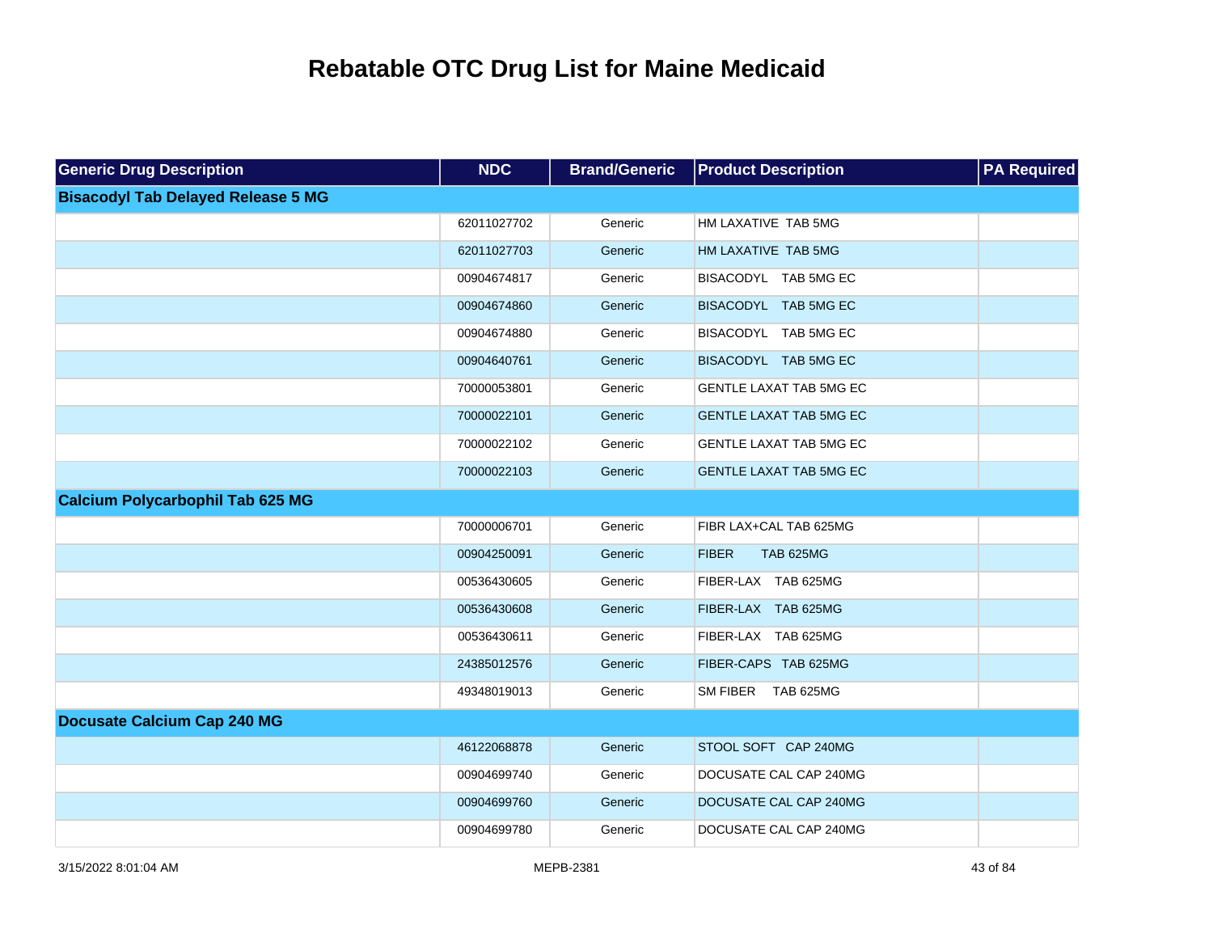# Rebatable OTC Drug List for Maine Medicaid

| Generic Drug Description | NDC | Brand/Generic | Product Description | PA Required |
|---|---|---|---|---|
| **Bisacodyl Tab Delayed Release 5 MG** | | | | |
| | 62011027702 | Generic | HM LAXATIVE TAB 5MG | |
| | 62011027703 | Generic | HM LAXATIVE TAB 5MG | |
| | 00904674817 | Generic | BISACODYL TAB 5MG EC | |
| | 00904674860 | Generic | BISACODYL TAB 5MG EC | |
| | 00904674880 | Generic | BISACODYL TAB 5MG EC | |
| | 00904640761 | Generic | BISACODYL TAB 5MG EC | |
| | 70000053801 | Generic | GENTLE LAXAT TAB 5MG EC | |
| | 70000022101 | Generic | GENTLE LAXAT TAB 5MG EC | |
| | 70000022102 | Generic | GENTLE LAXAT TAB 5MG EC | |
| | 70000022103 | Generic | GENTLE LAXAT TAB 5MG EC | |
| **Calcium Polycarbophil Tab 625 MG** | | | | |
| | 70000006701 | Generic | FIBR LAX+CAL TAB 625MG | |
| | 00904250091 | Generic | FIBER TAB 625MG | |
| | 00536430605 | Generic | FIBER-LAX TAB 625MG | |
| | 00536430608 | Generic | FIBER-LAX TAB 625MG | |
| | 00536430611 | Generic | FIBER-LAX TAB 625MG | |
| | 24385012576 | Generic | FIBER-CAPS TAB 625MG | |
| | 49348019013 | Generic | SM FIBER TAB 625MG | |
| **Docusate Calcium Cap 240 MG** | | | | |
| | 46122068878 | Generic | STOOL SOFT CAP 240MG | |
| | 00904699740 | Generic | DOCUSATE CAL CAP 240MG | |
| | 00904699760 | Generic | DOCUSATE CAL CAP 240MG | |
| | 00904699780 | Generic | DOCUSATE CAL CAP 240MG | |

3/15/2022 8:01:04 AM MEPB-2381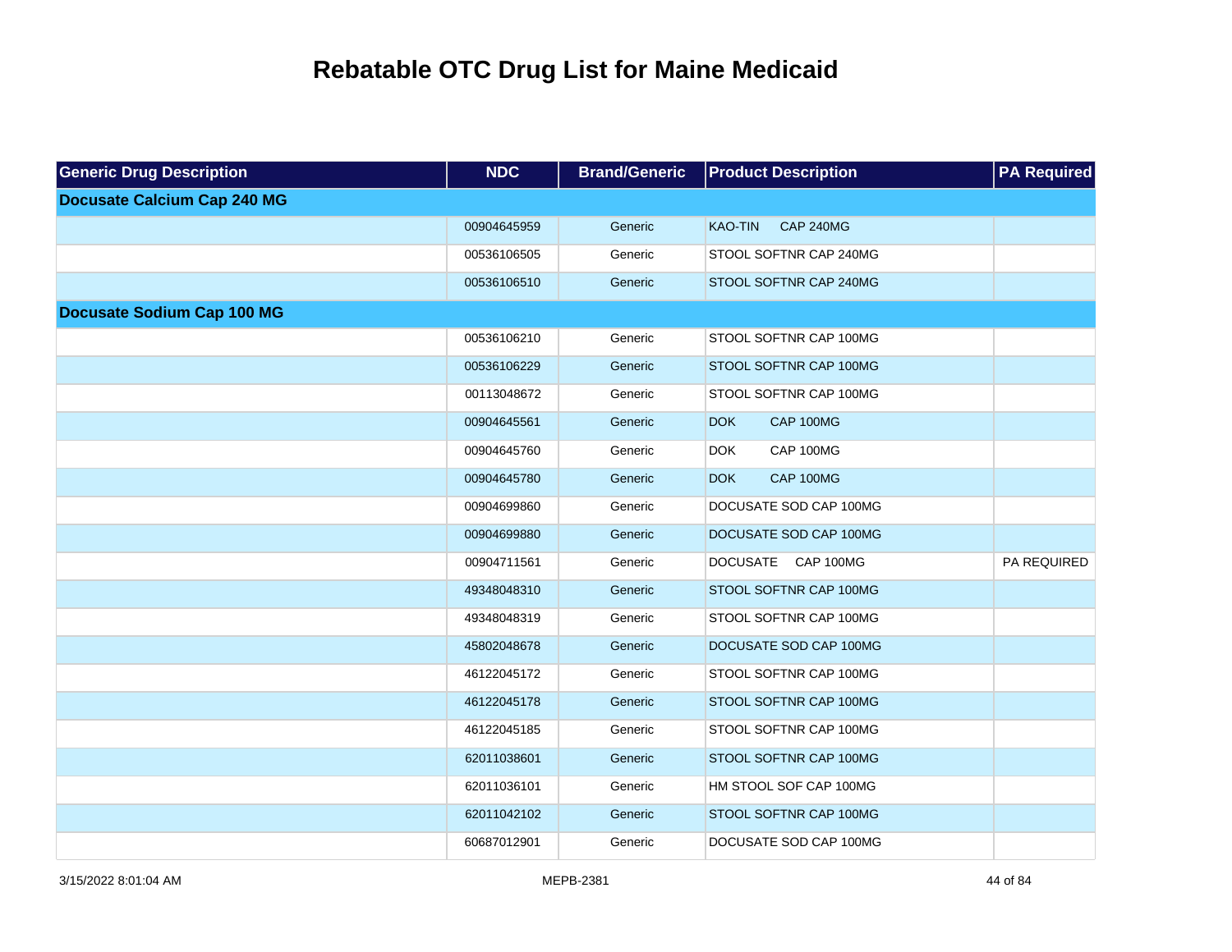# Rebatable OTC Drug List for Maine Medicaid

| Generic Drug Description | NDC | Brand/Generic | Product Description | PA Required |
|---|---|---|---|---|
| **Docusate Calcium Cap 240 MG** | | | | |
| | 00904645959 | Generic | KAO-TIN CAP 240MG | |
| | 00536106505 | Generic | STOOL SOFTNR CAP 240MG | |
| | 00536106510 | Generic | STOOL SOFTNR CAP 240MG | |
| **Docusate Sodium Cap 100 MG** | | | | |
| | 00536106210 | Generic | STOOL SOFTNR CAP 100MG | |
| | 00536106229 | Generic | STOOL SOFTNR CAP 100MG | |
| | 00113048672 | Generic | STOOL SOFTNR CAP 100MG | |
| | 00904645561 | Generic | DOK CAP 100MG | |
| | 00904645760 | Generic | DOK CAP 100MG | |
| | 00904645780 | Generic | DOK CAP 100MG | |
| | 00904699860 | Generic | DOCUSATE SOD CAP 100MG | |
| | 00904699880 | Generic | DOCUSATE SOD CAP 100MG | |
| | 00904711561 | Generic | DOCUSATE CAP 100MG | PA REQUIRED |
| | 49348048310 | Generic | STOOL SOFTNR CAP 100MG | |
| | 49348048319 | Generic | STOOL SOFTNR CAP 100MG | |
| | 45802048678 | Generic | DOCUSATE SOD CAP 100MG | |
| | 46122045172 | Generic | STOOL SOFTNR CAP 100MG | |
| | 46122045178 | Generic | STOOL SOFTNR CAP 100MG | |
| | 46122045185 | Generic | STOOL SOFTNR CAP 100MG | |
| | 62011038601 | Generic | STOOL SOFTNR CAP 100MG | |
| | 62011036101 | Generic | HM STOOL SOF CAP 100MG | |
| | 62011042102 | Generic | STOOL SOFTNR CAP 100MG | |
| | 60687012901 | Generic | DOCUSATE SOD CAP 100MG | |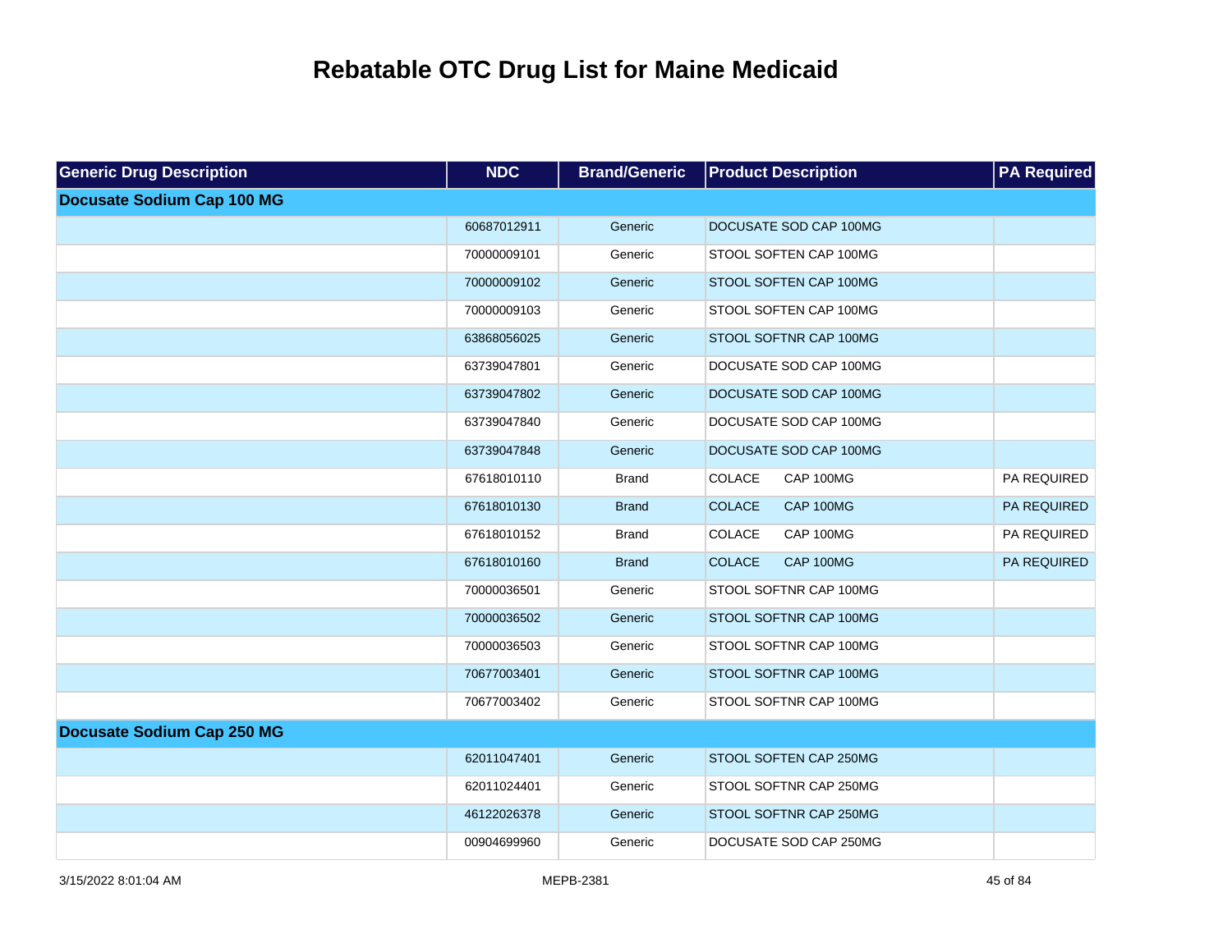# Rebatable OTC Drug List for Maine Medicaid

| Generic Drug Description | NDC | Brand/Generic | Product Description | PA Required |
|---|---|---|---|---|
| **Docusate Sodium Cap 100 MG** | | | | |
| | 60687012911 | Generic | DOCUSATE SOD CAP 100MG | |
| | 70000009101 | Generic | STOOL SOFTEN CAP 100MG | |
| | 70000009102 | Generic | STOOL SOFTEN CAP 100MG | |
| | 70000009103 | Generic | STOOL SOFTEN CAP 100MG | |
| | 63868056025 | Generic | STOOL SOFTNR CAP 100MG | |
| | 63739047801 | Generic | DOCUSATE SOD CAP 100MG | |
| | 63739047802 | Generic | DOCUSATE SOD CAP 100MG | |
| | 63739047840 | Generic | DOCUSATE SOD CAP 100MG | |
| | 63739047848 | Generic | DOCUSATE SOD CAP 100MG | |
| | 67618010110 | Brand | COLACE CAP 100MG | PA REQUIRED |
| | 67618010130 | Brand | COLACE CAP 100MG | PA REQUIRED |
| | 67618010152 | Brand | COLACE CAP 100MG | PA REQUIRED |
| | 67618010160 | Brand | COLACE CAP 100MG | PA REQUIRED |
| | 70000036501 | Generic | STOOL SOFTNR CAP 100MG | |
| | 70000036502 | Generic | STOOL SOFTNR CAP 100MG | |
| | 70000036503 | Generic | STOOL SOFTNR CAP 100MG | |
| | 70677003401 | Generic | STOOL SOFTNR CAP 100MG | |
| | 70677003402 | Generic | STOOL SOFTNR CAP 100MG | |
| **Docusate Sodium Cap 250 MG** | | | | |
| | 62011047401 | Generic | STOOL SOFTEN CAP 250MG | |
| | 62011024401 | Generic | STOOL SOFTNR CAP 250MG | |
| | 46122026378 | Generic | STOOL SOFTNR CAP 250MG | |
| | 00904699960 | Generic | DOCUSATE SOD CAP 250MG | |

3/15/2022 8:01:04 AM MEPB-2381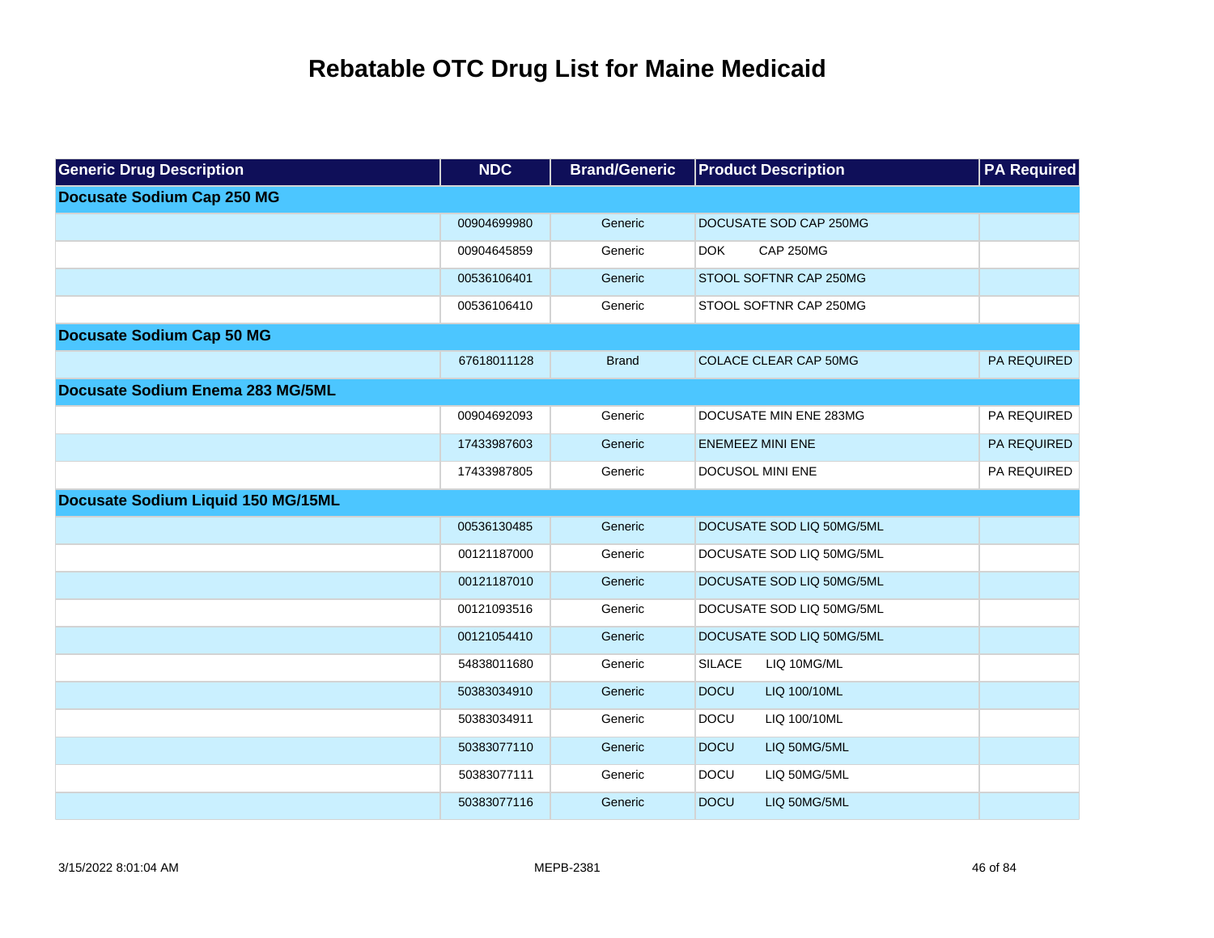# Rebatable OTC Drug List for Maine Medicaid

| Generic Drug Description | NDC | Brand/Generic | Product Description | PA Required |
|---|---|---|---|---|
| **Docusate Sodium Cap 250 MG** | | | | |
| | 00904699980 | Generic | DOCUSATE SOD CAP 250MG | |
| | 00904645859 | Generic | DOK CAP 250MG | |
| | 00536106401 | Generic | STOOL SOFTNR CAP 250MG | |
| | 00536106410 | Generic | STOOL SOFTNR CAP 250MG | |
| **Docusate Sodium Cap 50 MG** | | | | |
| | 67618011128 | Brand | COLACE CLEAR CAP 50MG | PA REQUIRED |
| **Docusate Sodium Enema 283 MG/5ML** | | | | |
| | 00904692093 | Generic | DOCUSATE MIN ENE 283MG | PA REQUIRED |
| | 17433987603 | Generic | ENEMEEZ MINI ENE | PA REQUIRED |
| | 17433987805 | Generic | DOCUSOL MINI ENE | PA REQUIRED |
| **Docusate Sodium Liquid 150 MG/15ML** | | | | |
| | 00536130485 | Generic | DOCUSATE SOD LIQ 50MG/5ML | |
| | 00121187000 | Generic | DOCUSATE SOD LIQ 50MG/5ML | |
| | 00121187010 | Generic | DOCUSATE SOD LIQ 50MG/5ML | |
| | 00121093516 | Generic | DOCUSATE SOD LIQ 50MG/5ML | |
| | 00121054410 | Generic | DOCUSATE SOD LIQ 50MG/5ML | |
| | 54838011680 | Generic | SILACE LIQ 10MG/ML | |
| | 50383034910 | Generic | DOCU LIQ 100/10ML | |
| | 50383034911 | Generic | DOCU LIQ 100/10ML | |
| | 50383077110 | Generic | DOCU LIQ 50MG/5ML | |
| | 50383077111 | Generic | DOCU LIQ 50MG/5ML | |
| | 50383077116 | Generic | DOCU LIQ 50MG/5ML | |

3/15/2022 8:01:04 AM MEPB-2381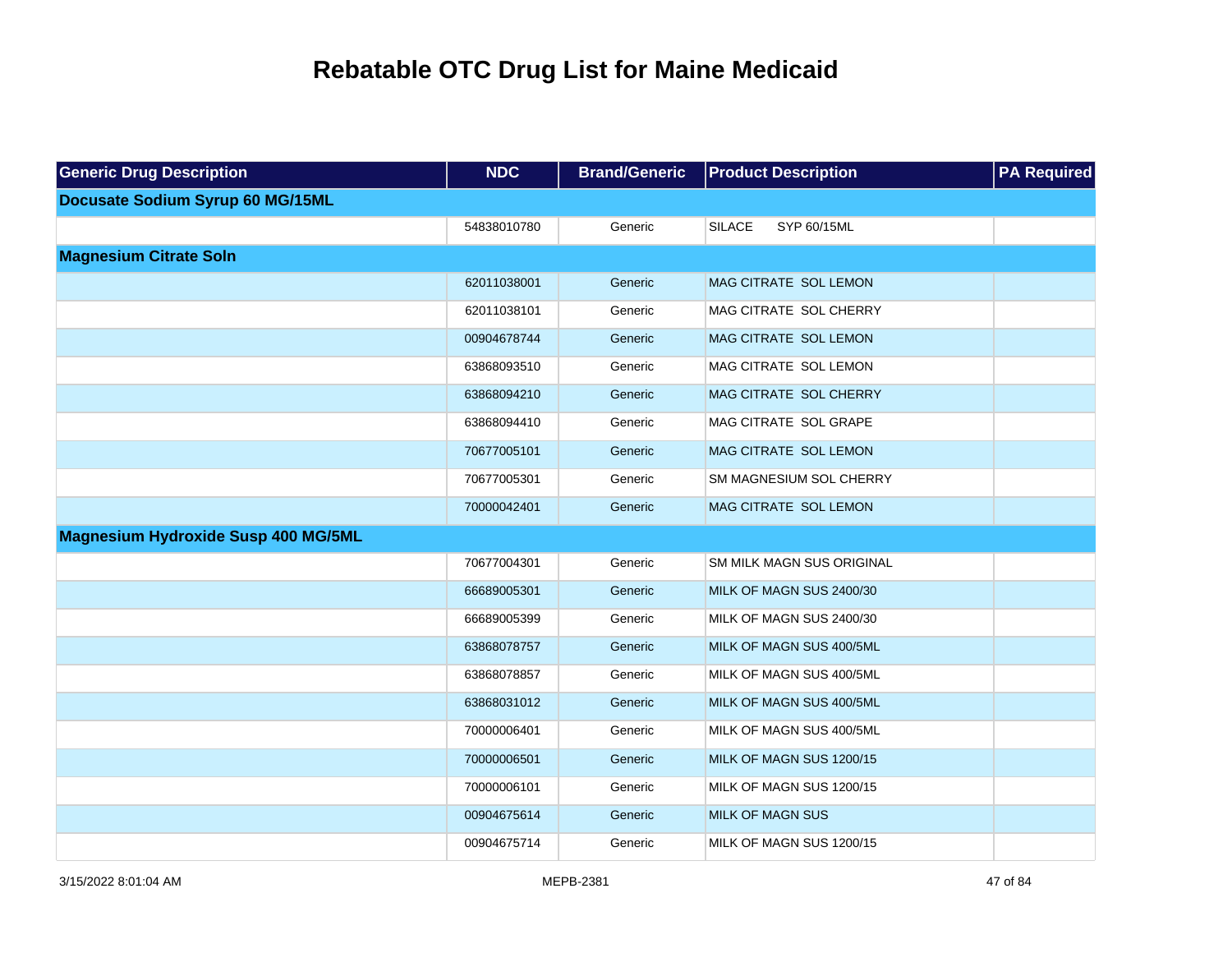# Rebatable OTC Drug List for Maine Medicaid

| Generic Drug Description | NDC | Brand/Generic | Product Description | PA Required |
|---|---|---|---|---|
| **Docusate Sodium Syrup 60 MG/15ML** | | | | |
| | 54838010780 | Generic | SILACE SYP 60/15ML | |
| **Magnesium Citrate Soln** | | | | |
| | 62011038001 | Generic | MAG CITRATE SOL LEMON | |
| | 62011038101 | Generic | MAG CITRATE SOL CHERRY | |
| | 00904678744 | Generic | MAG CITRATE SOL LEMON | |
| | 63868093510 | Generic | MAG CITRATE SOL LEMON | |
| | 63868094210 | Generic | MAG CITRATE SOL CHERRY | |
| | 63868094410 | Generic | MAG CITRATE SOL GRAPE | |
| | 70677005101 | Generic | MAG CITRATE SOL LEMON | |
| | 70677005301 | Generic | SM MAGNESIUM SOL CHERRY | |
| | 70000042401 | Generic | MAG CITRATE SOL LEMON | |
| **Magnesium Hydroxide Susp 400 MG/5ML** | | | | |
| | 70677004301 | Generic | SM MILK MAGN SUS ORIGINAL | |
| | 66689005301 | Generic | MILK OF MAGN SUS 2400/30 | |
| | 66689005399 | Generic | MILK OF MAGN SUS 2400/30 | |
| | 63868078757 | Generic | MILK OF MAGN SUS 400/5ML | |
| | 63868078857 | Generic | MILK OF MAGN SUS 400/5ML | |
| | 63868031012 | Generic | MILK OF MAGN SUS 400/5ML | |
| | 70000006401 | Generic | MILK OF MAGN SUS 400/5ML | |
| | 70000006501 | Generic | MILK OF MAGN SUS 1200/15 | |
| | 70000006101 | Generic | MILK OF MAGN SUS 1200/15 | |
| | 00904675614 | Generic | MILK OF MAGN SUS | |
| | 00904675714 | Generic | MILK OF MAGN SUS 1200/15 | |

3/15/2022 8:01:04 AM MEPB-2381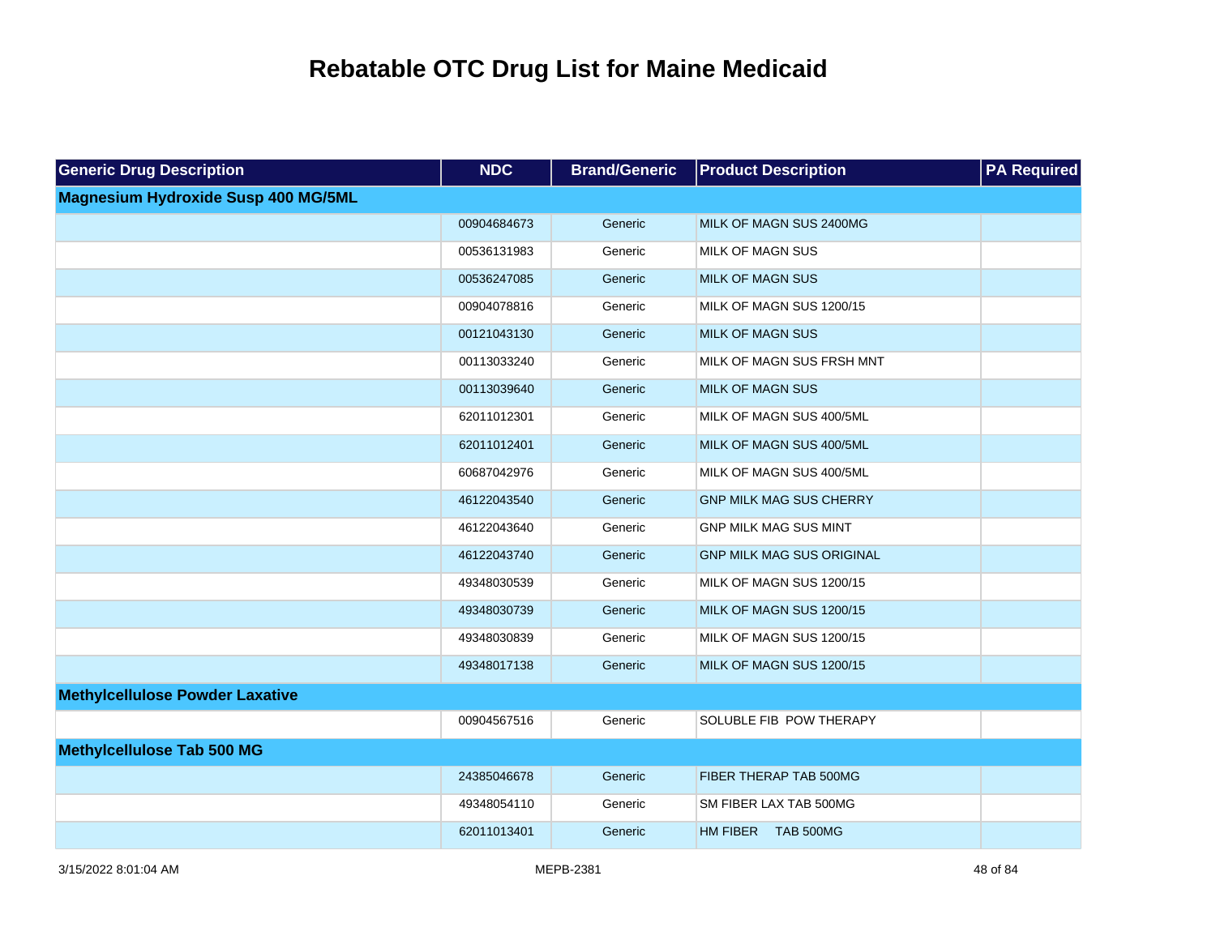# Rebatable OTC Drug List for Maine Medicaid

| Generic Drug Description | NDC | Brand/Generic | Product Description | PA Required |
|---|---|---|---|---|
| **Magnesium Hydroxide Susp 400 MG/5ML** | | | | |
| | 00904684673 | Generic | MILK OF MAGN SUS 2400MG | |
| | 00536131983 | Generic | MILK OF MAGN SUS | |
| | 00536247085 | Generic | MILK OF MAGN SUS | |
| | 00904078816 | Generic | MILK OF MAGN SUS 1200/15 | |
| | 00121043130 | Generic | MILK OF MAGN SUS | |
| | 00113033240 | Generic | MILK OF MAGN SUS FRSH MNT | |
| | 00113039640 | Generic | MILK OF MAGN SUS | |
| | 62011012301 | Generic | MILK OF MAGN SUS 400/5ML | |
| | 62011012401 | Generic | MILK OF MAGN SUS 400/5ML | |
| | 60687042976 | Generic | MILK OF MAGN SUS 400/5ML | |
| | 46122043540 | Generic | GNP MILK MAG SUS CHERRY | |
| | 46122043640 | Generic | GNP MILK MAG SUS MINT | |
| | 46122043740 | Generic | GNP MILK MAG SUS ORIGINAL | |
| | 49348030539 | Generic | MILK OF MAGN SUS 1200/15 | |
| | 49348030739 | Generic | MILK OF MAGN SUS 1200/15 | |
| | 49348030839 | Generic | MILK OF MAGN SUS 1200/15 | |
| | 49348017138 | Generic | MILK OF MAGN SUS 1200/15 | |
| **Methylcellulose Powder Laxative** | | | | |
| | 00904567516 | Generic | SOLUBLE FIB POW THERAPY | |
| **Methylcellulose Tab 500 MG** | | | | |
| | 24385046678 | Generic | FIBER THERAP TAB 500MG | |
| | 49348054110 | Generic | SM FIBER LAX TAB 500MG | |
| | 62011013401 | Generic | HM FIBER TAB 500MG | |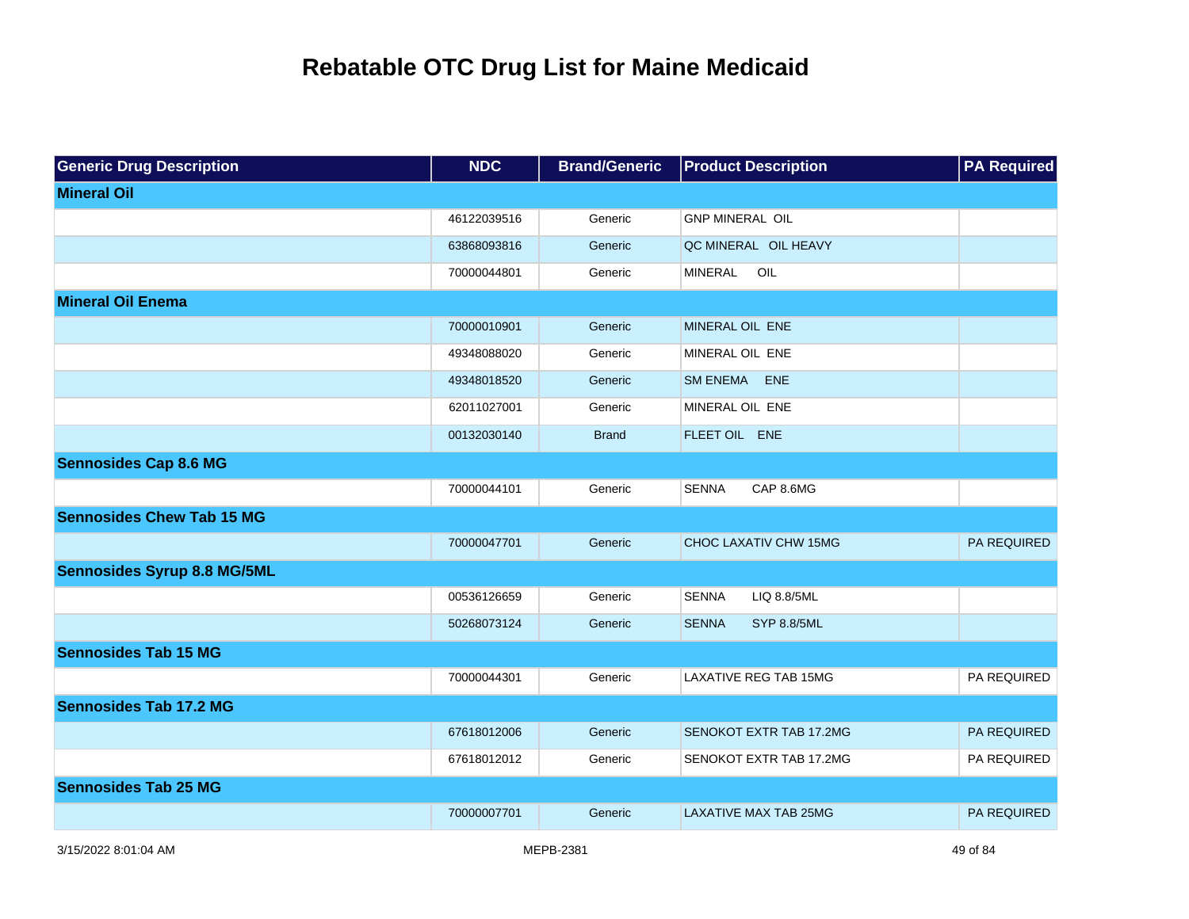# Rebatable OTC Drug List for Maine Medicaid

| Generic Drug Description | NDC | Brand/Generic | Product Description | PA Required |
|---|---|---|---|---|
| **Mineral Oil** | | | | |
| | 46122039516 | Generic | GNP MINERAL OIL | |
| | 63868093816 | Generic | QC MINERAL OIL HEAVY | |
| | 70000044801 | Generic | MINERAL OIL | |
| **Mineral Oil Enema** | | | | |
| | 70000010901 | Generic | MINERAL OIL ENE | |
| | 49348088020 | Generic | MINERAL OIL ENE | |
| | 49348018520 | Generic | SM ENEMA ENE | |
| | 62011027001 | Generic | MINERAL OIL ENE | |
| | 00132030140 | Brand | FLEET OIL ENE | |
| **Sennosides Cap 8.6 MG** | | | | |
| | 70000044101 | Generic | SENNA CAP 8.6MG | |
| **Sennosides Chew Tab 15 MG** | | | | |
| | 70000047701 | Generic | CHOC LAXATIV CHW 15MG | PA REQUIRED |
| **Sennosides Syrup 8.8 MG/5ML** | | | | |
| | 00536126659 | Generic | SENNA LIQ 8.8/5ML | |
| | 50268073124 | Generic | SENNA SYP 8.8/5ML | |
| **Sennosides Tab 15 MG** | | | | |
| | 70000044301 | Generic | LAXATIVE REG TAB 15MG | PA REQUIRED |
| **Sennosides Tab 17.2 MG** | | | | |
| | 67618012006 | Generic | SENOKOT EXTR TAB 17.2MG | PA REQUIRED |
| | 67618012012 | Generic | SENOKOT EXTR TAB 17.2MG | PA REQUIRED |
| **Sennosides Tab 25 MG** | | | | |
| | 70000007701 | Generic | LAXATIVE MAX TAB 25MG | PA REQUIRED |

3/15/2022 8:01:04 AM MEPB-2381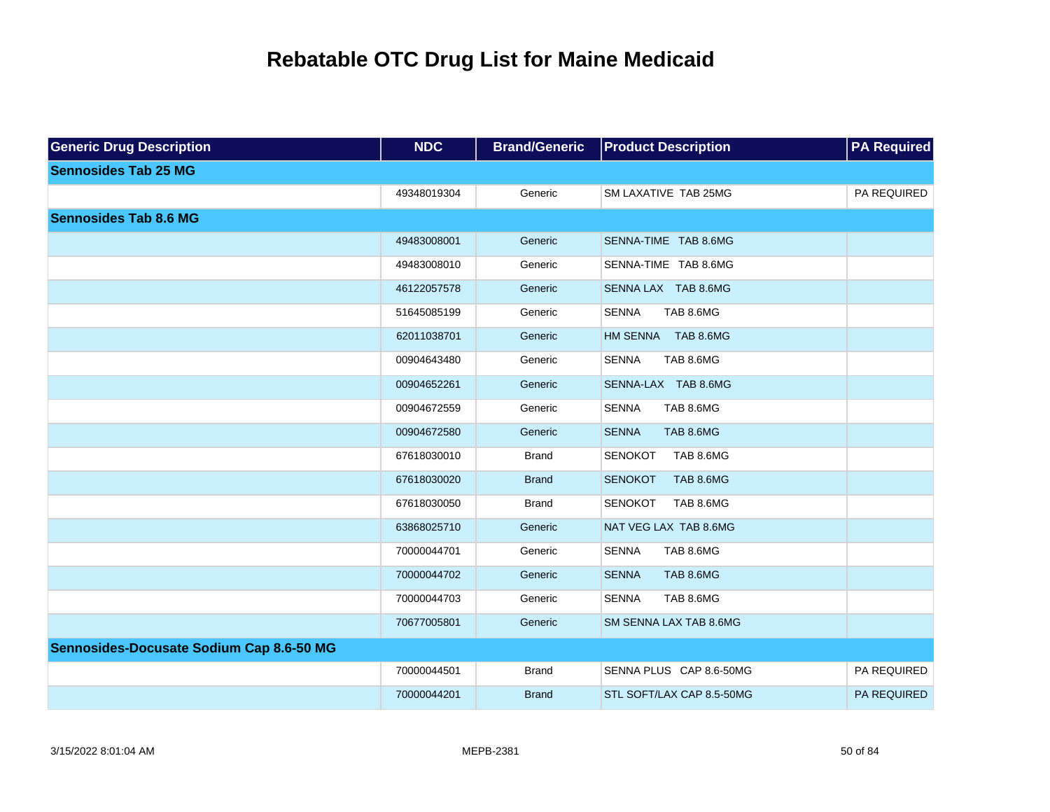# Rebatable OTC Drug List for Maine Medicaid

| Generic Drug Description | NDC | Brand/Generic | Product Description | PA Required |
|---|---|---|---|---|
| **Sennosides Tab 25 MG** | | | | |
| | 49348019304 | Generic | SM LAXATIVE TAB 25MG | PA REQUIRED |
| **Sennosides Tab 8.6 MG** | | | | |
| | 49483008001 | Generic | SENNA-TIME TAB 8.6MG | |
| | 49483008010 | Generic | SENNA-TIME TAB 8.6MG | |
| | 46122057578 | Generic | SENNA LAX TAB 8.6MG | |
| | 51645085199 | Generic | SENNA TAB 8.6MG | |
| | 62011038701 | Generic | HM SENNA TAB 8.6MG | |
| | 00904643480 | Generic | SENNA TAB 8.6MG | |
| | 00904652261 | Generic | SENNA-LAX TAB 8.6MG | |
| | 00904672559 | Generic | SENNA TAB 8.6MG | |
| | 00904672580 | Generic | SENNA TAB 8.6MG | |
| | 67618030010 | Brand | SENOKOT TAB 8.6MG | |
| | 67618030020 | Brand | SENOKOT TAB 8.6MG | |
| | 67618030050 | Brand | SENOKOT TAB 8.6MG | |
| | 63868025710 | Generic | NAT VEG LAX TAB 8.6MG | |
| | 70000044701 | Generic | SENNA TAB 8.6MG | |
| | 70000044702 | Generic | SENNA TAB 8.6MG | |
| | 70000044703 | Generic | SENNA TAB 8.6MG | |
| | 70677005801 | Generic | SM SENNA LAX TAB 8.6MG | |
| **Sennosides-Docusate Sodium Cap 8.6-50 MG** | | | | |
| | 70000044501 | Brand | SENNA PLUS CAP 8.6-50MG | PA REQUIRED |
| | 70000044201 | Brand | STL SOFT/LAX CAP 8.5-50MG | PA REQUIRED |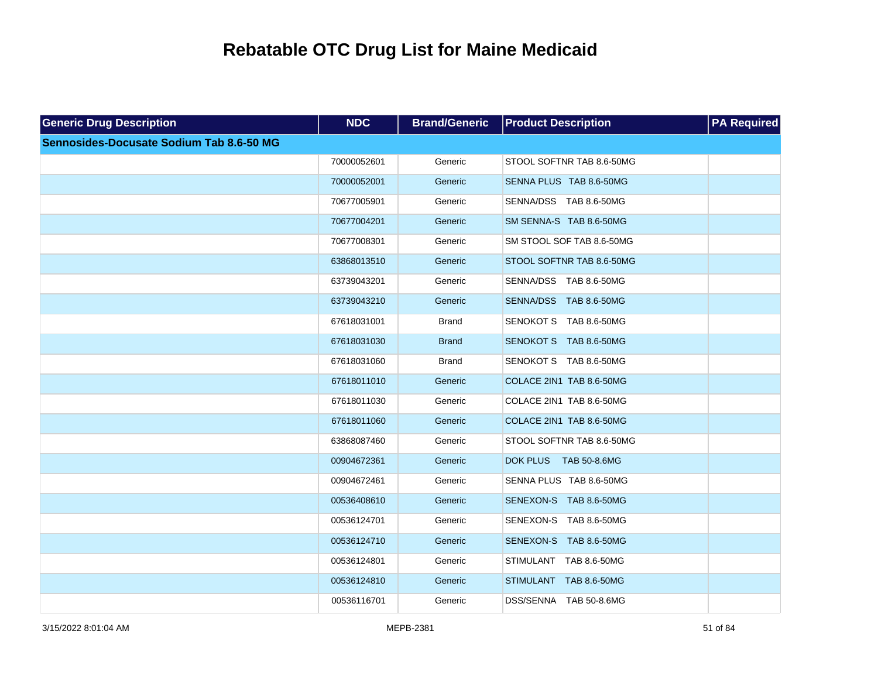# Rebatable OTC Drug List for Maine Medicaid

| Generic Drug Description | NDC | Brand/Generic | Product Description | PA Required |
| --- | --- | --- | --- | --- |
| **Sennosides-Docusate Sodium Tab 8.6-50 MG** | | | | |
| | 70000052601 | Generic | STOOL SOFTNR TAB 8.6-50MG | |
| | 70000052001 | Generic | SENNA PLUS TAB 8.6-50MG | |
| | 70677005901 | Generic | SENNA/DSS TAB 8.6-50MG | |
| | 70677004201 | Generic | SM SENNA-S TAB 8.6-50MG | |
| | 70677008301 | Generic | SM STOOL SOF TAB 8.6-50MG | |
| | 63868013510 | Generic | STOOL SOFTNR TAB 8.6-50MG | |
| | 63739043201 | Generic | SENNA/DSS TAB 8.6-50MG | |
| | 63739043210 | Generic | SENNA/DSS TAB 8.6-50MG | |
| | 67618031001 | Brand | SENOKOT S TAB 8.6-50MG | |
| | 67618031030 | Brand | SENOKOT S TAB 8.6-50MG | |
| | 67618031060 | Brand | SENOKOT S TAB 8.6-50MG | |
| | 67618011010 | Generic | COLACE 2IN1 TAB 8.6-50MG | |
| | 67618011030 | Generic | COLACE 2IN1 TAB 8.6-50MG | |
| | 67618011060 | Generic | COLACE 2IN1 TAB 8.6-50MG | |
| | 63868087460 | Generic | STOOL SOFTNR TAB 8.6-50MG | |
| | 00904672361 | Generic | DOK PLUS TAB 50-8.6MG | |
| | 00904672461 | Generic | SENNA PLUS TAB 8.6-50MG | |
| | 00536408610 | Generic | SENEXON-S TAB 8.6-50MG | |
| | 00536124701 | Generic | SENEXON-S TAB 8.6-50MG | |
| | 00536124710 | Generic | SENEXON-S TAB 8.6-50MG | |
| | 00536124801 | Generic | STIMULANT TAB 8.6-50MG | |
| | 00536124810 | Generic | STIMULANT TAB 8.6-50MG | |
| | 00536116701 | Generic | DSS/SENNA TAB 50-8.6MG | |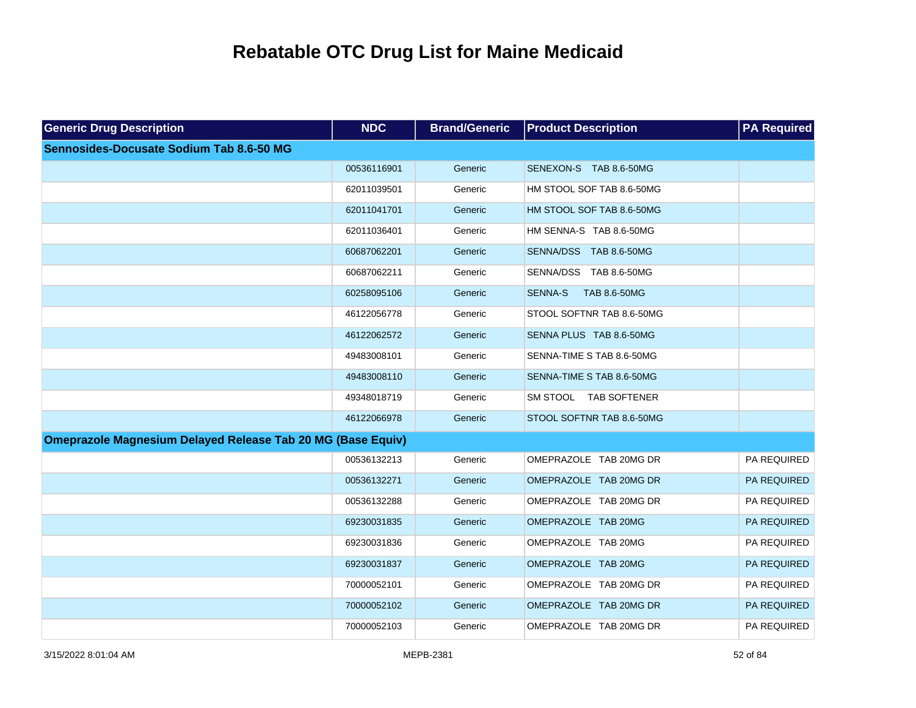# Rebatable OTC Drug List for Maine Medicaid

| Generic Drug Description | NDC | Brand/Generic | Product Description | PA Required |
|---|---|---|---|---|
| **Sennosides-Docusate Sodium Tab 8.6-50 MG** | | | | |
| | 00536116901 | Generic | SENEXON-S TAB 8.6-50MG | |
| | 62011039501 | Generic | HM STOOL SOF TAB 8.6-50MG | |
| | 62011041701 | Generic | HM STOOL SOF TAB 8.6-50MG | |
| | 62011036401 | Generic | HM SENNA-S TAB 8.6-50MG | |
| | 60687062201 | Generic | SENNA/DSS TAB 8.6-50MG | |
| | 60687062211 | Generic | SENNA/DSS TAB 8.6-50MG | |
| | 60258095106 | Generic | SENNA-S TAB 8.6-50MG | |
| | 46122056778 | Generic | STOOL SOFTNR TAB 8.6-50MG | |
| | 46122062572 | Generic | SENNA PLUS TAB 8.6-50MG | |
| | 49483008101 | Generic | SENNA-TIME S TAB 8.6-50MG | |
| | 49483008110 | Generic | SENNA-TIME S TAB 8.6-50MG | |
| | 49348018719 | Generic | SM STOOL TAB SOFTENER | |
| | 46122066978 | Generic | STOOL SOFTNR TAB 8.6-50MG | |
| **Omeprazole Magnesium Delayed Release Tab 20 MG (Base Equiv)** | | | | |
| | 00536132213 | Generic | OMEPRAZOLE TAB 20MG DR | PA REQUIRED |
| | 00536132271 | Generic | OMEPRAZOLE TAB 20MG DR | PA REQUIRED |
| | 00536132288 | Generic | OMEPRAZOLE TAB 20MG DR | PA REQUIRED |
| | 69230031835 | Generic | OMEPRAZOLE TAB 20MG | PA REQUIRED |
| | 69230031836 | Generic | OMEPRAZOLE TAB 20MG | PA REQUIRED |
| | 69230031837 | Generic | OMEPRAZOLE TAB 20MG | PA REQUIRED |
| | 70000052101 | Generic | OMEPRAZOLE TAB 20MG DR | PA REQUIRED |
| | 70000052102 | Generic | OMEPRAZOLE TAB 20MG DR | PA REQUIRED |
| | 70000052103 | Generic | OMEPRAZOLE TAB 20MG DR | PA REQUIRED |

3/15/2022 8:01:04 AM MEPB-2381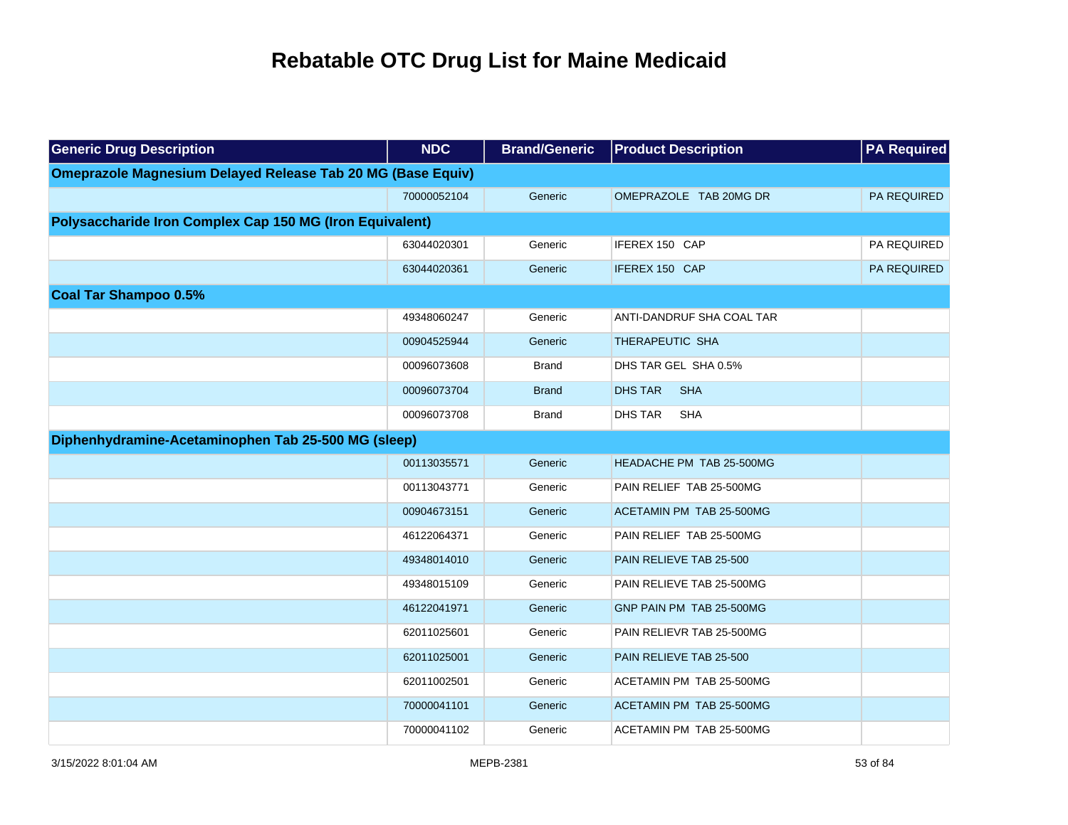# Rebatable OTC Drug List for Maine Medicaid

| Generic Drug Description | NDC | Brand/Generic | Product Description | PA Required |
|---|---|---|---|---|
| **Omeprazole Magnesium Delayed Release Tab 20 MG (Base Equiv)** | | | | |
| | 70000052104 | Generic | OMEPRAZOLE TAB 20MG DR | PA REQUIRED |
| **Polysaccharide Iron Complex Cap 150 MG (Iron Equivalent)** | | | | |
| | 63044020301 | Generic | IFEREX 150 CAP | PA REQUIRED |
| | 63044020361 | Generic | IFEREX 150 CAP | PA REQUIRED |
| **Coal Tar Shampoo 0.5%** | | | | |
| | 49348060247 | Generic | ANTI-DANDRUF SHA COAL TAR | |
| | 00904525944 | Generic | THERAPEUTIC SHA | |
| | 00096073608 | Brand | DHS TAR GEL SHA 0.5% | |
| | 00096073704 | Brand | DHS TAR SHA | |
| | 00096073708 | Brand | DHS TAR SHA | |
| **Diphenhydramine-Acetaminophen Tab 25-500 MG (sleep)** | | | | |
| | 00113035571 | Generic | HEADACHE PM TAB 25-500MG | |
| | 00113043771 | Generic | PAIN RELIEF TAB 25-500MG | |
| | 00904673151 | Generic | ACETAMIN PM TAB 25-500MG | |
| | 46122064371 | Generic | PAIN RELIEF TAB 25-500MG | |
| | 49348014010 | Generic | PAIN RELIEVE TAB 25-500 | |
| | 49348015109 | Generic | PAIN RELIEVE TAB 25-500MG | |
| | 46122041971 | Generic | GNP PAIN PM TAB 25-500MG | |
| | 62011025601 | Generic | PAIN RELIEVR TAB 25-500MG | |
| | 62011025001 | Generic | PAIN RELIEVE TAB 25-500 | |
| | 62011002501 | Generic | ACETAMIN PM TAB 25-500MG | |
| | 70000041101 | Generic | ACETAMIN PM TAB 25-500MG | |
| | 70000041102 | Generic | ACETAMIN PM TAB 25-500MG | |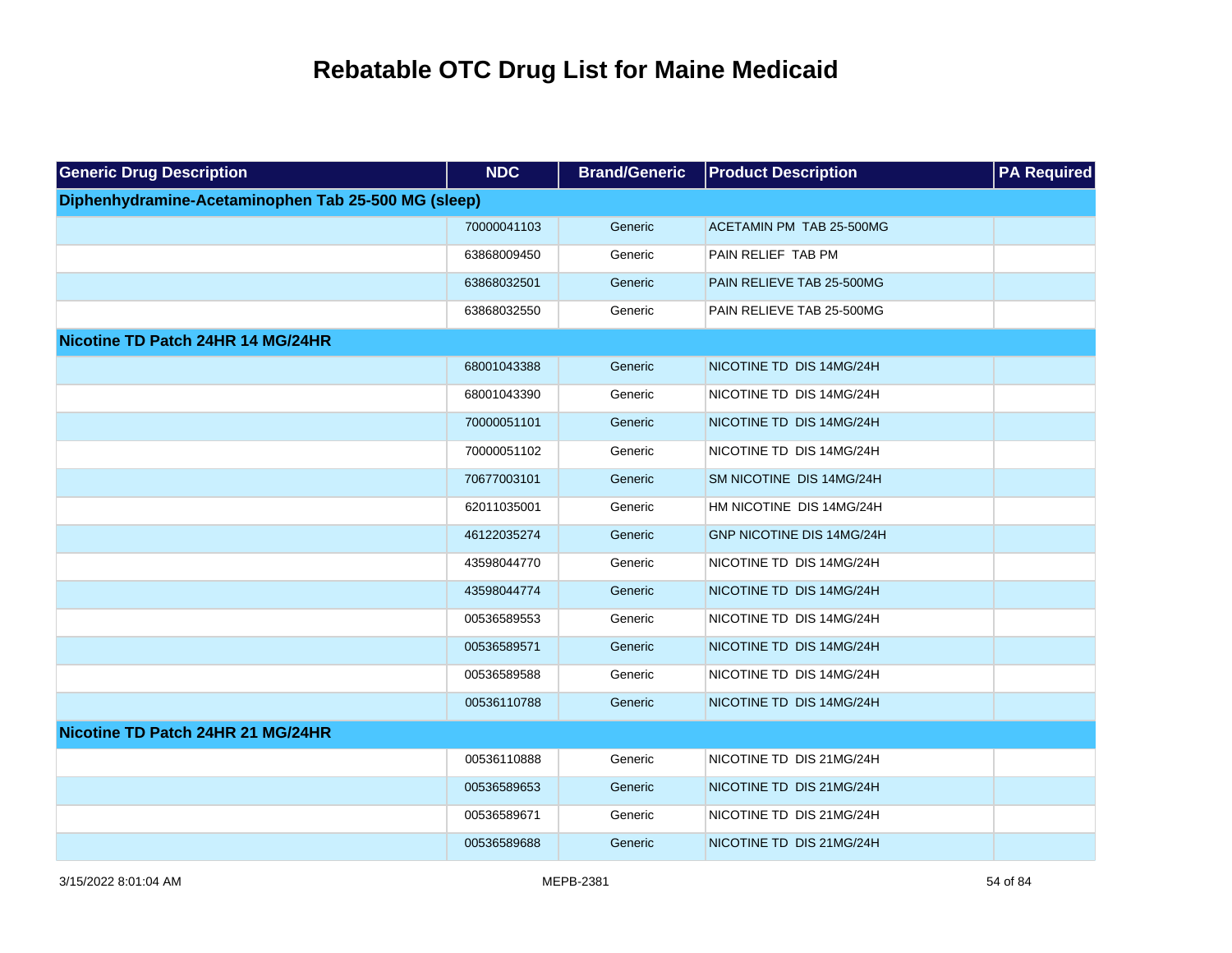# Rebatable OTC Drug List for Maine Medicaid

| Generic Drug Description | NDC | Brand/Generic | Product Description | PA Required |
|---|---|---|---|---|
| **Diphenhydramine-Acetaminophen Tab 25-500 MG (sleep)** | | | | |
| | 70000041103 | Generic | ACETAMIN PM TAB 25-500MG | |
| | 63868009450 | Generic | PAIN RELIEF TAB PM | |
| | 63868032501 | Generic | PAIN RELIEVE TAB 25-500MG | |
| | 63868032550 | Generic | PAIN RELIEVE TAB 25-500MG | |
| **Nicotine TD Patch 24HR 14 MG/24HR** | | | | |
| | 68001043388 | Generic | NICOTINE TD DIS 14MG/24H | |
| | 68001043390 | Generic | NICOTINE TD DIS 14MG/24H | |
| | 70000051101 | Generic | NICOTINE TD DIS 14MG/24H | |
| | 70000051102 | Generic | NICOTINE TD DIS 14MG/24H | |
| | 70677003101 | Generic | SM NICOTINE DIS 14MG/24H | |
| | 62011035001 | Generic | HM NICOTINE DIS 14MG/24H | |
| | 46122035274 | Generic | GNP NICOTINE DIS 14MG/24H | |
| | 43598044770 | Generic | NICOTINE TD DIS 14MG/24H | |
| | 43598044774 | Generic | NICOTINE TD DIS 14MG/24H | |
| | 00536589553 | Generic | NICOTINE TD DIS 14MG/24H | |
| | 00536589571 | Generic | NICOTINE TD DIS 14MG/24H | |
| | 00536589588 | Generic | NICOTINE TD DIS 14MG/24H | |
| | 00536110788 | Generic | NICOTINE TD DIS 14MG/24H | |
| **Nicotine TD Patch 24HR 21 MG/24HR** | | | | |
| | 00536110888 | Generic | NICOTINE TD DIS 21MG/24H | |
| | 00536589653 | Generic | NICOTINE TD DIS 21MG/24H | |
| | 00536589671 | Generic | NICOTINE TD DIS 21MG/24H | |
| | 00536589688 | Generic | NICOTINE TD DIS 21MG/24H | |

3/15/2022 8:01:04 AM MEPB-2381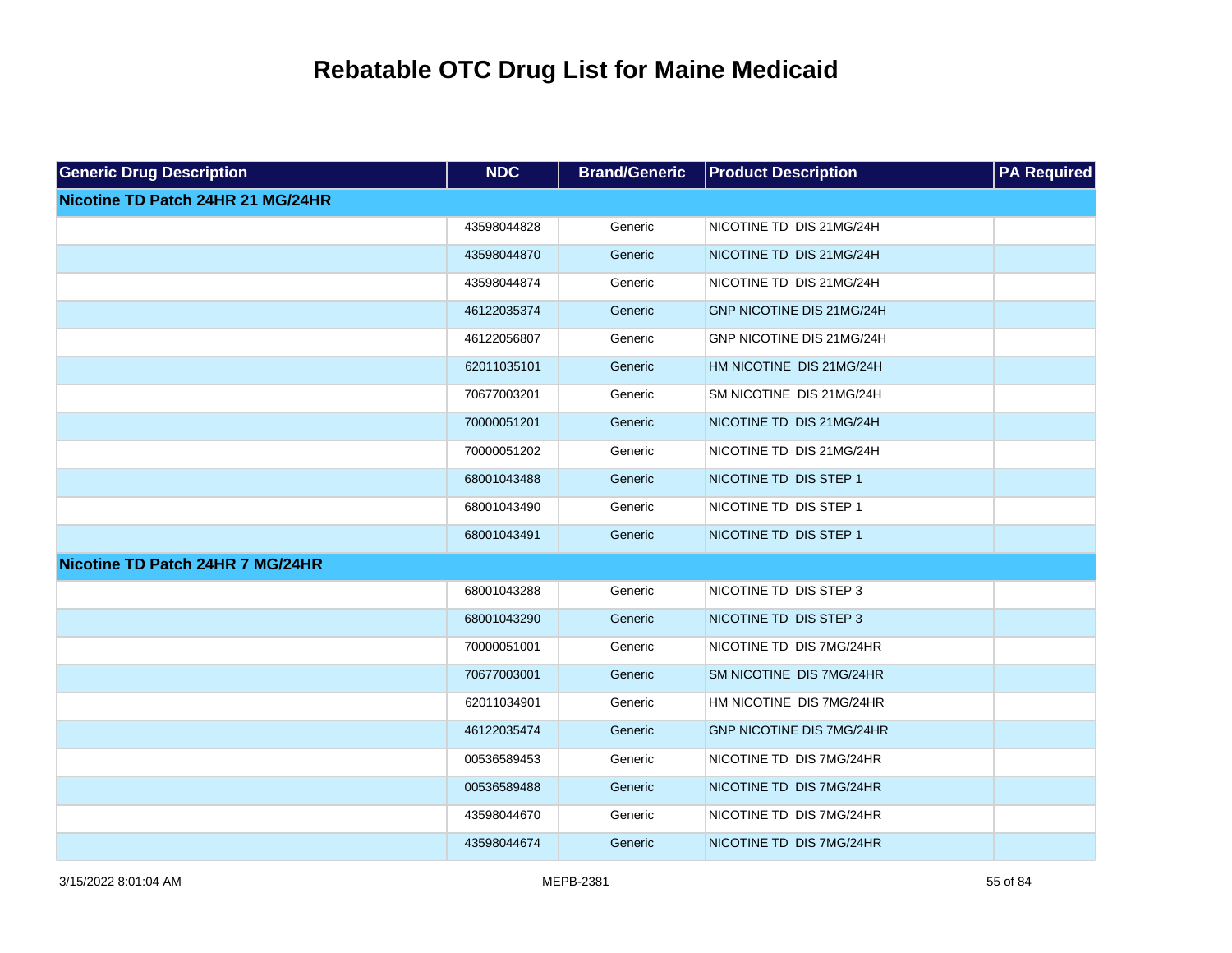# Rebatable OTC Drug List for Maine Medicaid

| Generic Drug Description | NDC | Brand/Generic | Product Description | PA Required |
|---|---|---|---|---|
| **Nicotine TD Patch 24HR 21 MG/24HR** | | | | |
| | 43598044828 | Generic | NICOTINE TD DIS 21MG/24H | |
| | 43598044870 | Generic | NICOTINE TD DIS 21MG/24H | |
| | 43598044874 | Generic | NICOTINE TD DIS 21MG/24H | |
| | 46122035374 | Generic | GNP NICOTINE DIS 21MG/24H | |
| | 46122056807 | Generic | GNP NICOTINE DIS 21MG/24H | |
| | 62011035101 | Generic | HM NICOTINE DIS 21MG/24H | |
| | 70677003201 | Generic | SM NICOTINE DIS 21MG/24H | |
| | 70000051201 | Generic | NICOTINE TD DIS 21MG/24H | |
| | 70000051202 | Generic | NICOTINE TD DIS 21MG/24H | |
| | 68001043488 | Generic | NICOTINE TD DIS STEP 1 | |
| | 68001043490 | Generic | NICOTINE TD DIS STEP 1 | |
| | 68001043491 | Generic | NICOTINE TD DIS STEP 1 | |
| **Nicotine TD Patch 24HR 7 MG/24HR** | | | | |
| | 68001043288 | Generic | NICOTINE TD DIS STEP 3 | |
| | 68001043290 | Generic | NICOTINE TD DIS STEP 3 | |
| | 70000051001 | Generic | NICOTINE TD DIS 7MG/24HR | |
| | 70677003001 | Generic | SM NICOTINE DIS 7MG/24HR | |
| | 62011034901 | Generic | HM NICOTINE DIS 7MG/24HR | |
| | 46122035474 | Generic | GNP NICOTINE DIS 7MG/24HR | |
| | 00536589453 | Generic | NICOTINE TD DIS 7MG/24HR | |
| | 00536589488 | Generic | NICOTINE TD DIS 7MG/24HR | |
| | 43598044670 | Generic | NICOTINE TD DIS 7MG/24HR | |
| | 43598044674 | Generic | NICOTINE TD DIS 7MG/24HR | |

3/15/2022 8:01:04 AM MEPB-2381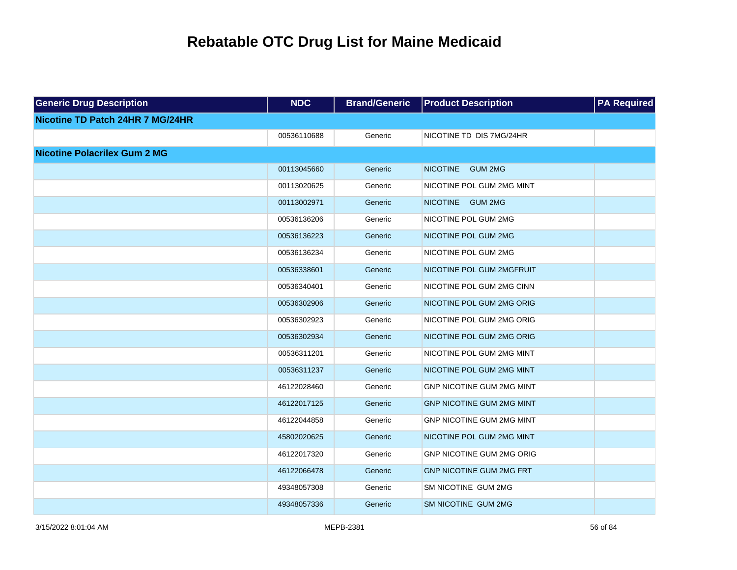# Rebatable OTC Drug List for Maine Medicaid

| Generic Drug Description | NDC | Brand/Generic | Product Description | PA Required |
|---|---|---|---|---|
| **Nicotine TD Patch 24HR 7 MG/24HR** | | | | |
| | 00536110688 | Generic | NICOTINE TD DIS 7MG/24HR | |
| **Nicotine Polacrilex Gum 2 MG** | | | | |
| | 00113045660 | Generic | NICOTINE GUM 2MG | |
| | 00113020625 | Generic | NICOTINE POL GUM 2MG MINT | |
| | 00113002971 | Generic | NICOTINE GUM 2MG | |
| | 00536136206 | Generic | NICOTINE POL GUM 2MG | |
| | 00536136223 | Generic | NICOTINE POL GUM 2MG | |
| | 00536136234 | Generic | NICOTINE POL GUM 2MG | |
| | 00536338601 | Generic | NICOTINE POL GUM 2MGFRUIT | |
| | 00536340401 | Generic | NICOTINE POL GUM 2MG CINN | |
| | 00536302906 | Generic | NICOTINE POL GUM 2MG ORIG | |
| | 00536302923 | Generic | NICOTINE POL GUM 2MG ORIG | |
| | 00536302934 | Generic | NICOTINE POL GUM 2MG ORIG | |
| | 00536311201 | Generic | NICOTINE POL GUM 2MG MINT | |
| | 00536311237 | Generic | NICOTINE POL GUM 2MG MINT | |
| | 46122028460 | Generic | GNP NICOTINE GUM 2MG MINT | |
| | 46122017125 | Generic | GNP NICOTINE GUM 2MG MINT | |
| | 46122044858 | Generic | GNP NICOTINE GUM 2MG MINT | |
| | 45802020625 | Generic | NICOTINE POL GUM 2MG MINT | |
| | 46122017320 | Generic | GNP NICOTINE GUM 2MG ORIG | |
| | 46122066478 | Generic | GNP NICOTINE GUM 2MG FRT | |
| | 49348057308 | Generic | SM NICOTINE GUM 2MG | |
| | 49348057336 | Generic | SM NICOTINE GUM 2MG | |

3/15/2022 8:01:04 AM MEPB-2381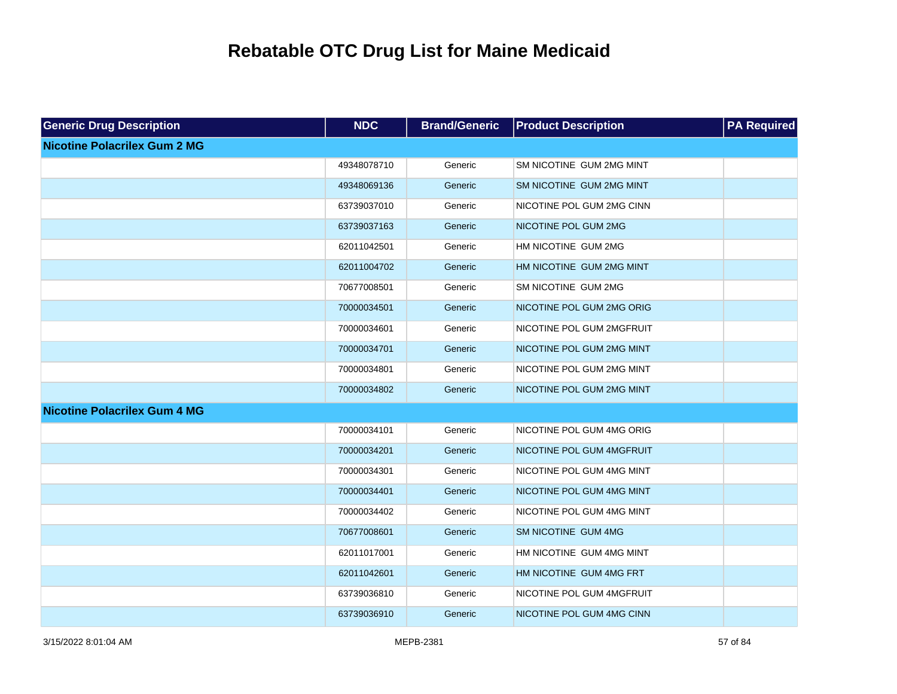# Rebatable OTC Drug List for Maine Medicaid

| Generic Drug Description | NDC | Brand/Generic | Product Description | PA Required |
|---|---|---|---|---|
| **Nicotine Polacrilex Gum 2 MG** | | | | |
| | 49348078710 | Generic | SM NICOTINE GUM 2MG MINT | |
| | 49348069136 | Generic | SM NICOTINE GUM 2MG MINT | |
| | 63739037010 | Generic | NICOTINE POL GUM 2MG CINN | |
| | 63739037163 | Generic | NICOTINE POL GUM 2MG | |
| | 62011042501 | Generic | HM NICOTINE GUM 2MG | |
| | 62011004702 | Generic | HM NICOTINE GUM 2MG MINT | |
| | 70677008501 | Generic | SM NICOTINE GUM 2MG | |
| | 70000034501 | Generic | NICOTINE POL GUM 2MG ORIG | |
| | 70000034601 | Generic | NICOTINE POL GUM 2MGFRUIT | |
| | 70000034701 | Generic | NICOTINE POL GUM 2MG MINT | |
| | 70000034801 | Generic | NICOTINE POL GUM 2MG MINT | |
| | 70000034802 | Generic | NICOTINE POL GUM 2MG MINT | |
| **Nicotine Polacrilex Gum 4 MG** | | | | |
| | 70000034101 | Generic | NICOTINE POL GUM 4MG ORIG | |
| | 70000034201 | Generic | NICOTINE POL GUM 4MGFRUIT | |
| | 70000034301 | Generic | NICOTINE POL GUM 4MG MINT | |
| | 70000034401 | Generic | NICOTINE POL GUM 4MG MINT | |
| | 70000034402 | Generic | NICOTINE POL GUM 4MG MINT | |
| | 70677008601 | Generic | SM NICOTINE GUM 4MG | |
| | 62011017001 | Generic | HM NICOTINE GUM 4MG MINT | |
| | 62011042601 | Generic | HM NICOTINE GUM 4MG FRT | |
| | 63739036810 | Generic | NICOTINE POL GUM 4MGFRUIT | |
| | 63739036910 | Generic | NICOTINE POL GUM 4MG CINN | |

3/15/2022 8:01:04 AM MEPB-2381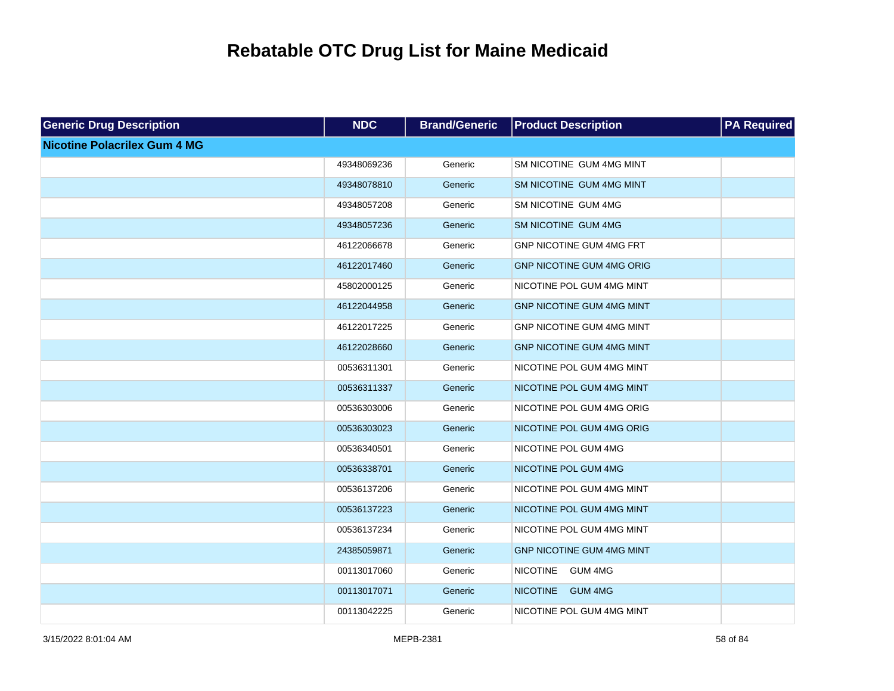# Rebatable OTC Drug List for Maine Medicaid

| Generic Drug Description | NDC | Brand/Generic | Product Description | PA Required |
|---|---|---|---|---|
| **Nicotine Polacrilex Gum 4 MG** | | | | |
| | 49348069236 | Generic | SM NICOTINE GUM 4MG MINT | |
| | 49348078810 | Generic | SM NICOTINE GUM 4MG MINT | |
| | 49348057208 | Generic | SM NICOTINE GUM 4MG | |
| | 49348057236 | Generic | SM NICOTINE GUM 4MG | |
| | 46122066678 | Generic | GNP NICOTINE GUM 4MG FRT | |
| | 46122017460 | Generic | GNP NICOTINE GUM 4MG ORIG | |
| | 45802000125 | Generic | NICOTINE POL GUM 4MG MINT | |
| | 46122044958 | Generic | GNP NICOTINE GUM 4MG MINT | |
| | 46122017225 | Generic | GNP NICOTINE GUM 4MG MINT | |
| | 46122028660 | Generic | GNP NICOTINE GUM 4MG MINT | |
| | 00536311301 | Generic | NICOTINE POL GUM 4MG MINT | |
| | 00536311337 | Generic | NICOTINE POL GUM 4MG MINT | |
| | 00536303006 | Generic | NICOTINE POL GUM 4MG ORIG | |
| | 00536303023 | Generic | NICOTINE POL GUM 4MG ORIG | |
| | 00536340501 | Generic | NICOTINE POL GUM 4MG | |
| | 00536338701 | Generic | NICOTINE POL GUM 4MG | |
| | 00536137206 | Generic | NICOTINE POL GUM 4MG MINT | |
| | 00536137223 | Generic | NICOTINE POL GUM 4MG MINT | |
| | 00536137234 | Generic | NICOTINE POL GUM 4MG MINT | |
| | 24385059871 | Generic | GNP NICOTINE GUM 4MG MINT | |
| | 00113017060 | Generic | NICOTINE GUM 4MG | |
| | 00113017071 | Generic | NICOTINE GUM 4MG | |
| | 00113042225 | Generic | NICOTINE POL GUM 4MG MINT | |

3/15/2022 8:01:04 AM MEPB-2381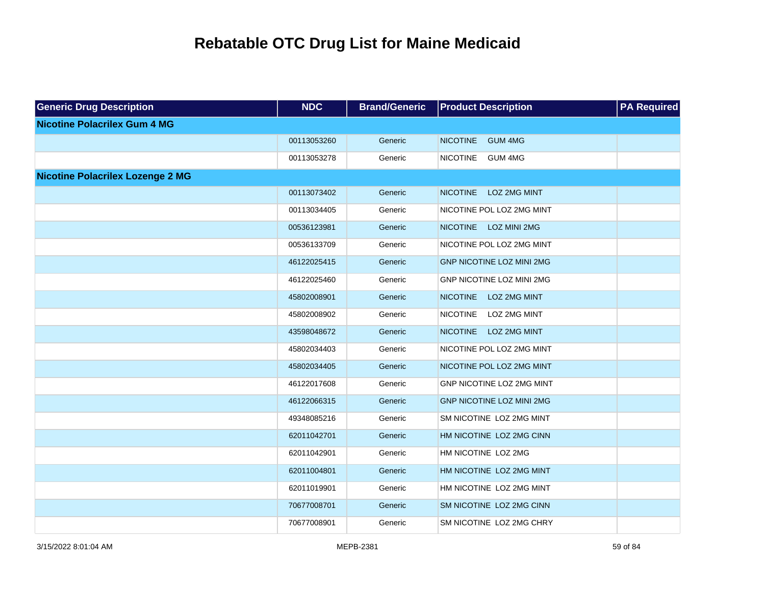# Rebatable OTC Drug List for Maine Medicaid

| Generic Drug Description | NDC | Brand/Generic | Product Description | PA Required |
|---|---|---|---|---|
| **Nicotine Polacrilex Gum 4 MG** | | | | |
| | 00113053260 | Generic | NICOTINE GUM 4MG | |
| | 00113053278 | Generic | NICOTINE GUM 4MG | |
| **Nicotine Polacrilex Lozenge 2 MG** | | | | |
| | 00113073402 | Generic | NICOTINE LOZ 2MG MINT | |
| | 00113034405 | Generic | NICOTINE POL LOZ 2MG MINT | |
| | 00536123981 | Generic | NICOTINE LOZ MINI 2MG | |
| | 00536133709 | Generic | NICOTINE POL LOZ 2MG MINT | |
| | 46122025415 | Generic | GNP NICOTINE LOZ MINI 2MG | |
| | 46122025460 | Generic | GNP NICOTINE LOZ MINI 2MG | |
| | 45802008901 | Generic | NICOTINE LOZ 2MG MINT | |
| | 45802008902 | Generic | NICOTINE LOZ 2MG MINT | |
| | 43598048672 | Generic | NICOTINE LOZ 2MG MINT | |
| | 45802034403 | Generic | NICOTINE POL LOZ 2MG MINT | |
| | 45802034405 | Generic | NICOTINE POL LOZ 2MG MINT | |
| | 46122017608 | Generic | GNP NICOTINE LOZ 2MG MINT | |
| | 46122066315 | Generic | GNP NICOTINE LOZ MINI 2MG | |
| | 49348085216 | Generic | SM NICOTINE LOZ 2MG MINT | |
| | 62011042701 | Generic | HM NICOTINE LOZ 2MG CINN | |
| | 62011042901 | Generic | HM NICOTINE LOZ 2MG | |
| | 62011004801 | Generic | HM NICOTINE LOZ 2MG MINT | |
| | 62011019901 | Generic | HM NICOTINE LOZ 2MG MINT | |
| | 70677008701 | Generic | SM NICOTINE LOZ 2MG CINN | |
| | 70677008901 | Generic | SM NICOTINE LOZ 2MG CHRY | |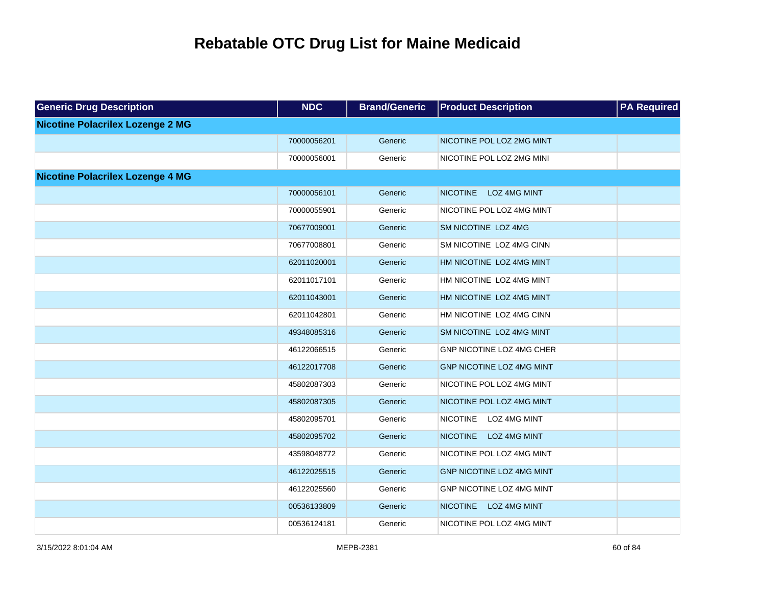# Rebatable OTC Drug List for Maine Medicaid

| Generic Drug Description | NDC | Brand/Generic | Product Description | PA Required |
|---|---|---|---|---|
| **Nicotine Polacrilex Lozenge 2 MG** | | | | |
| | 70000056201 | Generic | NICOTINE POL LOZ 2MG MINT | |
| | 70000056001 | Generic | NICOTINE POL LOZ 2MG MINI | |
| **Nicotine Polacrilex Lozenge 4 MG** | | | | |
| | 70000056101 | Generic | NICOTINE LOZ 4MG MINT | |
| | 70000055901 | Generic | NICOTINE POL LOZ 4MG MINT | |
| | 70677009001 | Generic | SM NICOTINE LOZ 4MG | |
| | 70677008801 | Generic | SM NICOTINE LOZ 4MG CINN | |
| | 62011020001 | Generic | HM NICOTINE LOZ 4MG MINT | |
| | 62011017101 | Generic | HM NICOTINE LOZ 4MG MINT | |
| | 62011043001 | Generic | HM NICOTINE LOZ 4MG MINT | |
| | 62011042801 | Generic | HM NICOTINE LOZ 4MG CINN | |
| | 49348085316 | Generic | SM NICOTINE LOZ 4MG MINT | |
| | 46122066515 | Generic | GNP NICOTINE LOZ 4MG CHER | |
| | 46122017708 | Generic | GNP NICOTINE LOZ 4MG MINT | |
| | 45802087303 | Generic | NICOTINE POL LOZ 4MG MINT | |
| | 45802087305 | Generic | NICOTINE POL LOZ 4MG MINT | |
| | 45802095701 | Generic | NICOTINE LOZ 4MG MINT | |
| | 45802095702 | Generic | NICOTINE LOZ 4MG MINT | |
| | 43598048772 | Generic | NICOTINE POL LOZ 4MG MINT | |
| | 46122025515 | Generic | GNP NICOTINE LOZ 4MG MINT | |
| | 46122025560 | Generic | GNP NICOTINE LOZ 4MG MINT | |
| | 00536133809 | Generic | NICOTINE LOZ 4MG MINT | |
| | 00536124181 | Generic | NICOTINE POL LOZ 4MG MINT | |

3/15/2022 8:01:04 AM MEPB-2381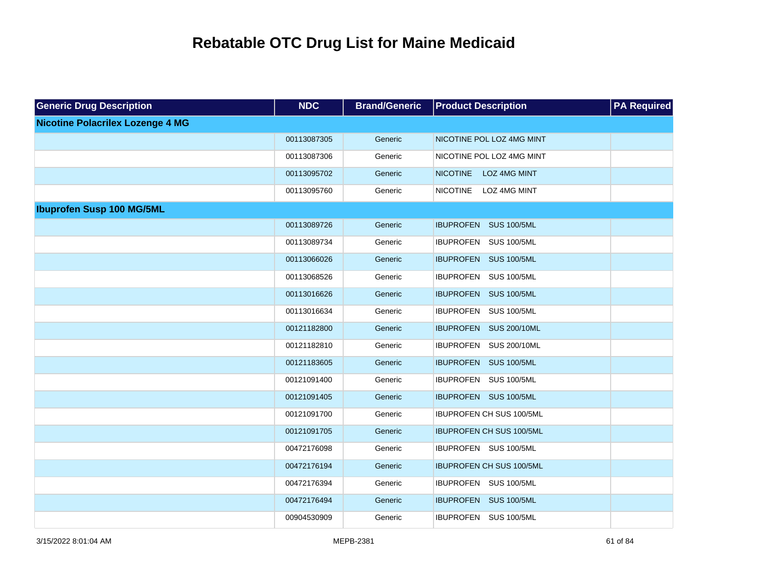# Rebatable OTC Drug List for Maine Medicaid

| Generic Drug Description | NDC | Brand/Generic | Product Description | PA Required |
|---|---|---|---|---|
| **Nicotine Polacrilex Lozenge 4 MG** | | | | |
| | 00113087305 | Generic | NICOTINE POL LOZ 4MG MINT | |
| | 00113087306 | Generic | NICOTINE POL LOZ 4MG MINT | |
| | 00113095702 | Generic | NICOTINE LOZ 4MG MINT | |
| | 00113095760 | Generic | NICOTINE LOZ 4MG MINT | |
| **Ibuprofen Susp 100 MG/5ML** | | | | |
| | 00113089726 | Generic | IBUPROFEN SUS 100/5ML | |
| | 00113089734 | Generic | IBUPROFEN SUS 100/5ML | |
| | 00113066026 | Generic | IBUPROFEN SUS 100/5ML | |
| | 00113068526 | Generic | IBUPROFEN SUS 100/5ML | |
| | 00113016626 | Generic | IBUPROFEN SUS 100/5ML | |
| | 00113016634 | Generic | IBUPROFEN SUS 100/5ML | |
| | 00121182800 | Generic | IBUPROFEN SUS 200/10ML | |
| | 00121182810 | Generic | IBUPROFEN SUS 200/10ML | |
| | 00121183605 | Generic | IBUPROFEN SUS 100/5ML | |
| | 00121091400 | Generic | IBUPROFEN SUS 100/5ML | |
| | 00121091405 | Generic | IBUPROFEN SUS 100/5ML | |
| | 00121091700 | Generic | IBUPROFEN CH SUS 100/5ML | |
| | 00121091705 | Generic | IBUPROFEN CH SUS 100/5ML | |
| | 00472176098 | Generic | IBUPROFEN SUS 100/5ML | |
| | 00472176194 | Generic | IBUPROFEN CH SUS 100/5ML | |
| | 00472176394 | Generic | IBUPROFEN SUS 100/5ML | |
| | 00472176494 | Generic | IBUPROFEN SUS 100/5ML | |
| | 00904530909 | Generic | IBUPROFEN SUS 100/5ML | |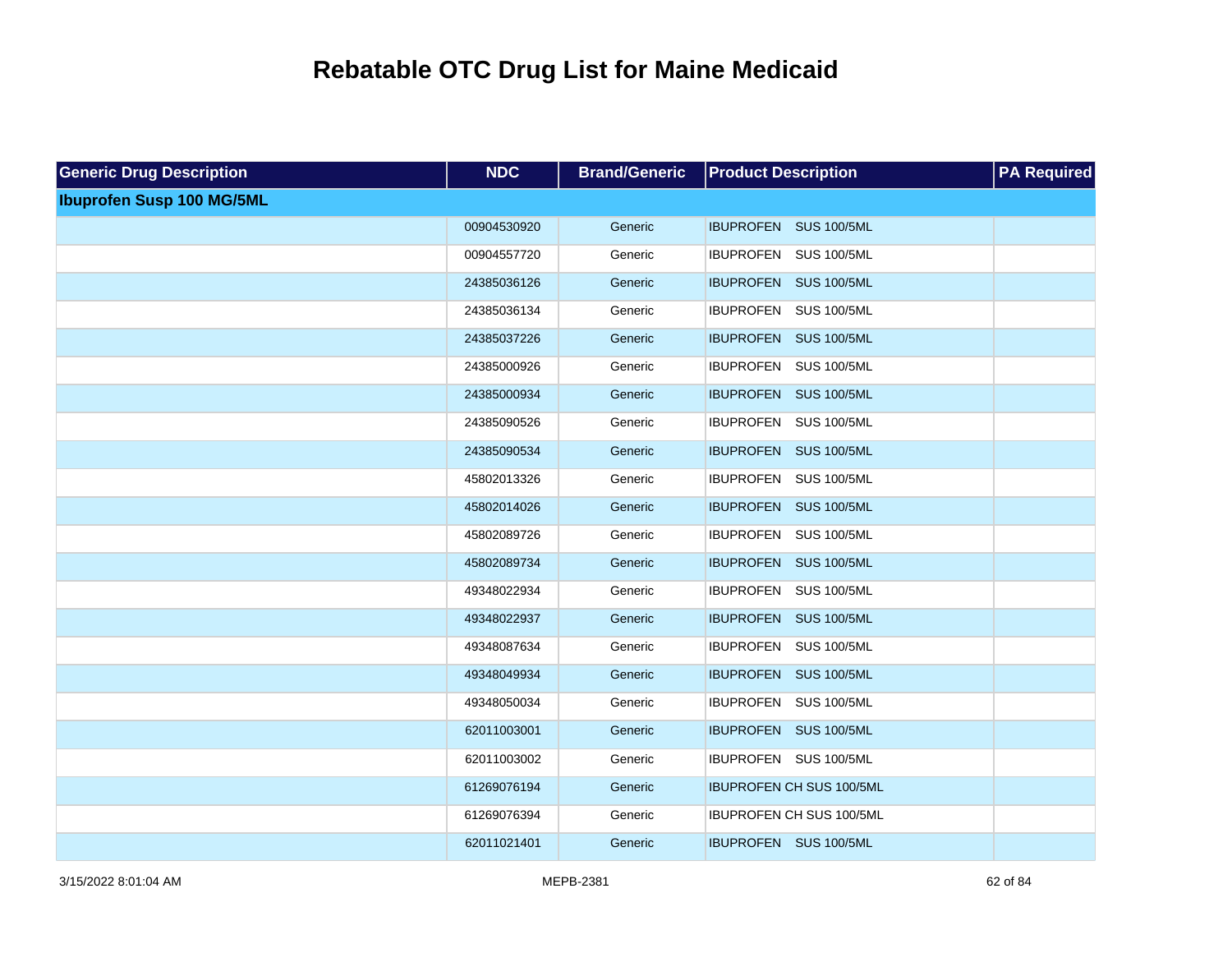# Rebatable OTC Drug List for Maine Medicaid

| Generic Drug Description | NDC | Brand/Generic | Product Description | PA Required |
|---|---|---|---|---|
| **Ibuprofen Susp 100 MG/5ML** | | | | |
| | 00904530920 | Generic | IBUPROFEN SUS 100/5ML | |
| | 00904557720 | Generic | IBUPROFEN SUS 100/5ML | |
| | 24385036126 | Generic | IBUPROFEN SUS 100/5ML | |
| | 24385036134 | Generic | IBUPROFEN SUS 100/5ML | |
| | 24385037226 | Generic | IBUPROFEN SUS 100/5ML | |
| | 24385000926 | Generic | IBUPROFEN SUS 100/5ML | |
| | 24385000934 | Generic | IBUPROFEN SUS 100/5ML | |
| | 24385090526 | Generic | IBUPROFEN SUS 100/5ML | |
| | 24385090534 | Generic | IBUPROFEN SUS 100/5ML | |
| | 45802013326 | Generic | IBUPROFEN SUS 100/5ML | |
| | 45802014026 | Generic | IBUPROFEN SUS 100/5ML | |
| | 45802089726 | Generic | IBUPROFEN SUS 100/5ML | |
| | 45802089734 | Generic | IBUPROFEN SUS 100/5ML | |
| | 49348022934 | Generic | IBUPROFEN SUS 100/5ML | |
| | 49348022937 | Generic | IBUPROFEN SUS 100/5ML | |
| | 49348087634 | Generic | IBUPROFEN SUS 100/5ML | |
| | 49348049934 | Generic | IBUPROFEN SUS 100/5ML | |
| | 49348050034 | Generic | IBUPROFEN SUS 100/5ML | |
| | 62011003001 | Generic | IBUPROFEN SUS 100/5ML | |
| | 62011003002 | Generic | IBUPROFEN SUS 100/5ML | |
| | 61269076194 | Generic | IBUPROFEN CH SUS 100/5ML | |
| | 61269076394 | Generic | IBUPROFEN CH SUS 100/5ML | |
| | 62011021401 | Generic | IBUPROFEN SUS 100/5ML | |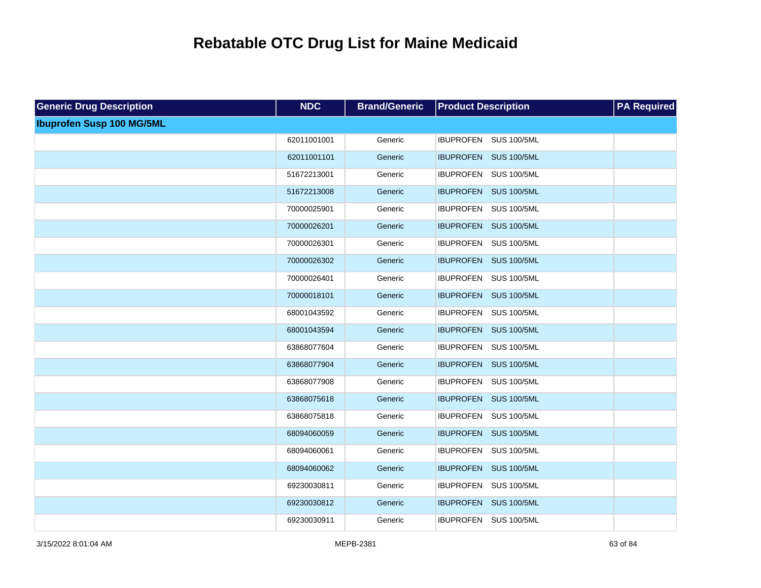# Rebatable OTC Drug List for Maine Medicaid

| Generic Drug Description | NDC | Brand/Generic | Product Description | PA Required |
|---|---|---|---|---|
| **Ibuprofen Susp 100 MG/5ML** | | | | |
| | 62011001001 | Generic | IBUPROFEN SUS 100/5ML | |
| | 62011001101 | Generic | IBUPROFEN SUS 100/5ML | |
| | 51672213001 | Generic | IBUPROFEN SUS 100/5ML | |
| | 51672213008 | Generic | IBUPROFEN SUS 100/5ML | |
| | 70000025901 | Generic | IBUPROFEN SUS 100/5ML | |
| | 70000026201 | Generic | IBUPROFEN SUS 100/5ML | |
| | 70000026301 | Generic | IBUPROFEN SUS 100/5ML | |
| | 70000026302 | Generic | IBUPROFEN SUS 100/5ML | |
| | 70000026401 | Generic | IBUPROFEN SUS 100/5ML | |
| | 70000018101 | Generic | IBUPROFEN SUS 100/5ML | |
| | 68001043592 | Generic | IBUPROFEN SUS 100/5ML | |
| | 68001043594 | Generic | IBUPROFEN SUS 100/5ML | |
| | 63868077604 | Generic | IBUPROFEN SUS 100/5ML | |
| | 63868077904 | Generic | IBUPROFEN SUS 100/5ML | |
| | 63868077908 | Generic | IBUPROFEN SUS 100/5ML | |
| | 63868075618 | Generic | IBUPROFEN SUS 100/5ML | |
| | 63868075818 | Generic | IBUPROFEN SUS 100/5ML | |
| | 68094060059 | Generic | IBUPROFEN SUS 100/5ML | |
| | 68094060061 | Generic | IBUPROFEN SUS 100/5ML | |
| | 68094060062 | Generic | IBUPROFEN SUS 100/5ML | |
| | 69230030811 | Generic | IBUPROFEN SUS 100/5ML | |
| | 69230030812 | Generic | IBUPROFEN SUS 100/5ML | |
| | 69230030911 | Generic | IBUPROFEN SUS 100/5ML | |

3/15/2022 8:01:04 AM MEPB-2381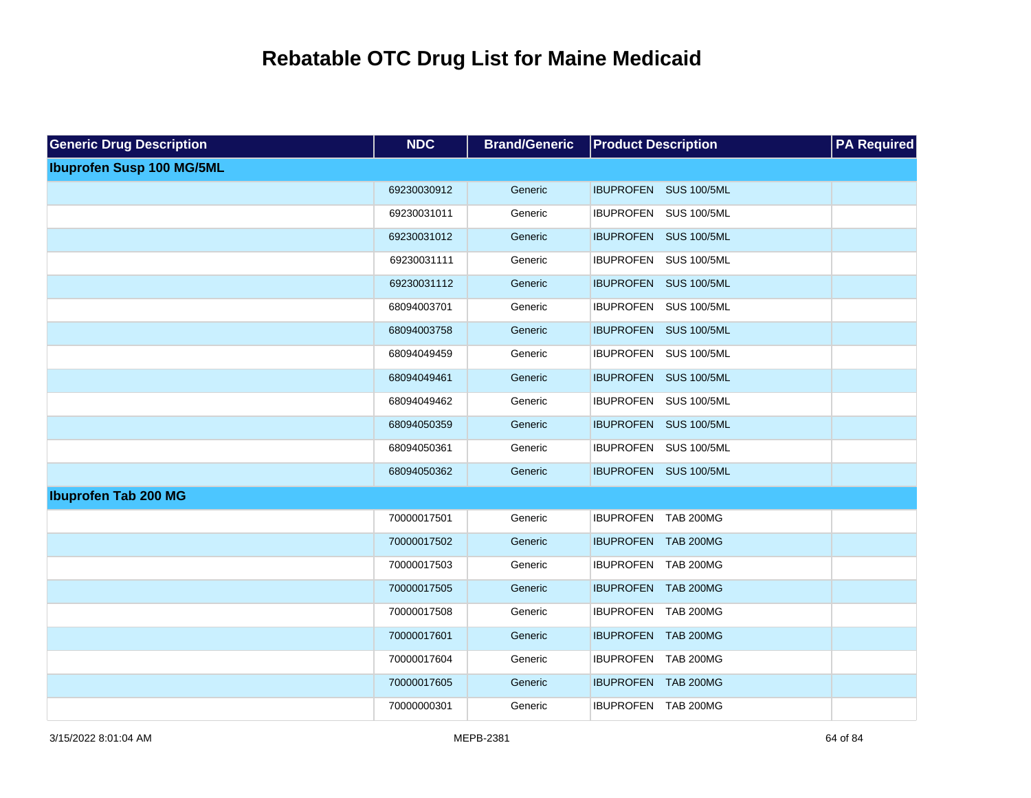# Rebatable OTC Drug List for Maine Medicaid

| Generic Drug Description | NDC | Brand/Generic | Product Description | PA Required |
|---|---|---|---|---|
| **Ibuprofen Susp 100 MG/5ML** | | | | |
| | 69230030912 | Generic | IBUPROFEN SUS 100/5ML | |
| | 69230031011 | Generic | IBUPROFEN SUS 100/5ML | |
| | 69230031012 | Generic | IBUPROFEN SUS 100/5ML | |
| | 69230031111 | Generic | IBUPROFEN SUS 100/5ML | |
| | 69230031112 | Generic | IBUPROFEN SUS 100/5ML | |
| | 68094003701 | Generic | IBUPROFEN SUS 100/5ML | |
| | 68094003758 | Generic | IBUPROFEN SUS 100/5ML | |
| | 68094049459 | Generic | IBUPROFEN SUS 100/5ML | |
| | 68094049461 | Generic | IBUPROFEN SUS 100/5ML | |
| | 68094049462 | Generic | IBUPROFEN SUS 100/5ML | |
| | 68094050359 | Generic | IBUPROFEN SUS 100/5ML | |
| | 68094050361 | Generic | IBUPROFEN SUS 100/5ML | |
| | 68094050362 | Generic | IBUPROFEN SUS 100/5ML | |
| **Ibuprofen Tab 200 MG** | | | | |
| | 70000017501 | Generic | IBUPROFEN TAB 200MG | |
| | 70000017502 | Generic | IBUPROFEN TAB 200MG | |
| | 70000017503 | Generic | IBUPROFEN TAB 200MG | |
| | 70000017505 | Generic | IBUPROFEN TAB 200MG | |
| | 70000017508 | Generic | IBUPROFEN TAB 200MG | |
| | 70000017601 | Generic | IBUPROFEN TAB 200MG | |
| | 70000017604 | Generic | IBUPROFEN TAB 200MG | |
| | 70000017605 | Generic | IBUPROFEN TAB 200MG | |
| | 70000000301 | Generic | IBUPROFEN TAB 200MG | |

3/15/2022 8:01:04 AM MEPB-2381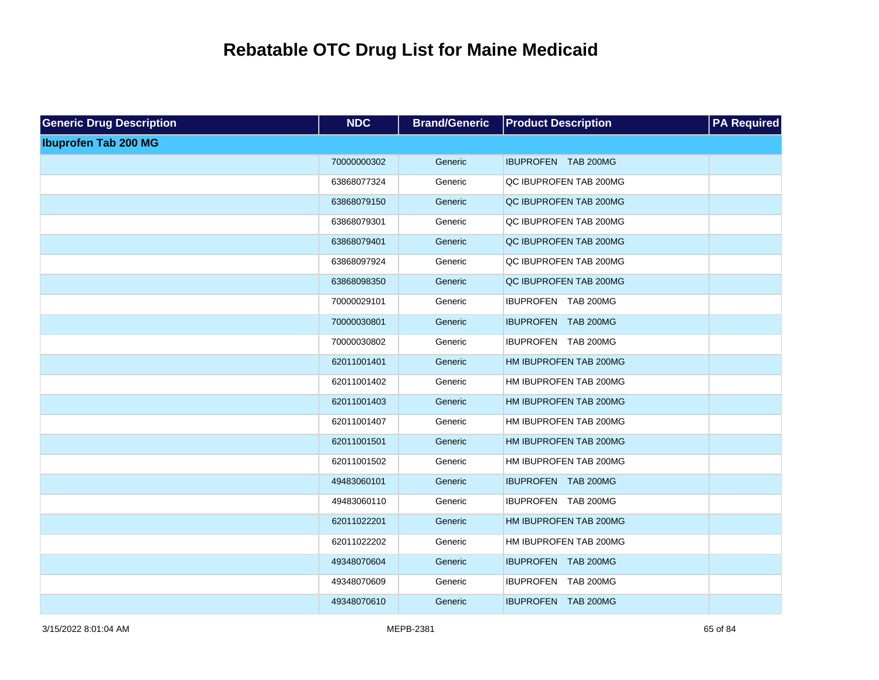# Rebatable OTC Drug List for Maine Medicaid

| Generic Drug Description | NDC | Brand/Generic | Product Description | PA Required |
|---|---|---|---|---|
| **Ibuprofen Tab 200 MG** | | | | |
| | 70000000302 | Generic | IBUPROFEN TAB 200MG | |
| | 63868077324 | Generic | QC IBUPROFEN TAB 200MG | |
| | 63868079150 | Generic | QC IBUPROFEN TAB 200MG | |
| | 63868079301 | Generic | QC IBUPROFEN TAB 200MG | |
| | 63868079401 | Generic | QC IBUPROFEN TAB 200MG | |
| | 63868097924 | Generic | QC IBUPROFEN TAB 200MG | |
| | 63868098350 | Generic | QC IBUPROFEN TAB 200MG | |
| | 70000029101 | Generic | IBUPROFEN TAB 200MG | |
| | 70000030801 | Generic | IBUPROFEN TAB 200MG | |
| | 70000030802 | Generic | IBUPROFEN TAB 200MG | |
| | 62011001401 | Generic | HM IBUPROFEN TAB 200MG | |
| | 62011001402 | Generic | HM IBUPROFEN TAB 200MG | |
| | 62011001403 | Generic | HM IBUPROFEN TAB 200MG | |
| | 62011001407 | Generic | HM IBUPROFEN TAB 200MG | |
| | 62011001501 | Generic | HM IBUPROFEN TAB 200MG | |
| | 62011001502 | Generic | HM IBUPROFEN TAB 200MG | |
| | 49483060101 | Generic | IBUPROFEN TAB 200MG | |
| | 49483060110 | Generic | IBUPROFEN TAB 200MG | |
| | 62011022201 | Generic | HM IBUPROFEN TAB 200MG | |
| | 62011022202 | Generic | HM IBUPROFEN TAB 200MG | |
| | 49348070604 | Generic | IBUPROFEN TAB 200MG | |
| | 49348070609 | Generic | IBUPROFEN TAB 200MG | |
| | 49348070610 | Generic | IBUPROFEN TAB 200MG | |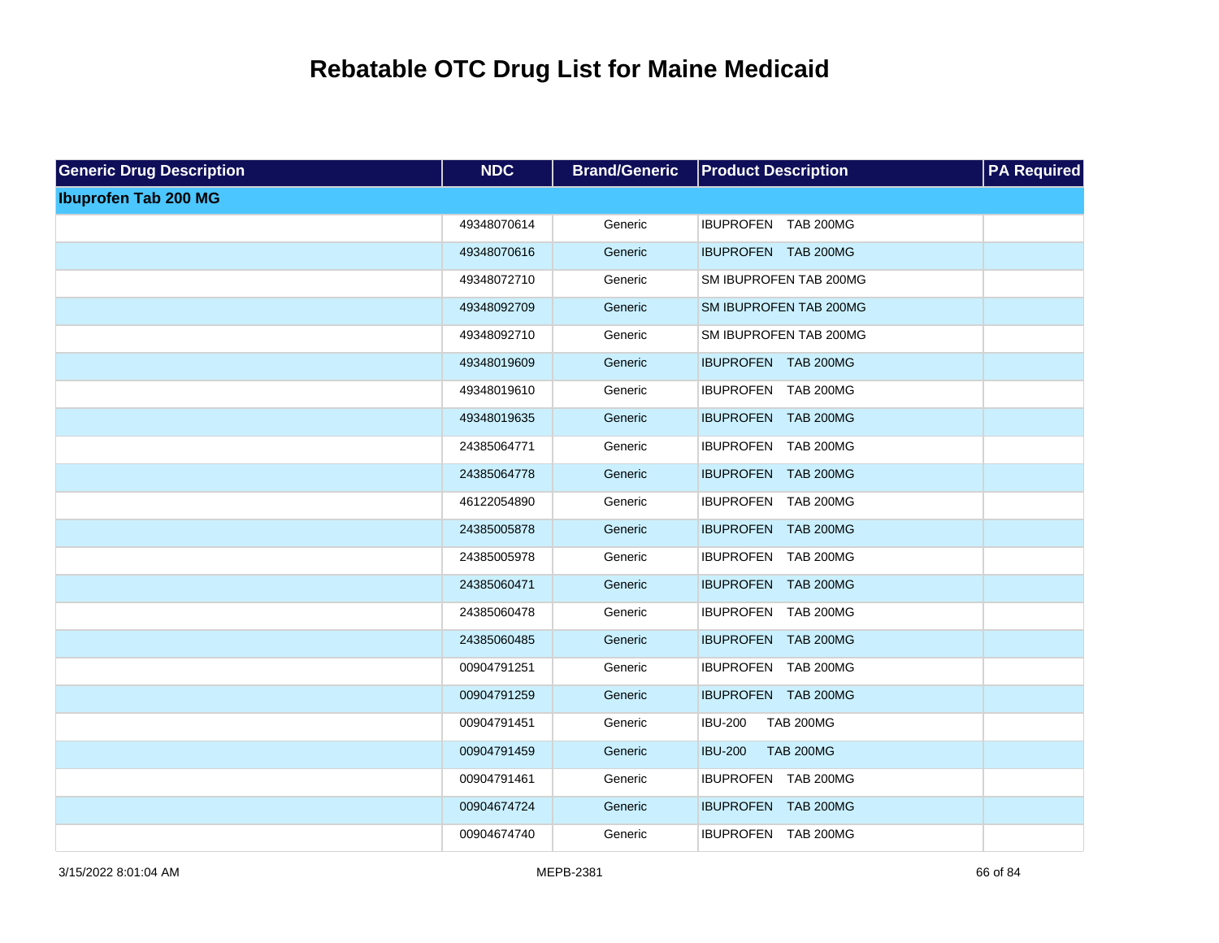# Rebatable OTC Drug List for Maine Medicaid

| Generic Drug Description | NDC | Brand/Generic | Product Description | PA Required |
|---|---|---|---|---|
| **Ibuprofen Tab 200 MG** | | | | |
| | 49348070614 | Generic | IBUPROFEN TAB 200MG | |
| | 49348070616 | Generic | IBUPROFEN TAB 200MG | |
| | 49348072710 | Generic | SM IBUPROFEN TAB 200MG | |
| | 49348092709 | Generic | SM IBUPROFEN TAB 200MG | |
| | 49348092710 | Generic | SM IBUPROFEN TAB 200MG | |
| | 49348019609 | Generic | IBUPROFEN TAB 200MG | |
| | 49348019610 | Generic | IBUPROFEN TAB 200MG | |
| | 49348019635 | Generic | IBUPROFEN TAB 200MG | |
| | 24385064771 | Generic | IBUPROFEN TAB 200MG | |
| | 24385064778 | Generic | IBUPROFEN TAB 200MG | |
| | 46122054890 | Generic | IBUPROFEN TAB 200MG | |
| | 24385005878 | Generic | IBUPROFEN TAB 200MG | |
| | 24385005978 | Generic | IBUPROFEN TAB 200MG | |
| | 24385060471 | Generic | IBUPROFEN TAB 200MG | |
| | 24385060478 | Generic | IBUPROFEN TAB 200MG | |
| | 24385060485 | Generic | IBUPROFEN TAB 200MG | |
| | 00904791251 | Generic | IBUPROFEN TAB 200MG | |
| | 00904791259 | Generic | IBUPROFEN TAB 200MG | |
| | 00904791451 | Generic | IBU-200 TAB 200MG | |
| | 00904791459 | Generic | IBU-200 TAB 200MG | |
| | 00904791461 | Generic | IBUPROFEN TAB 200MG | |
| | 00904674724 | Generic | IBUPROFEN TAB 200MG | |
| | 00904674740 | Generic | IBUPROFEN TAB 200MG | |

3/15/2022 8:01:04 AM MEPB-2381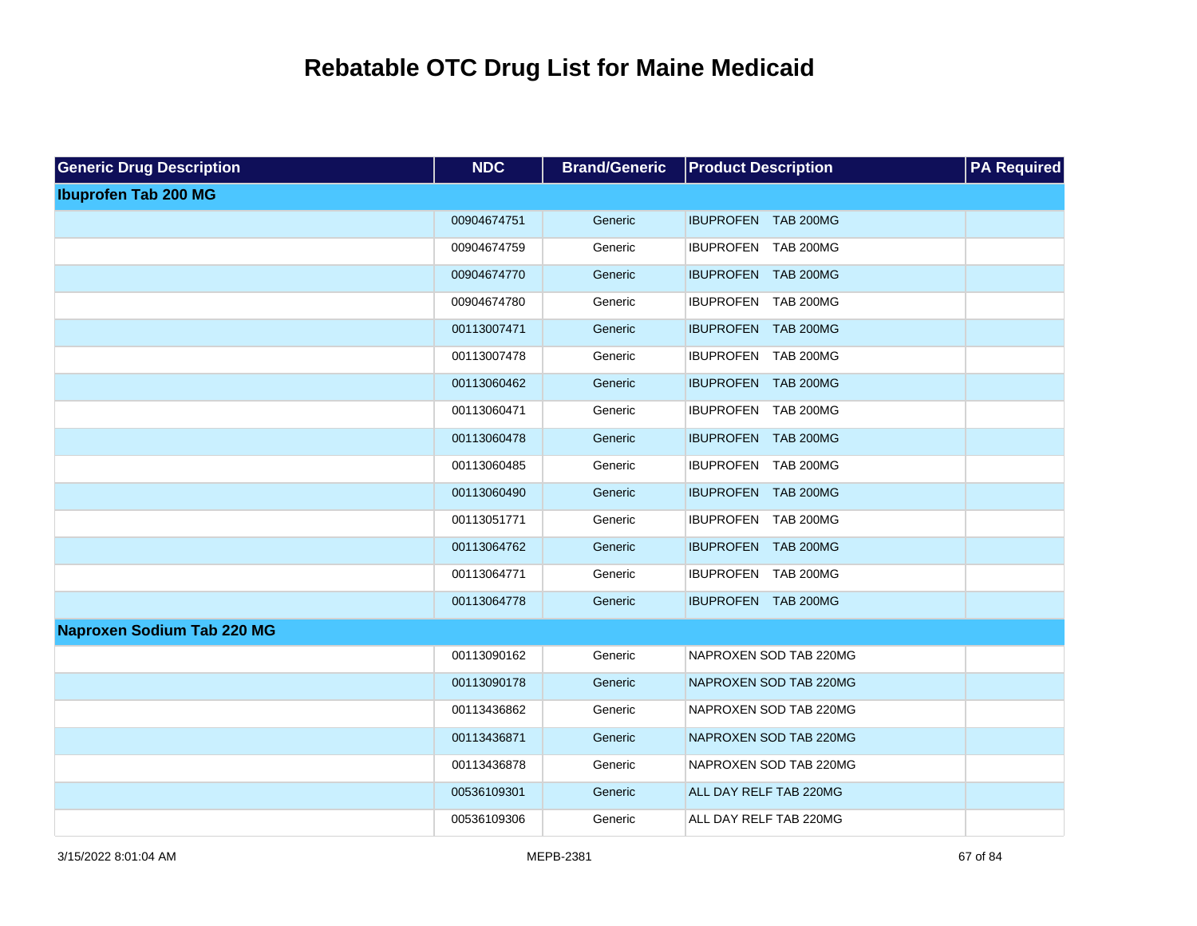# Rebatable OTC Drug List for Maine Medicaid

| Generic Drug Description | NDC | Brand/Generic | Product Description | PA Required |
|---|---|---|---|---|
| **Ibuprofen Tab 200 MG** | | | | |
| | 00904674751 | Generic | IBUPROFEN TAB 200MG | |
| | 00904674759 | Generic | IBUPROFEN TAB 200MG | |
| | 00904674770 | Generic | IBUPROFEN TAB 200MG | |
| | 00904674780 | Generic | IBUPROFEN TAB 200MG | |
| | 00113007471 | Generic | IBUPROFEN TAB 200MG | |
| | 00113007478 | Generic | IBUPROFEN TAB 200MG | |
| | 00113060462 | Generic | IBUPROFEN TAB 200MG | |
| | 00113060471 | Generic | IBUPROFEN TAB 200MG | |
| | 00113060478 | Generic | IBUPROFEN TAB 200MG | |
| | 00113060485 | Generic | IBUPROFEN TAB 200MG | |
| | 00113060490 | Generic | IBUPROFEN TAB 200MG | |
| | 00113051771 | Generic | IBUPROFEN TAB 200MG | |
| | 00113064762 | Generic | IBUPROFEN TAB 200MG | |
| | 00113064771 | Generic | IBUPROFEN TAB 200MG | |
| | 00113064778 | Generic | IBUPROFEN TAB 200MG | |
| **Naproxen Sodium Tab 220 MG** | | | | |
| | 00113090162 | Generic | NAPROXEN SOD TAB 220MG | |
| | 00113090178 | Generic | NAPROXEN SOD TAB 220MG | |
| | 00113436862 | Generic | NAPROXEN SOD TAB 220MG | |
| | 00113436871 | Generic | NAPROXEN SOD TAB 220MG | |
| | 00113436878 | Generic | NAPROXEN SOD TAB 220MG | |
| | 00536109301 | Generic | ALL DAY RELF TAB 220MG | |
| | 00536109306 | Generic | ALL DAY RELF TAB 220MG | |

3/15/2022 8:01:04 AM MEPB-2381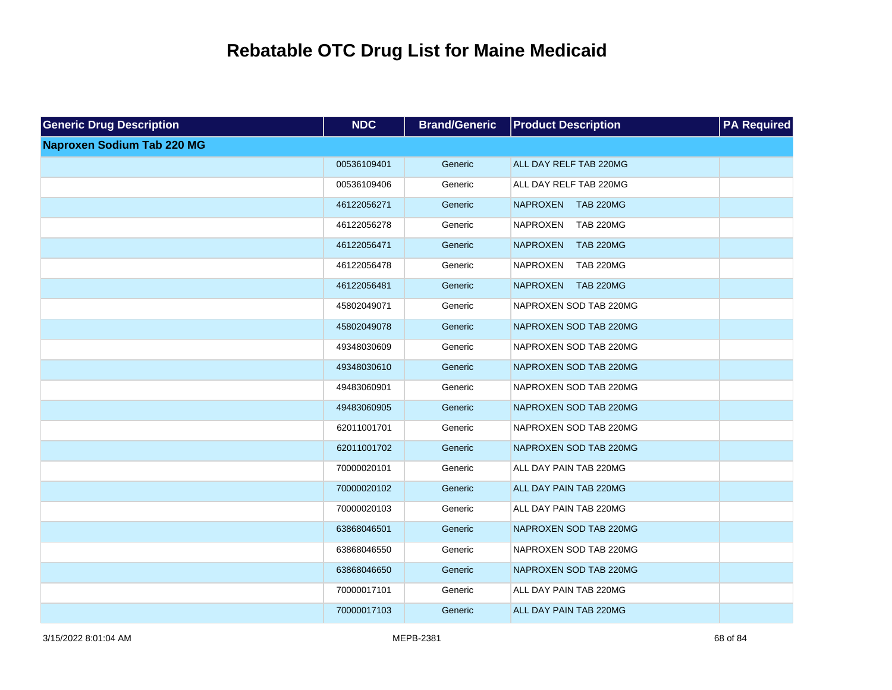# Rebatable OTC Drug List for Maine Medicaid

| Generic Drug Description | NDC | Brand/Generic | Product Description | PA Required |
|---|---|---|---|---|
| **Naproxen Sodium Tab 220 MG** | | | | |
| | 00536109401 | Generic | ALL DAY RELF TAB 220MG | |
| | 00536109406 | Generic | ALL DAY RELF TAB 220MG | |
| | 46122056271 | Generic | NAPROXEN TAB 220MG | |
| | 46122056278 | Generic | NAPROXEN TAB 220MG | |
| | 46122056471 | Generic | NAPROXEN TAB 220MG | |
| | 46122056478 | Generic | NAPROXEN TAB 220MG | |
| | 46122056481 | Generic | NAPROXEN TAB 220MG | |
| | 45802049071 | Generic | NAPROXEN SOD TAB 220MG | |
| | 45802049078 | Generic | NAPROXEN SOD TAB 220MG | |
| | 49348030609 | Generic | NAPROXEN SOD TAB 220MG | |
| | 49348030610 | Generic | NAPROXEN SOD TAB 220MG | |
| | 49483060901 | Generic | NAPROXEN SOD TAB 220MG | |
| | 49483060905 | Generic | NAPROXEN SOD TAB 220MG | |
| | 62011001701 | Generic | NAPROXEN SOD TAB 220MG | |
| | 62011001702 | Generic | NAPROXEN SOD TAB 220MG | |
| | 70000020101 | Generic | ALL DAY PAIN TAB 220MG | |
| | 70000020102 | Generic | ALL DAY PAIN TAB 220MG | |
| | 70000020103 | Generic | ALL DAY PAIN TAB 220MG | |
| | 63868046501 | Generic | NAPROXEN SOD TAB 220MG | |
| | 63868046550 | Generic | NAPROXEN SOD TAB 220MG | |
| | 63868046650 | Generic | NAPROXEN SOD TAB 220MG | |
| | 70000017101 | Generic | ALL DAY PAIN TAB 220MG | |
| | 70000017103 | Generic | ALL DAY PAIN TAB 220MG | |

3/15/2022 8:01:04 AM MEPB-2381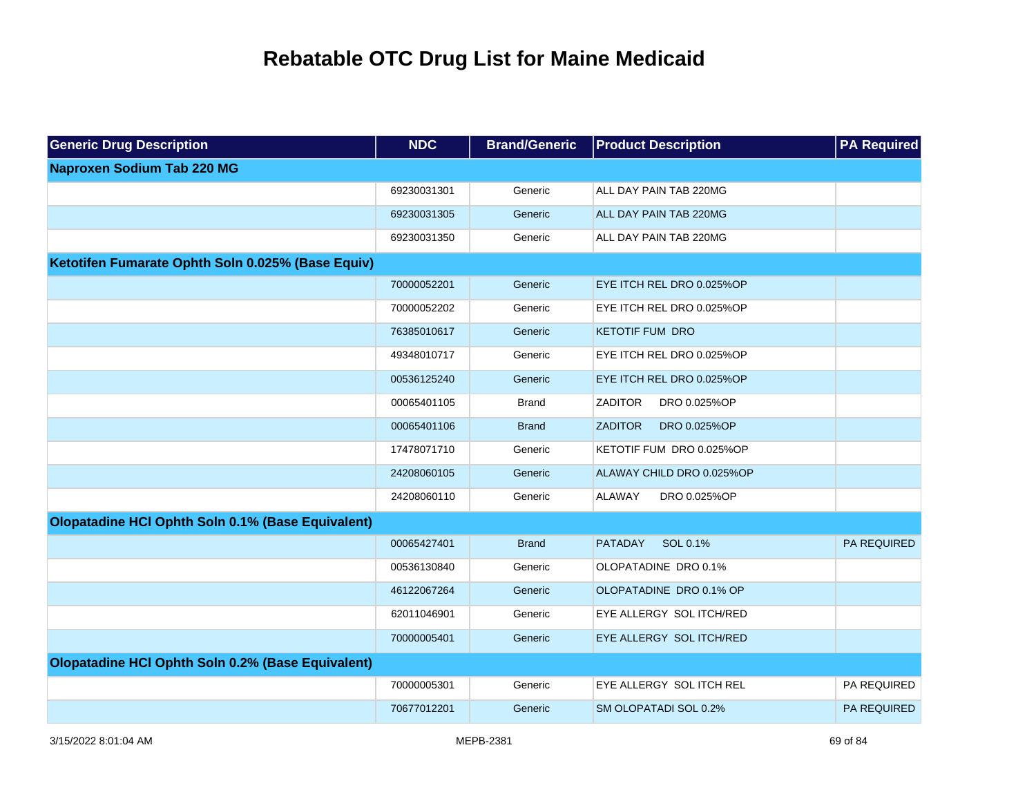# Rebatable OTC Drug List for Maine Medicaid

| Generic Drug Description | NDC | Brand/Generic | Product Description | PA Required |
| --- | --- | --- | --- | --- |
| **Naproxen Sodium Tab 220 MG** | | | | |
| | 69230031301 | Generic | ALL DAY PAIN TAB 220MG | |
| | 69230031305 | Generic | ALL DAY PAIN TAB 220MG | |
| | 69230031350 | Generic | ALL DAY PAIN TAB 220MG | |
| **Ketotifen Fumarate Ophth Soln 0.025% (Base Equiv)** | | | | |
| | 70000052201 | Generic | EYE ITCH REL DRO 0.025%OP | |
| | 70000052202 | Generic | EYE ITCH REL DRO 0.025%OP | |
| | 76385010617 | Generic | KETOTIF FUM DRO | |
| | 49348010717 | Generic | EYE ITCH REL DRO 0.025%OP | |
| | 00536125240 | Generic | EYE ITCH REL DRO 0.025%OP | |
| | 00065401105 | Brand | ZADITOR DRO 0.025%OP | |
| | 00065401106 | Brand | ZADITOR DRO 0.025%OP | |
| | 17478071710 | Generic | KETOTIF FUM DRO 0.025%OP | |
| | 24208060105 | Generic | ALAWAY CHILD DRO 0.025%OP | |
| | 24208060110 | Generic | ALAWAY DRO 0.025%OP | |
| **Olopatadine HCl Ophth Soln 0.1% (Base Equivalent)** | | | | |
| | 00065427401 | Brand | PATADAY SOL 0.1% | PA REQUIRED |
| | 00536130840 | Generic | OLOPATADINE DRO 0.1% | |
| | 46122067264 | Generic | OLOPATADINE DRO 0.1% OP | |
| | 62011046901 | Generic | EYE ALLERGY SOL ITCH/RED | |
| | 70000005401 | Generic | EYE ALLERGY SOL ITCH/RED | |
| **Olopatadine HCl Ophth Soln 0.2% (Base Equivalent)** | | | | |
| | 70000005301 | Generic | EYE ALLERGY SOL ITCH REL | PA REQUIRED |
| | 70677012201 | Generic | SM OLOPATADI SOL 0.2% | PA REQUIRED |

3/15/2022 8:01:04 AM MEPB-2381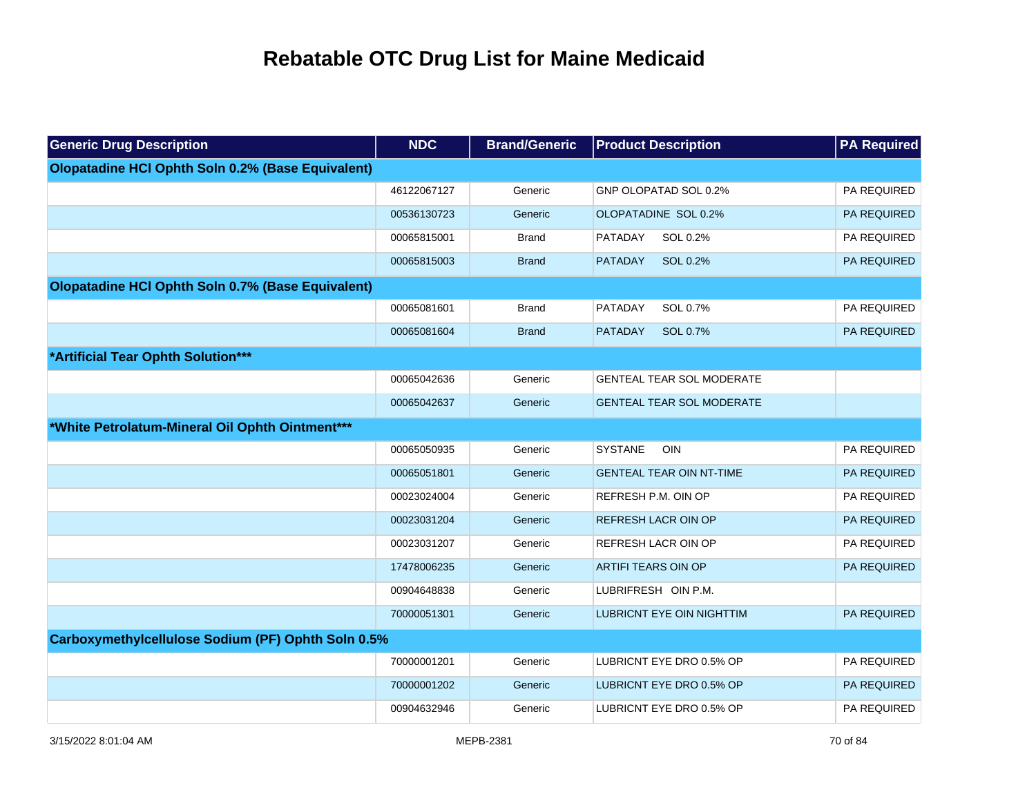# Rebatable OTC Drug List for Maine Medicaid

| Generic Drug Description | NDC | Brand/Generic | Product Description | PA Required |
|---|---|---|---|---|
| **Olopatadine HCl Ophth Soln 0.2% (Base Equivalent)** | | | | |
| | 46122067127 | Generic | GNP OLOPATAD SOL 0.2% | PA REQUIRED |
| | 00536130723 | Generic | OLOPATADINE SOL 0.2% | PA REQUIRED |
| | 00065815001 | Brand | PATADAY SOL 0.2% | PA REQUIRED |
| | 00065815003 | Brand | PATADAY SOL 0.2% | PA REQUIRED |
| **Olopatadine HCl Ophth Soln 0.7% (Base Equivalent)** | | | | |
| | 00065081601 | Brand | PATADAY SOL 0.7% | PA REQUIRED |
| | 00065081604 | Brand | PATADAY SOL 0.7% | PA REQUIRED |
| ***Artificial Tear Ophth Solution***** | | | | |
| | 00065042636 | Generic | GENTEAL TEAR SOL MODERATE | |
| | 00065042637 | Generic | GENTEAL TEAR SOL MODERATE | |
| ***White Petrolatum-Mineral Oil Ophth Ointment***** | | | | |
| | 00065050935 | Generic | SYSTANE OIN | PA REQUIRED |
| | 00065051801 | Generic | GENTEAL TEAR OIN NT-TIME | PA REQUIRED |
| | 00023024004 | Generic | REFRESH P.M. OIN OP | PA REQUIRED |
| | 00023031204 | Generic | REFRESH LACR OIN OP | PA REQUIRED |
| | 00023031207 | Generic | REFRESH LACR OIN OP | PA REQUIRED |
| | 17478006235 | Generic | ARTIFI TEARS OIN OP | PA REQUIRED |
| | 00904648838 | Generic | LUBRIFRESH OIN P.M. | |
| | 70000051301 | Generic | LUBRICNT EYE OIN NIGHTTIM | PA REQUIRED |
| **Carboxymethylcellulose Sodium (PF) Ophth Soln 0.5%** | | | | |
| | 70000001201 | Generic | LUBRICNT EYE DRO 0.5% OP | PA REQUIRED |
| | 70000001202 | Generic | LUBRICNT EYE DRO 0.5% OP | PA REQUIRED |
| | 00904632946 | Generic | LUBRICNT EYE DRO 0.5% OP | PA REQUIRED |

3/15/2022 8:01:04 AM MEPB-2381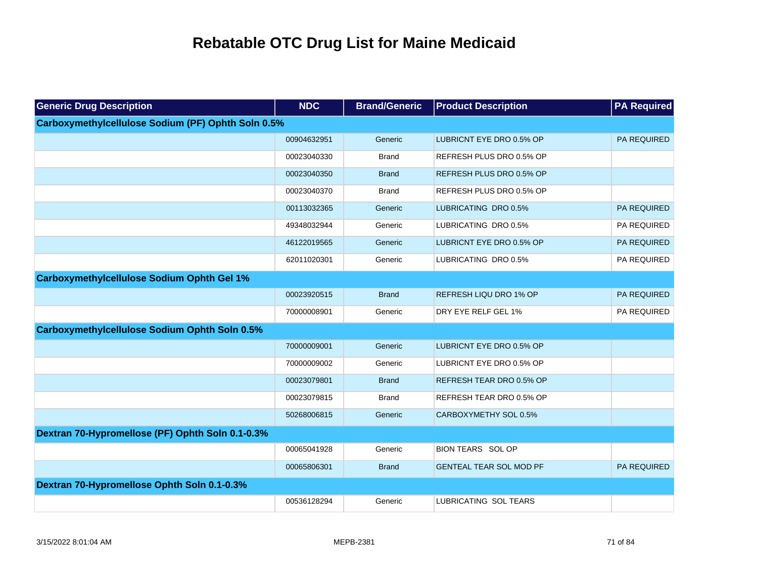# Rebatable OTC Drug List for Maine Medicaid

| Generic Drug Description | NDC | Brand/Generic | Product Description | PA Required |
|---|---|---|---|---|
| **Carboxymethylcellulose Sodium (PF) Ophth Soln 0.5%** | | | | |
| | 00904632951 | Generic | LUBRICNT EYE DRO 0.5% OP | PA REQUIRED |
| | 00023040330 | Brand | REFRESH PLUS DRO 0.5% OP | |
| | 00023040350 | Brand | REFRESH PLUS DRO 0.5% OP | |
| | 00023040370 | Brand | REFRESH PLUS DRO 0.5% OP | |
| | 00113032365 | Generic | LUBRICATING DRO 0.5% | PA REQUIRED |
| | 49348032944 | Generic | LUBRICATING DRO 0.5% | PA REQUIRED |
| | 46122019565 | Generic | LUBRICNT EYE DRO 0.5% OP | PA REQUIRED |
| | 62011020301 | Generic | LUBRICATING DRO 0.5% | PA REQUIRED |
| **Carboxymethylcellulose Sodium Ophth Gel 1%** | | | | |
| | 00023920515 | Brand | REFRESH LIQU DRO 1% OP | PA REQUIRED |
| | 70000008901 | Generic | DRY EYE RELF GEL 1% | PA REQUIRED |
| **Carboxymethylcellulose Sodium Ophth Soln 0.5%** | | | | |
| | 70000009001 | Generic | LUBRICNT EYE DRO 0.5% OP | |
| | 70000009002 | Generic | LUBRICNT EYE DRO 0.5% OP | |
| | 00023079801 | Brand | REFRESH TEAR DRO 0.5% OP | |
| | 00023079815 | Brand | REFRESH TEAR DRO 0.5% OP | |
| | 50268006815 | Generic | CARBOXYMETHY SOL 0.5% | |
| **Dextran 70-Hypromellose (PF) Ophth Soln 0.1-0.3%** | | | | |
| | 00065041928 | Generic | BION TEARS SOL OP | |
| | 00065806301 | Brand | GENTEAL TEAR SOL MOD PF | PA REQUIRED |
| **Dextran 70-Hypromellose Ophth Soln 0.1-0.3%** | | | | |
| | 00536128294 | Generic | LUBRICATING SOL TEARS | |

3/15/2022 8:01:04 AM MEPB-2381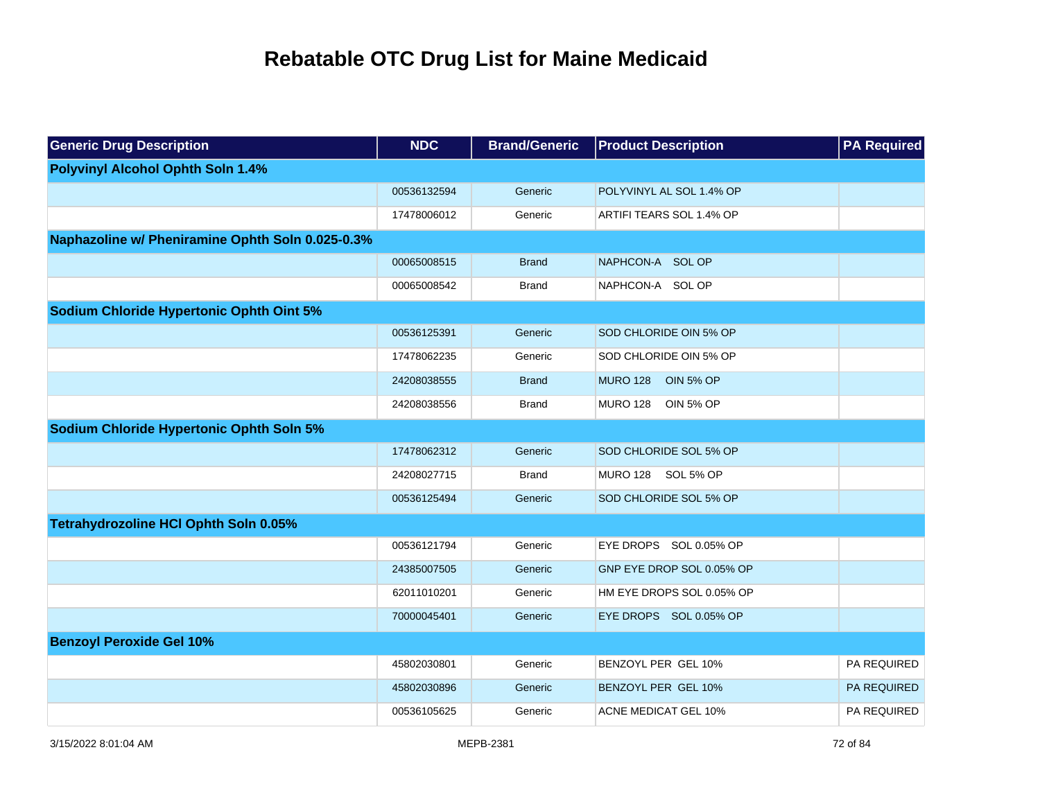# Rebatable OTC Drug List for Maine Medicaid

| Generic Drug Description | NDC | Brand/Generic | Product Description | PA Required |
|---|---|---|---|---|
| **Polyvinyl Alcohol Ophth Soln 1.4%** | | | | |
| | 00536132594 | Generic | POLYVINYL AL SOL 1.4% OP | |
| | 17478006012 | Generic | ARTIFI TEARS SOL 1.4% OP | |
| **Naphazoline w/ Pheniramine Ophth Soln 0.025-0.3%** | | | | |
| | 00065008515 | Brand | NAPHCON-A SOL OP | |
| | 00065008542 | Brand | NAPHCON-A SOL OP | |
| **Sodium Chloride Hypertonic Ophth Oint 5%** | | | | |
| | 00536125391 | Generic | SOD CHLORIDE OIN 5% OP | |
| | 17478062235 | Generic | SOD CHLORIDE OIN 5% OP | |
| | 24208038555 | Brand | MURO 128 OIN 5% OP | |
| | 24208038556 | Brand | MURO 128 OIN 5% OP | |
| **Sodium Chloride Hypertonic Ophth Soln 5%** | | | | |
| | 17478062312 | Generic | SOD CHLORIDE SOL 5% OP | |
| | 24208027715 | Brand | MURO 128 SOL 5% OP | |
| | 00536125494 | Generic | SOD CHLORIDE SOL 5% OP | |
| **Tetrahydrozoline HCl Ophth Soln 0.05%** | | | | |
| | 00536121794 | Generic | EYE DROPS SOL 0.05% OP | |
| | 24385007505 | Generic | GNP EYE DROP SOL 0.05% OP | |
| | 62011010201 | Generic | HM EYE DROPS SOL 0.05% OP | |
| | 70000045401 | Generic | EYE DROPS SOL 0.05% OP | |
| **Benzoyl Peroxide Gel 10%** | | | | |
| | 45802030801 | Generic | BENZOYL PER GEL 10% | PA REQUIRED |
| | 45802030896 | Generic | BENZOYL PER GEL 10% | PA REQUIRED |
| | 00536105625 | Generic | ACNE MEDICAT GEL 10% | PA REQUIRED |

3/15/2022 8:01:04 AM MEPB-2381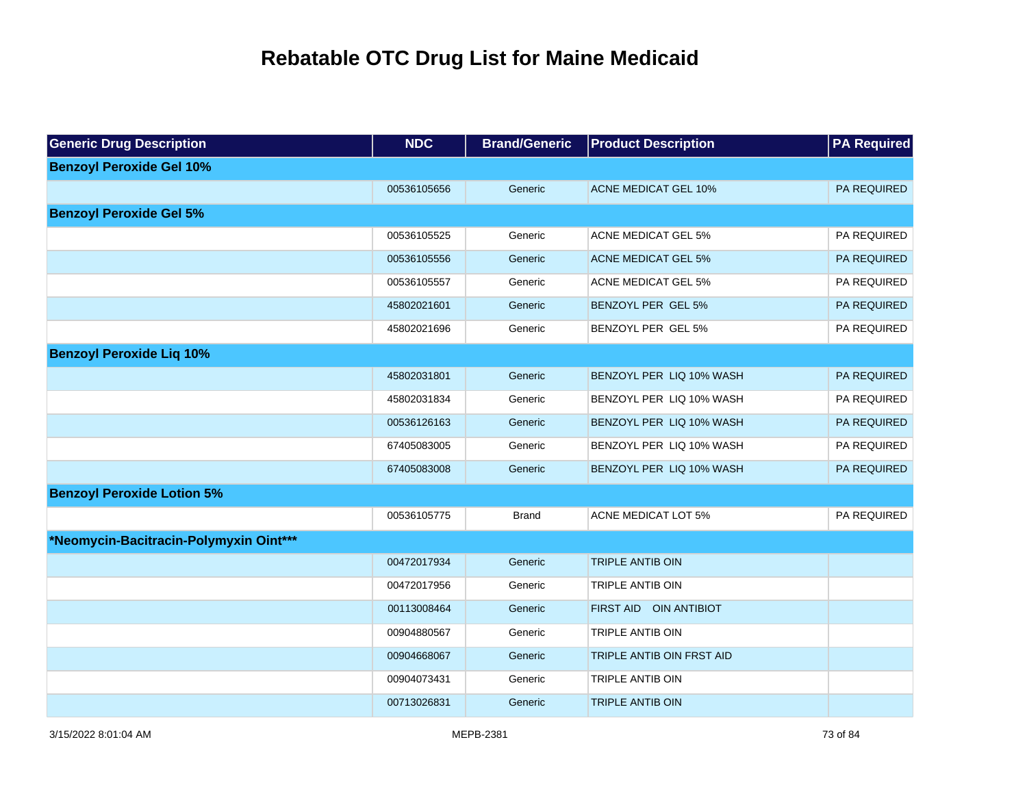# Rebatable OTC Drug List for Maine Medicaid

| Generic Drug Description | NDC | Brand/Generic | Product Description | PA Required |
|---|---|---|---|---|
| **Benzoyl Peroxide Gel 10%** | | | | |
| | 00536105656 | Generic | ACNE MEDICAT GEL 10% | PA REQUIRED |
| **Benzoyl Peroxide Gel 5%** | | | | |
| | 00536105525 | Generic | ACNE MEDICAT GEL 5% | PA REQUIRED |
| | 00536105556 | Generic | ACNE MEDICAT GEL 5% | PA REQUIRED |
| | 00536105557 | Generic | ACNE MEDICAT GEL 5% | PA REQUIRED |
| | 45802021601 | Generic | BENZOYL PER GEL 5% | PA REQUIRED |
| | 45802021696 | Generic | BENZOYL PER GEL 5% | PA REQUIRED |
| **Benzoyl Peroxide Liq 10%** | | | | |
| | 45802031801 | Generic | BENZOYL PER LIQ 10% WASH | PA REQUIRED |
| | 45802031834 | Generic | BENZOYL PER LIQ 10% WASH | PA REQUIRED |
| | 00536126163 | Generic | BENZOYL PER LIQ 10% WASH | PA REQUIRED |
| | 67405083005 | Generic | BENZOYL PER LIQ 10% WASH | PA REQUIRED |
| | 67405083008 | Generic | BENZOYL PER LIQ 10% WASH | PA REQUIRED |
| **Benzoyl Peroxide Lotion 5%** | | | | |
| | 00536105775 | Brand | ACNE MEDICAT LOT 5% | PA REQUIRED |
| ***Neomycin-Bacitracin-Polymyxin Oint***** | | | | |
| | 00472017934 | Generic | TRIPLE ANTIB OIN | |
| | 00472017956 | Generic | TRIPLE ANTIB OIN | |
| | 00113008464 | Generic | FIRST AID OIN ANTIBIOT | |
| | 00904880567 | Generic | TRIPLE ANTIB OIN | |
| | 00904668067 | Generic | TRIPLE ANTIB OIN FRST AID | |
| | 00904073431 | Generic | TRIPLE ANTIB OIN | |
| | 00713026831 | Generic | TRIPLE ANTIB OIN | |

3/15/2022 8:01:04 AM MEPB-2381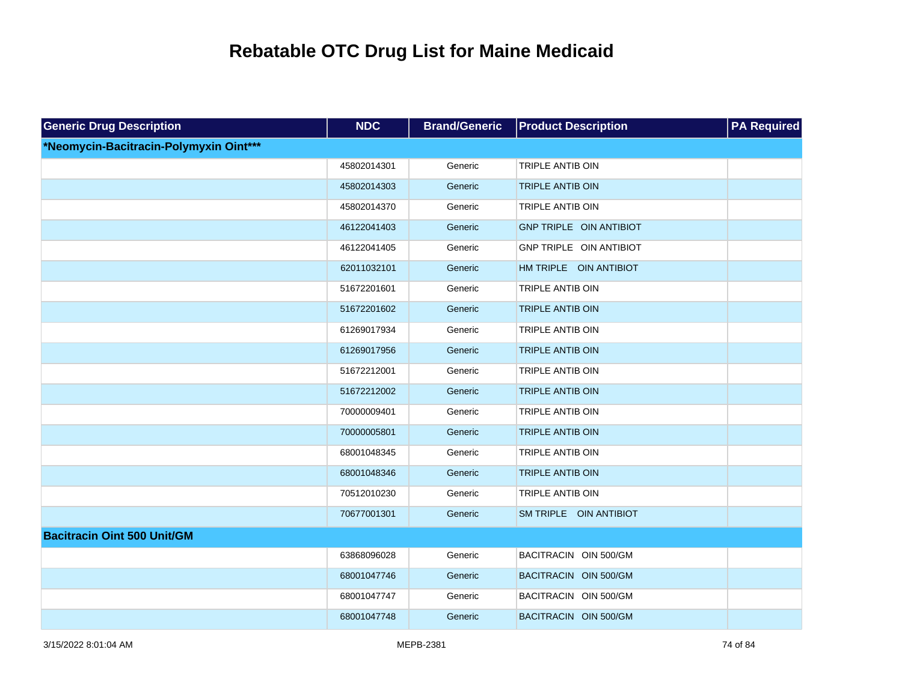# Rebatable OTC Drug List for Maine Medicaid

| Generic Drug Description | NDC | Brand/Generic | Product Description | PA Required |
|---|---|---|---|---|
| **\*Neomycin-Bacitracin-Polymyxin Oint\*\*\*** | | | | |
| | 45802014301 | Generic | TRIPLE ANTIB OIN | |
| | 45802014303 | Generic | TRIPLE ANTIB OIN | |
| | 45802014370 | Generic | TRIPLE ANTIB OIN | |
| | 46122041403 | Generic | GNP TRIPLE OIN ANTIBIOT | |
| | 46122041405 | Generic | GNP TRIPLE OIN ANTIBIOT | |
| | 62011032101 | Generic | HM TRIPLE OIN ANTIBIOT | |
| | 51672201601 | Generic | TRIPLE ANTIB OIN | |
| | 51672201602 | Generic | TRIPLE ANTIB OIN | |
| | 61269017934 | Generic | TRIPLE ANTIB OIN | |
| | 61269017956 | Generic | TRIPLE ANTIB OIN | |
| | 51672212001 | Generic | TRIPLE ANTIB OIN | |
| | 51672212002 | Generic | TRIPLE ANTIB OIN | |
| | 70000009401 | Generic | TRIPLE ANTIB OIN | |
| | 70000005801 | Generic | TRIPLE ANTIB OIN | |
| | 68001048345 | Generic | TRIPLE ANTIB OIN | |
| | 68001048346 | Generic | TRIPLE ANTIB OIN | |
| | 70512010230 | Generic | TRIPLE ANTIB OIN | |
| | 70677001301 | Generic | SM TRIPLE OIN ANTIBIOT | |
| **Bacitracin Oint 500 Unit/GM** | | | | |
| | 63868096028 | Generic | BACITRACIN OIN 500/GM | |
| | 68001047746 | Generic | BACITRACIN OIN 500/GM | |
| | 68001047747 | Generic | BACITRACIN OIN 500/GM | |
| | 68001047748 | Generic | BACITRACIN OIN 500/GM | |

3/15/2022 8:01:04 AM MEPB-2381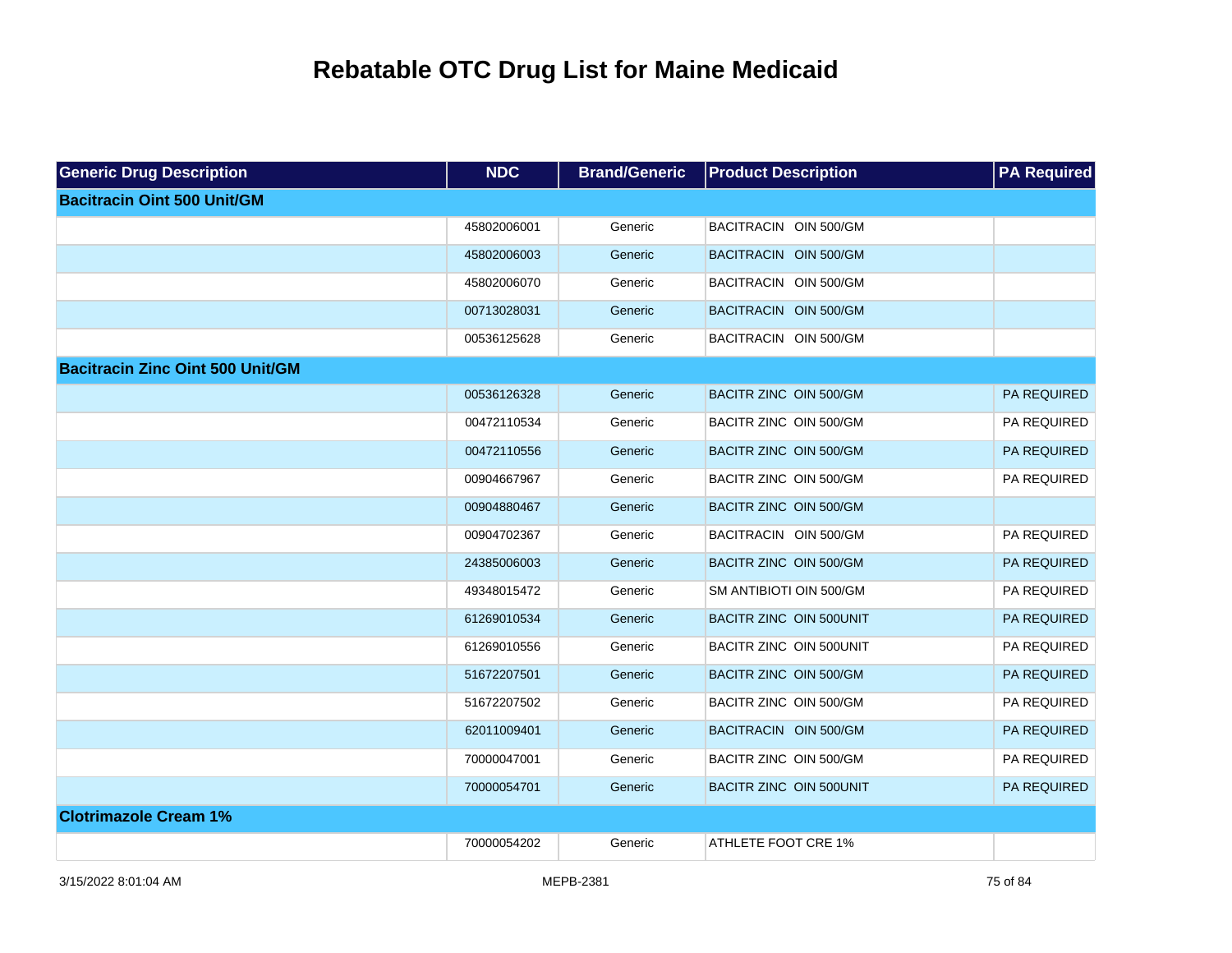# Rebatable OTC Drug List for Maine Medicaid

| Generic Drug Description | NDC | Brand/Generic | Product Description | PA Required |
|---|---|---|---|---|
| **Bacitracin Oint 500 Unit/GM** | | | | |
| | 45802006001 | Generic | BACITRACIN OIN 500/GM | |
| | 45802006003 | Generic | BACITRACIN OIN 500/GM | |
| | 45802006070 | Generic | BACITRACIN OIN 500/GM | |
| | 00713028031 | Generic | BACITRACIN OIN 500/GM | |
| | 00536125628 | Generic | BACITRACIN OIN 500/GM | |
| **Bacitracin Zinc Oint 500 Unit/GM** | | | | |
| | 00536126328 | Generic | BACITR ZINC OIN 500/GM | PA REQUIRED |
| | 00472110534 | Generic | BACITR ZINC OIN 500/GM | PA REQUIRED |
| | 00472110556 | Generic | BACITR ZINC OIN 500/GM | PA REQUIRED |
| | 00904667967 | Generic | BACITR ZINC OIN 500/GM | PA REQUIRED |
| | 00904880467 | Generic | BACITR ZINC OIN 500/GM | |
| | 00904702367 | Generic | BACITRACIN OIN 500/GM | PA REQUIRED |
| | 24385006003 | Generic | BACITR ZINC OIN 500/GM | PA REQUIRED |
| | 49348015472 | Generic | SM ANTIBIOTI OIN 500/GM | PA REQUIRED |
| | 61269010534 | Generic | BACITR ZINC OIN 500UNIT | PA REQUIRED |
| | 61269010556 | Generic | BACITR ZINC OIN 500UNIT | PA REQUIRED |
| | 51672207501 | Generic | BACITR ZINC OIN 500/GM | PA REQUIRED |
| | 51672207502 | Generic | BACITR ZINC OIN 500/GM | PA REQUIRED |
| | 62011009401 | Generic | BACITRACIN OIN 500/GM | PA REQUIRED |
| | 70000047001 | Generic | BACITR ZINC OIN 500/GM | PA REQUIRED |
| | 70000054701 | Generic | BACITR ZINC OIN 500UNIT | PA REQUIRED |
| **Clotrimazole Cream 1%** | | | | |
| | 70000054202 | Generic | ATHLETE FOOT CRE 1% | |

3/15/2022 8:01:04 AM MEPB-2381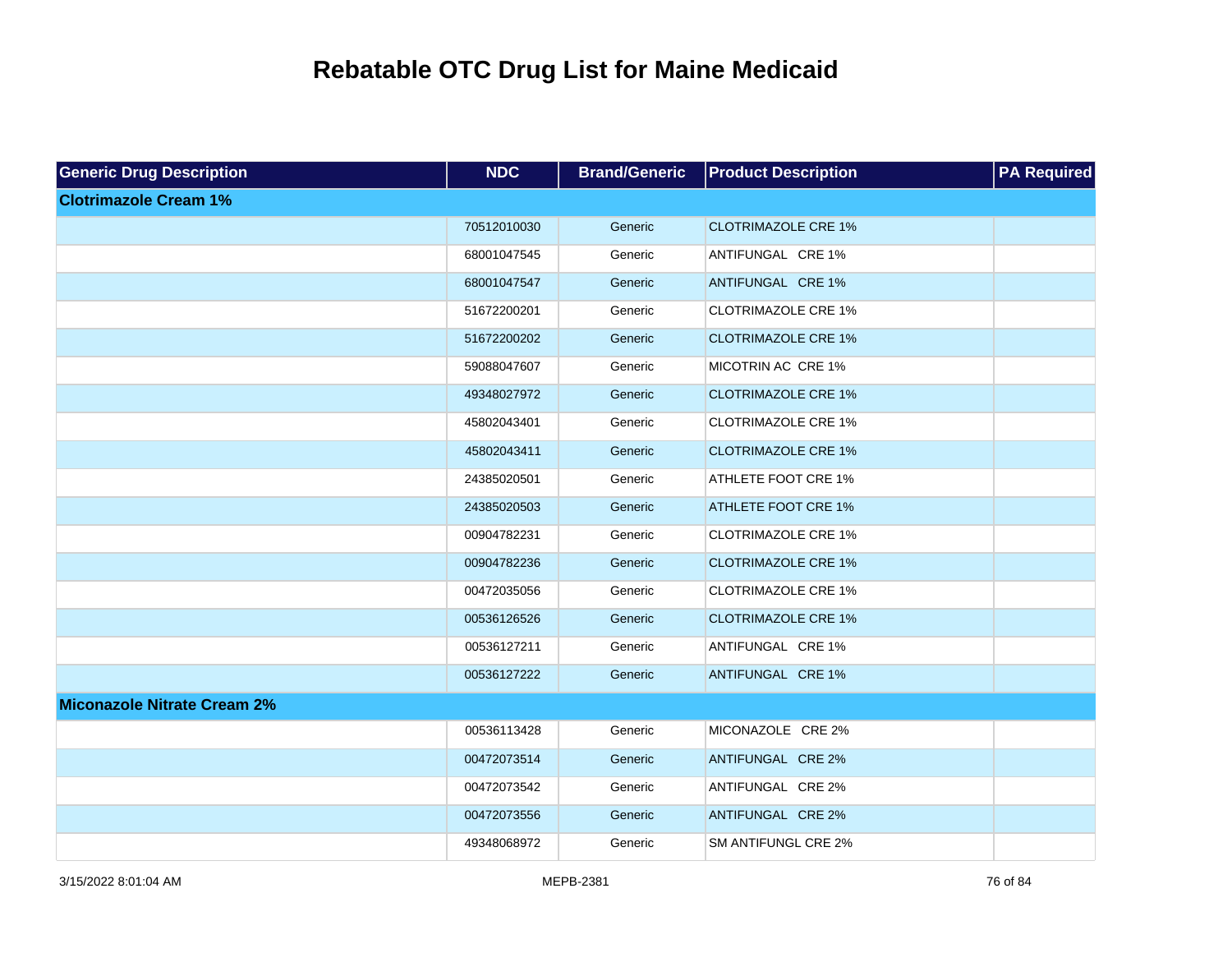# Rebatable OTC Drug List for Maine Medicaid

| Generic Drug Description | NDC | Brand/Generic | Product Description | PA Required |
|---|---|---|---|---|
| **Clotrimazole Cream 1%** | | | | |
| | 70512010030 | Generic | CLOTRIMAZOLE CRE 1% | |
| | 68001047545 | Generic | ANTIFUNGAL CRE 1% | |
| | 68001047547 | Generic | ANTIFUNGAL CRE 1% | |
| | 51672200201 | Generic | CLOTRIMAZOLE CRE 1% | |
| | 51672200202 | Generic | CLOTRIMAZOLE CRE 1% | |
| | 59088047607 | Generic | MICOTRIN AC CRE 1% | |
| | 49348027972 | Generic | CLOTRIMAZOLE CRE 1% | |
| | 45802043401 | Generic | CLOTRIMAZOLE CRE 1% | |
| | 45802043411 | Generic | CLOTRIMAZOLE CRE 1% | |
| | 24385020501 | Generic | ATHLETE FOOT CRE 1% | |
| | 24385020503 | Generic | ATHLETE FOOT CRE 1% | |
| | 00904782231 | Generic | CLOTRIMAZOLE CRE 1% | |
| | 00904782236 | Generic | CLOTRIMAZOLE CRE 1% | |
| | 00472035056 | Generic | CLOTRIMAZOLE CRE 1% | |
| | 00536126526 | Generic | CLOTRIMAZOLE CRE 1% | |
| | 00536127211 | Generic | ANTIFUNGAL CRE 1% | |
| | 00536127222 | Generic | ANTIFUNGAL CRE 1% | |
| **Miconazole Nitrate Cream 2%** | | | | |
| | 00536113428 | Generic | MICONAZOLE CRE 2% | |
| | 00472073514 | Generic | ANTIFUNGAL CRE 2% | |
| | 00472073542 | Generic | ANTIFUNGAL CRE 2% | |
| | 00472073556 | Generic | ANTIFUNGAL CRE 2% | |
| | 49348068972 | Generic | SM ANTIFUNGL CRE 2% | |

3/15/2022 8:01:04 AM MEPB-2381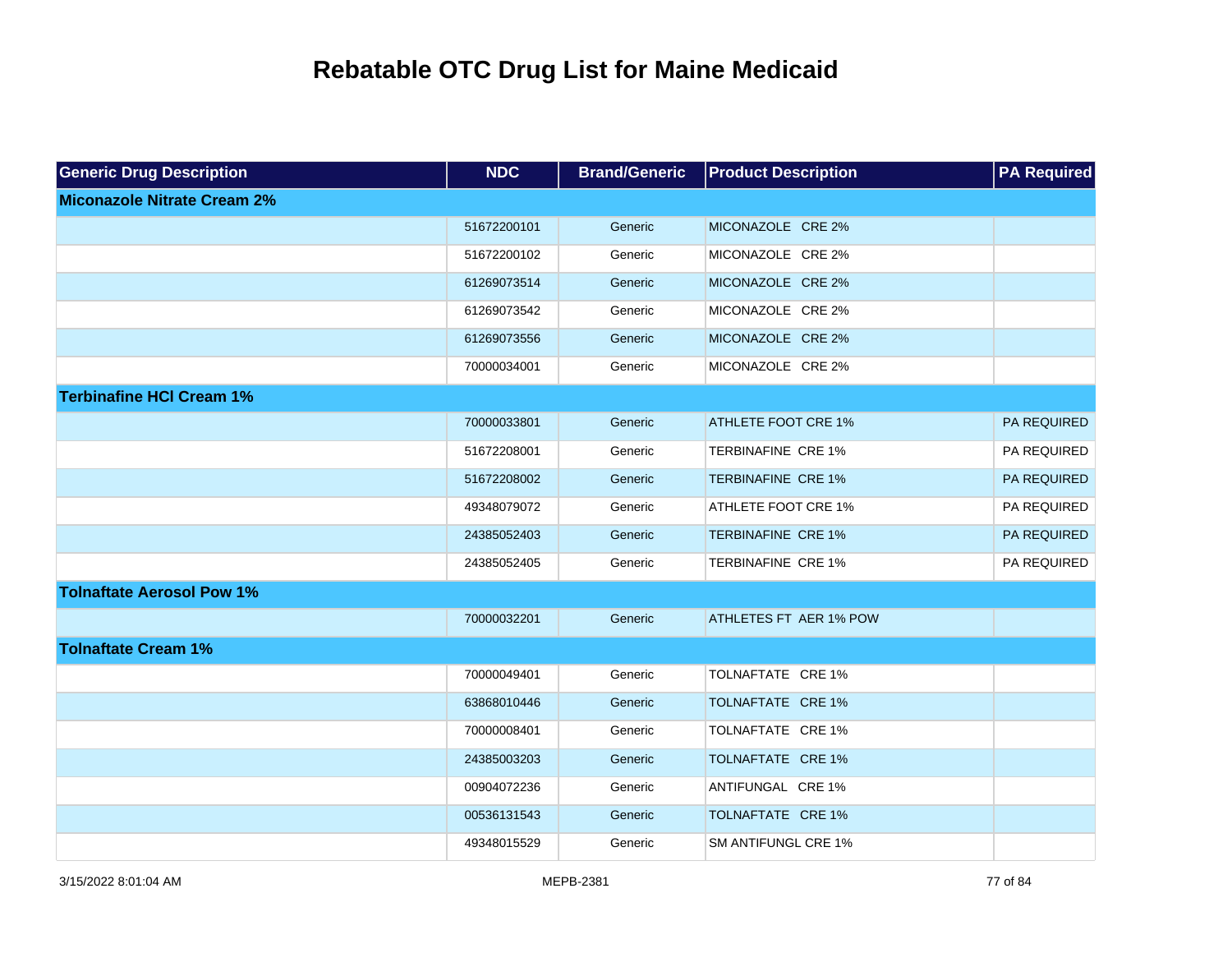# Rebatable OTC Drug List for Maine Medicaid

| Generic Drug Description | NDC | Brand/Generic | Product Description | PA Required |
|---|---|---|---|---|
| **Miconazole Nitrate Cream 2%** | | | | |
| | 51672200101 | Generic | MICONAZOLE CRE 2% | |
| | 51672200102 | Generic | MICONAZOLE CRE 2% | |
| | 61269073514 | Generic | MICONAZOLE CRE 2% | |
| | 61269073542 | Generic | MICONAZOLE CRE 2% | |
| | 61269073556 | Generic | MICONAZOLE CRE 2% | |
| | 70000034001 | Generic | MICONAZOLE CRE 2% | |
| **Terbinafine HCl Cream 1%** | | | | |
| | 70000033801 | Generic | ATHLETE FOOT CRE 1% | PA REQUIRED |
| | 51672208001 | Generic | TERBINAFINE CRE 1% | PA REQUIRED |
| | 51672208002 | Generic | TERBINAFINE CRE 1% | PA REQUIRED |
| | 49348079072 | Generic | ATHLETE FOOT CRE 1% | PA REQUIRED |
| | 24385052403 | Generic | TERBINAFINE CRE 1% | PA REQUIRED |
| | 24385052405 | Generic | TERBINAFINE CRE 1% | PA REQUIRED |
| **Tolnaftate Aerosol Pow 1%** | | | | |
| | 70000032201 | Generic | ATHLETES FT AER 1% POW | |
| **Tolnaftate Cream 1%** | | | | |
| | 70000049401 | Generic | TOLNAFTATE CRE 1% | |
| | 63868010446 | Generic | TOLNAFTATE CRE 1% | |
| | 70000008401 | Generic | TOLNAFTATE CRE 1% | |
| | 24385003203 | Generic | TOLNAFTATE CRE 1% | |
| | 00904072236 | Generic | ANTIFUNGAL CRE 1% | |
| | 00536131543 | Generic | TOLNAFTATE CRE 1% | |
| | 49348015529 | Generic | SM ANTIFUNGL CRE 1% | |

3/15/2022 8:01:04 AM MEPB-2381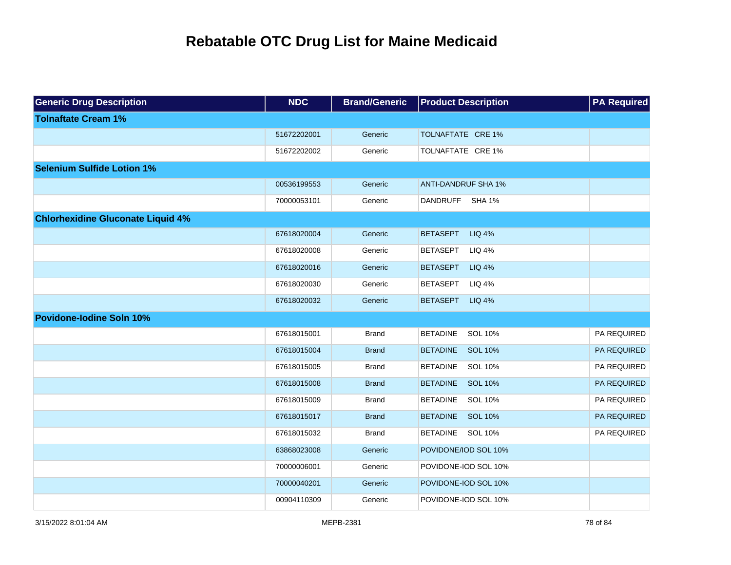# Rebatable OTC Drug List for Maine Medicaid

| Generic Drug Description | NDC | Brand/Generic | Product Description | PA Required |
|---|---|---|---|---|
| **Tolnaftate Cream 1%** | | | | |
| | 51672202001 | Generic | TOLNAFTATE CRE 1% | |
| | 51672202002 | Generic | TOLNAFTATE CRE 1% | |
| **Selenium Sulfide Lotion 1%** | | | | |
| | 00536199553 | Generic | ANTI-DANDRUF SHA 1% | |
| | 70000053101 | Generic | DANDRUFF SHA 1% | |
| **Chlorhexidine Gluconate Liquid 4%** | | | | |
| | 67618020004 | Generic | BETASEPT LIQ 4% | |
| | 67618020008 | Generic | BETASEPT LIQ 4% | |
| | 67618020016 | Generic | BETASEPT LIQ 4% | |
| | 67618020030 | Generic | BETASEPT LIQ 4% | |
| | 67618020032 | Generic | BETASEPT LIQ 4% | |
| **Povidone-Iodine Soln 10%** | | | | |
| | 67618015001 | Brand | BETADINE SOL 10% | PA REQUIRED |
| | 67618015004 | Brand | BETADINE SOL 10% | PA REQUIRED |
| | 67618015005 | Brand | BETADINE SOL 10% | PA REQUIRED |
| | 67618015008 | Brand | BETADINE SOL 10% | PA REQUIRED |
| | 67618015009 | Brand | BETADINE SOL 10% | PA REQUIRED |
| | 67618015017 | Brand | BETADINE SOL 10% | PA REQUIRED |
| | 67618015032 | Brand | BETADINE SOL 10% | PA REQUIRED |
| | 63868023008 | Generic | POVIDONE/IOD SOL 10% | |
| | 70000006001 | Generic | POVIDONE-IOD SOL 10% | |
| | 70000040201 | Generic | POVIDONE-IOD SOL 10% | |
| | 00904110309 | Generic | POVIDONE-IOD SOL 10% | |

3/15/2022 8:01:04 AM MEPB-2381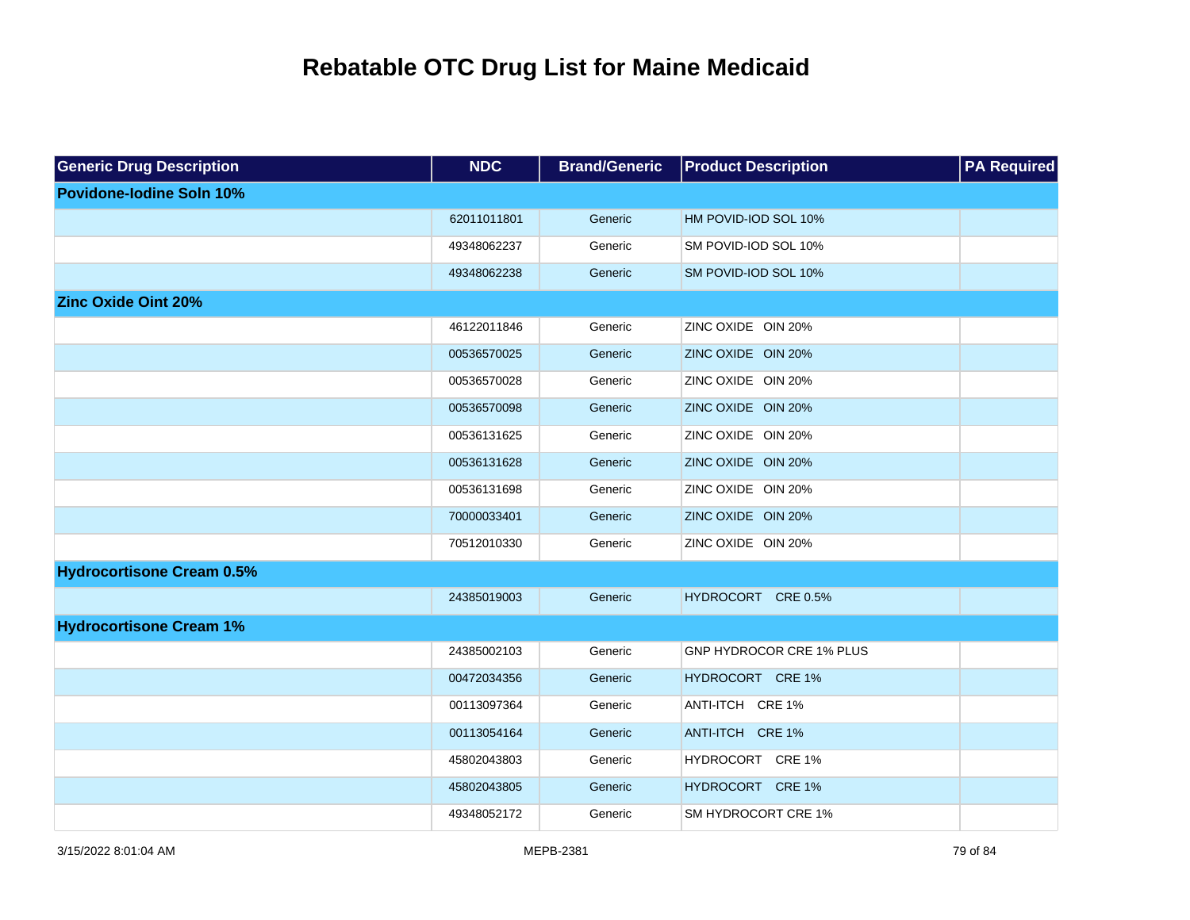# Rebatable OTC Drug List for Maine Medicaid

| Generic Drug Description | NDC | Brand/Generic | Product Description | PA Required |
|---|---|---|---|---|
| **Povidone-Iodine Soln 10%** | | | | |
| | 62011011801 | Generic | HM POVID-IOD SOL 10% | |
| | 49348062237 | Generic | SM POVID-IOD SOL 10% | |
| | 49348062238 | Generic | SM POVID-IOD SOL 10% | |
| **Zinc Oxide Oint 20%** | | | | |
| | 46122011846 | Generic | ZINC OXIDE OIN 20% | |
| | 00536570025 | Generic | ZINC OXIDE OIN 20% | |
| | 00536570028 | Generic | ZINC OXIDE OIN 20% | |
| | 00536570098 | Generic | ZINC OXIDE OIN 20% | |
| | 00536131625 | Generic | ZINC OXIDE OIN 20% | |
| | 00536131628 | Generic | ZINC OXIDE OIN 20% | |
| | 00536131698 | Generic | ZINC OXIDE OIN 20% | |
| | 70000033401 | Generic | ZINC OXIDE OIN 20% | |
| | 70512010330 | Generic | ZINC OXIDE OIN 20% | |
| **Hydrocortisone Cream 0.5%** | | | | |
| | 24385019003 | Generic | HYDROCORT CRE 0.5% | |
| **Hydrocortisone Cream 1%** | | | | |
| | 24385002103 | Generic | GNP HYDROCOR CRE 1% PLUS | |
| | 00472034356 | Generic | HYDROCORT CRE 1% | |
| | 00113097364 | Generic | ANTI-ITCH CRE 1% | |
| | 00113054164 | Generic | ANTI-ITCH CRE 1% | |
| | 45802043803 | Generic | HYDROCORT CRE 1% | |
| | 45802043805 | Generic | HYDROCORT CRE 1% | |
| | 49348052172 | Generic | SM HYDROCORT CRE 1% | |

3/15/2022 8:01:04 AM MEPB-2381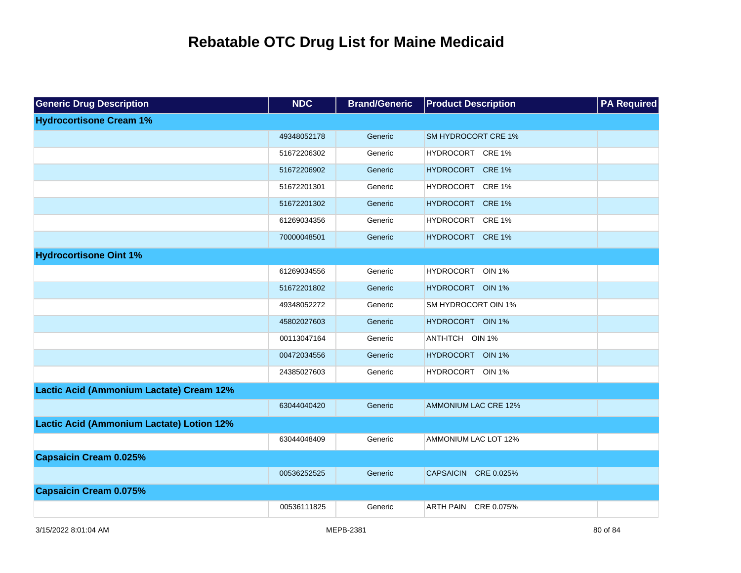# Rebatable OTC Drug List for Maine Medicaid

| Generic Drug Description | NDC | Brand/Generic | Product Description | PA Required |
|---|---|---|---|---|
| **Hydrocortisone Cream 1%** | | | | |
| | 49348052178 | Generic | SM HYDROCORT CRE 1% | |
| | 51672206302 | Generic | HYDROCORT CRE 1% | |
| | 51672206902 | Generic | HYDROCORT CRE 1% | |
| | 51672201301 | Generic | HYDROCORT CRE 1% | |
| | 51672201302 | Generic | HYDROCORT CRE 1% | |
| | 61269034356 | Generic | HYDROCORT CRE 1% | |
| | 70000048501 | Generic | HYDROCORT CRE 1% | |
| **Hydrocortisone Oint 1%** | | | | |
| | 61269034556 | Generic | HYDROCORT OIN 1% | |
| | 51672201802 | Generic | HYDROCORT OIN 1% | |
| | 49348052272 | Generic | SM HYDROCORT OIN 1% | |
| | 45802027603 | Generic | HYDROCORT OIN 1% | |
| | 00113047164 | Generic | ANTI-ITCH OIN 1% | |
| | 00472034556 | Generic | HYDROCORT OIN 1% | |
| | 24385027603 | Generic | HYDROCORT OIN 1% | |
| **Lactic Acid (Ammonium Lactate) Cream 12%** | | | | |
| | 63044040420 | Generic | AMMONIUM LAC CRE 12% | |
| **Lactic Acid (Ammonium Lactate) Lotion 12%** | | | | |
| | 63044048409 | Generic | AMMONIUM LAC LOT 12% | |
| **Capsaicin Cream 0.025%** | | | | |
| | 00536252525 | Generic | CAPSAICIN CRE 0.025% | |
| **Capsaicin Cream 0.075%** | | | | |
| | 00536111825 | Generic | ARTH PAIN CRE 0.075% | |

3/15/2022 8:01:04 AM MEPB-2381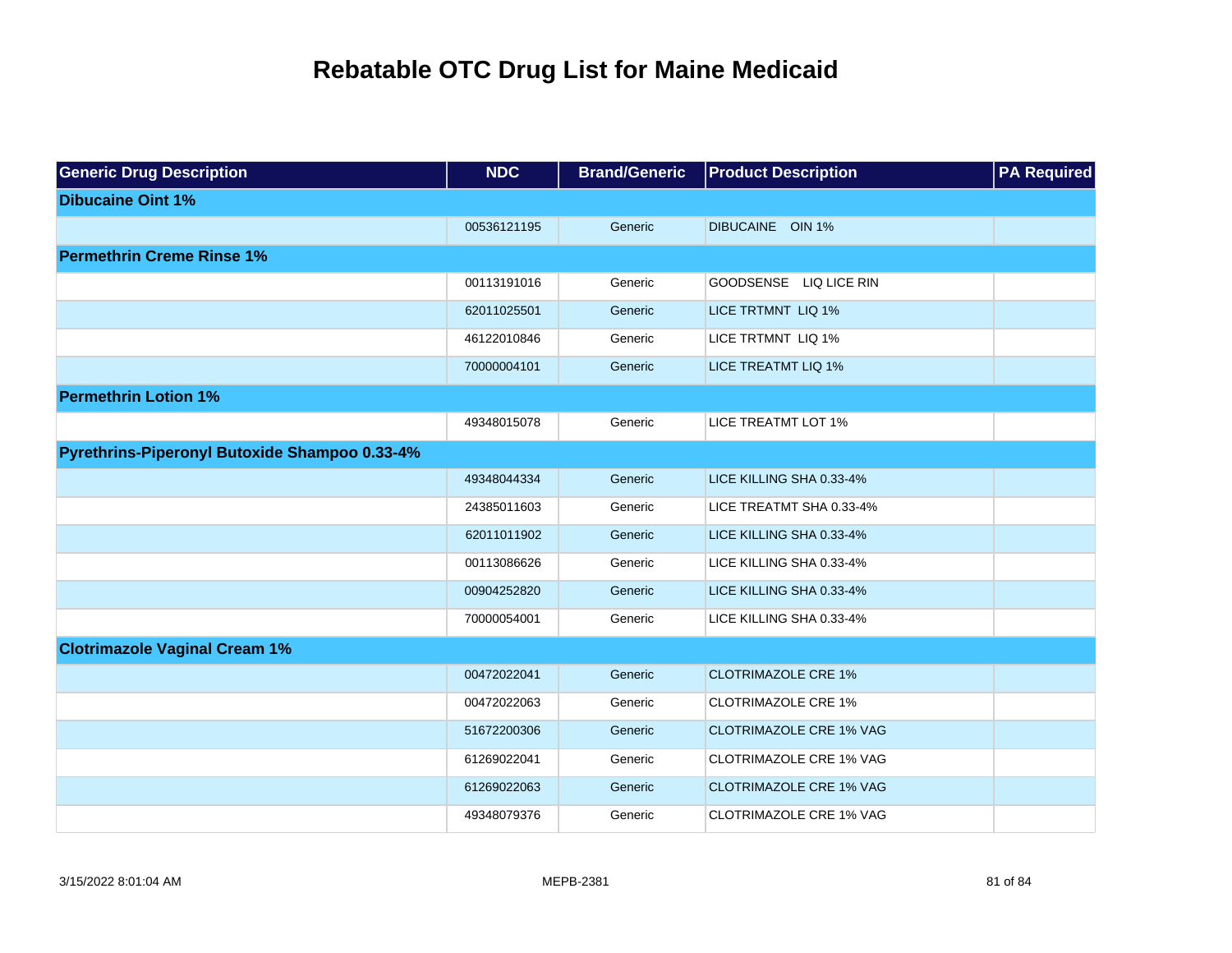# Rebatable OTC Drug List for Maine Medicaid

| Generic Drug Description | NDC | Brand/Generic | Product Description | PA Required |
|---|---|---|---|---|
| **Dibucaine Oint 1%** | | | | |
| | 00536121195 | Generic | DIBUCAINE OIN 1% | |
| **Permethrin Creme Rinse 1%** | | | | |
| | 00113191016 | Generic | GOODSENSE LIQ LICE RIN | |
| | 62011025501 | Generic | LICE TRTMNT LIQ 1% | |
| | 46122010846 | Generic | LICE TRTMNT LIQ 1% | |
| | 70000004101 | Generic | LICE TREATMT LIQ 1% | |
| **Permethrin Lotion 1%** | | | | |
| | 49348015078 | Generic | LICE TREATMT LOT 1% | |
| **Pyrethrins-Piperonyl Butoxide Shampoo 0.33-4%** | | | | |
| | 49348044334 | Generic | LICE KILLING SHA 0.33-4% | |
| | 24385011603 | Generic | LICE TREATMT SHA 0.33-4% | |
| | 62011011902 | Generic | LICE KILLING SHA 0.33-4% | |
| | 00113086626 | Generic | LICE KILLING SHA 0.33-4% | |
| | 00904252820 | Generic | LICE KILLING SHA 0.33-4% | |
| | 70000054001 | Generic | LICE KILLING SHA 0.33-4% | |
| **Clotrimazole Vaginal Cream 1%** | | | | |
| | 00472022041 | Generic | CLOTRIMAZOLE CRE 1% | |
| | 00472022063 | Generic | CLOTRIMAZOLE CRE 1% | |
| | 51672200306 | Generic | CLOTRIMAZOLE CRE 1% VAG | |
| | 61269022041 | Generic | CLOTRIMAZOLE CRE 1% VAG | |
| | 61269022063 | Generic | CLOTRIMAZOLE CRE 1% VAG | |
| | 49348079376 | Generic | CLOTRIMAZOLE CRE 1% VAG | |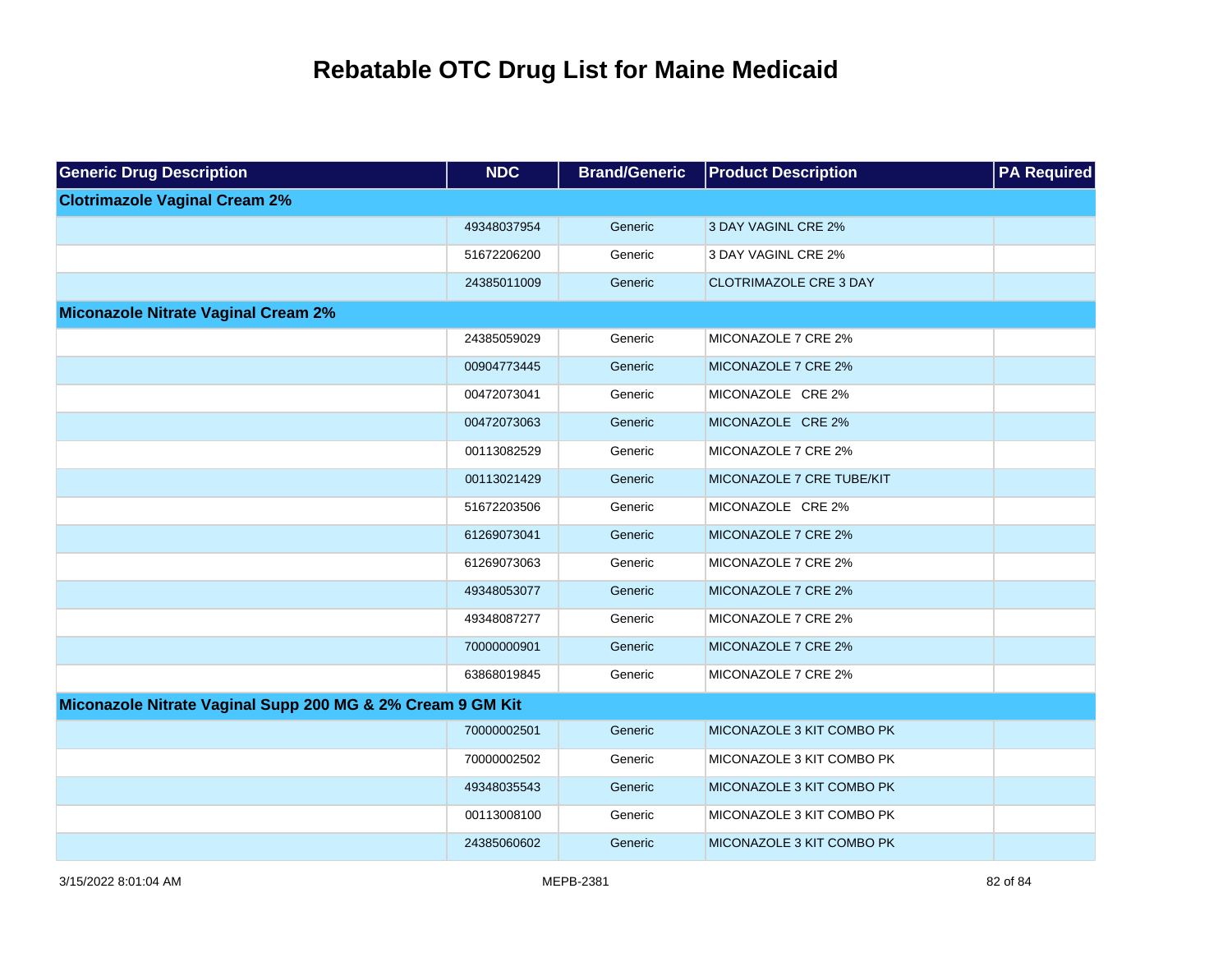# Rebatable OTC Drug List for Maine Medicaid

| Generic Drug Description | NDC | Brand/Generic | Product Description | PA Required |
|---|---|---|---|---|
| **Clotrimazole Vaginal Cream 2%** | | | | |
| | 49348037954 | Generic | 3 DAY VAGINL CRE 2% | |
| | 51672206200 | Generic | 3 DAY VAGINL CRE 2% | |
| | 24385011009 | Generic | CLOTRIMAZOLE CRE 3 DAY | |
| **Miconazole Nitrate Vaginal Cream 2%** | | | | |
| | 24385059029 | Generic | MICONAZOLE 7 CRE 2% | |
| | 00904773445 | Generic | MICONAZOLE 7 CRE 2% | |
| | 00472073041 | Generic | MICONAZOLE CRE 2% | |
| | 00472073063 | Generic | MICONAZOLE CRE 2% | |
| | 00113082529 | Generic | MICONAZOLE 7 CRE 2% | |
| | 00113021429 | Generic | MICONAZOLE 7 CRE TUBE/KIT | |
| | 51672203506 | Generic | MICONAZOLE CRE 2% | |
| | 61269073041 | Generic | MICONAZOLE 7 CRE 2% | |
| | 61269073063 | Generic | MICONAZOLE 7 CRE 2% | |
| | 49348053077 | Generic | MICONAZOLE 7 CRE 2% | |
| | 49348087277 | Generic | MICONAZOLE 7 CRE 2% | |
| | 70000000901 | Generic | MICONAZOLE 7 CRE 2% | |
| | 63868019845 | Generic | MICONAZOLE 7 CRE 2% | |
| **Miconazole Nitrate Vaginal Supp 200 MG & 2% Cream 9 GM Kit** | | | | |
| | 70000002501 | Generic | MICONAZOLE 3 KIT COMBO PK | |
| | 70000002502 | Generic | MICONAZOLE 3 KIT COMBO PK | |
| | 49348035543 | Generic | MICONAZOLE 3 KIT COMBO PK | |
| | 00113008100 | Generic | MICONAZOLE 3 KIT COMBO PK | |
| | 24385060602 | Generic | MICONAZOLE 3 KIT COMBO PK | |

3/15/2022 8:01:04 AM MEPB-2381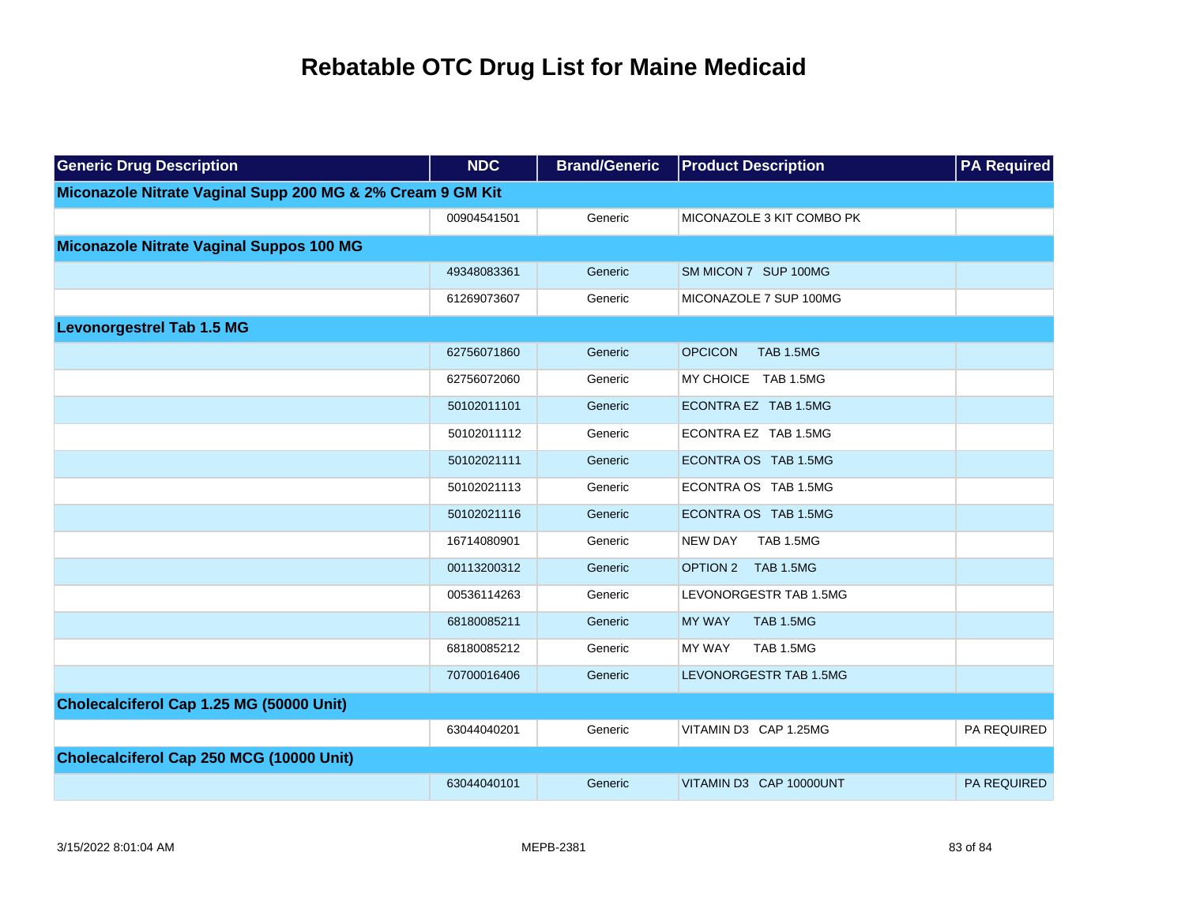# Rebatable OTC Drug List for Maine Medicaid

| Generic Drug Description | NDC | Brand/Generic | Product Description | PA Required |
|---|---|---|---|---|
| **Miconazole Nitrate Vaginal Supp 200 MG & 2% Cream 9 GM Kit** | | | | |
| | 00904541501 | Generic | MICONAZOLE 3 KIT COMBO PK | |
| **Miconazole Nitrate Vaginal Suppos 100 MG** | | | | |
| | 49348083361 | Generic | SM MICON 7 SUP 100MG | |
| | 61269073607 | Generic | MICONAZOLE 7 SUP 100MG | |
| **Levonorgestrel Tab 1.5 MG** | | | | |
| | 62756071860 | Generic | OPCICON TAB 1.5MG | |
| | 62756072060 | Generic | MY CHOICE TAB 1.5MG | |
| | 50102011101 | Generic | ECONTRA EZ TAB 1.5MG | |
| | 50102011112 | Generic | ECONTRA EZ TAB 1.5MG | |
| | 50102021111 | Generic | ECONTRA OS TAB 1.5MG | |
| | 50102021113 | Generic | ECONTRA OS TAB 1.5MG | |
| | 50102021116 | Generic | ECONTRA OS TAB 1.5MG | |
| | 16714080901 | Generic | NEW DAY TAB 1.5MG | |
| | 00113200312 | Generic | OPTION 2 TAB 1.5MG | |
| | 00536114263 | Generic | LEVONORGESTR TAB 1.5MG | |
| | 68180085211 | Generic | MY WAY TAB 1.5MG | |
| | 68180085212 | Generic | MY WAY TAB 1.5MG | |
| | 70700016406 | Generic | LEVONORGESTR TAB 1.5MG | |
| **Cholecalciferol Cap 1.25 MG (50000 Unit)** | | | | |
| | 63044040201 | Generic | VITAMIN D3 CAP 1.25MG | PA REQUIRED |
| **Cholecalciferol Cap 250 MCG (10000 Unit)** | | | | |
| | 63044040101 | Generic | VITAMIN D3 CAP 10000UNT | PA REQUIRED |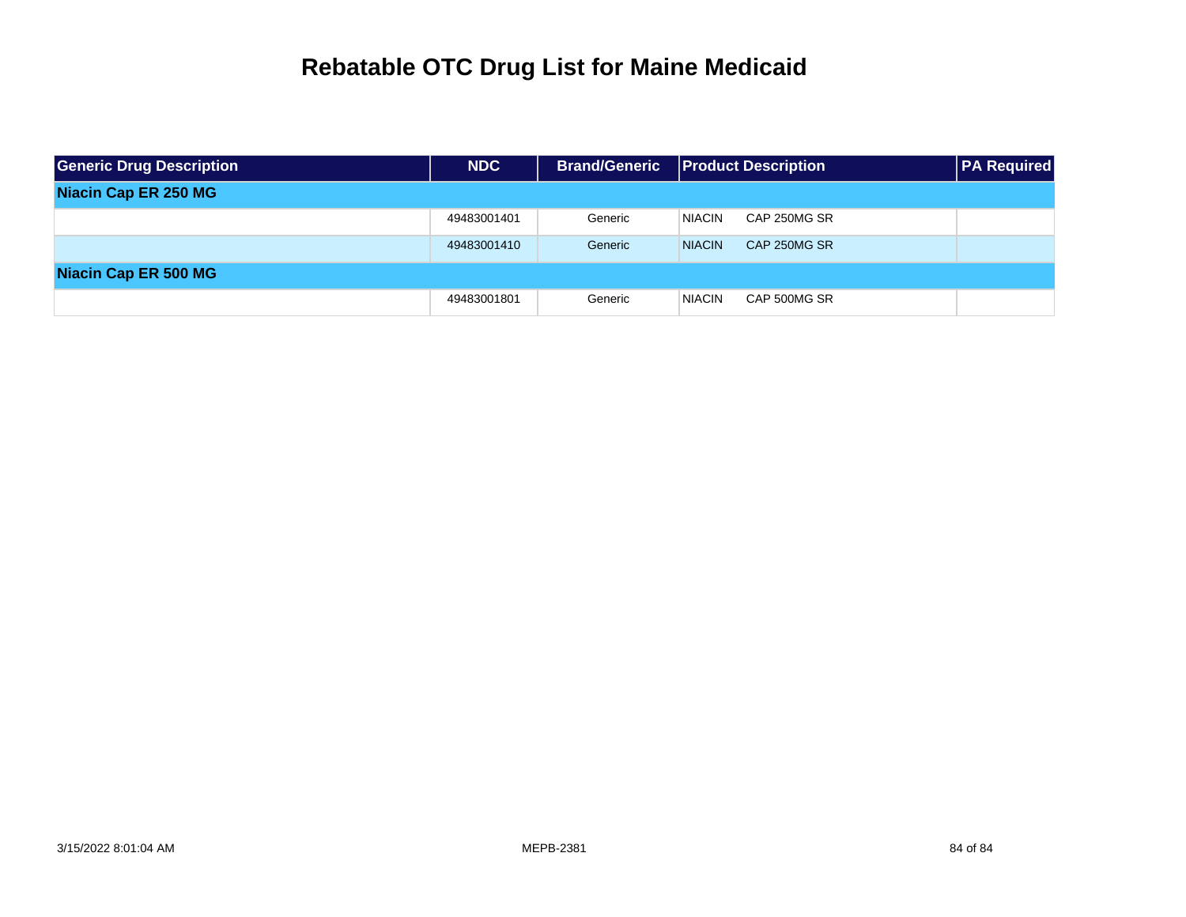# Rebatable OTC Drug List for Maine Medicaid

| Generic Drug Description | NDC | Brand/Generic | Product Description | PA Required |
|---|---|---|---|---|
| **Niacin Cap ER 250 MG** | | | | |
| | 49483001401 | Generic | NIACIN CAP 250MG SR | |
| | 49483001410 | Generic | NIACIN CAP 250MG SR | |
| **Niacin Cap ER 500 MG** | | | | |
| | 49483001801 | Generic | NIACIN CAP 500MG SR | |

3/15/2022 8:01:04 AM

MEPB-2381